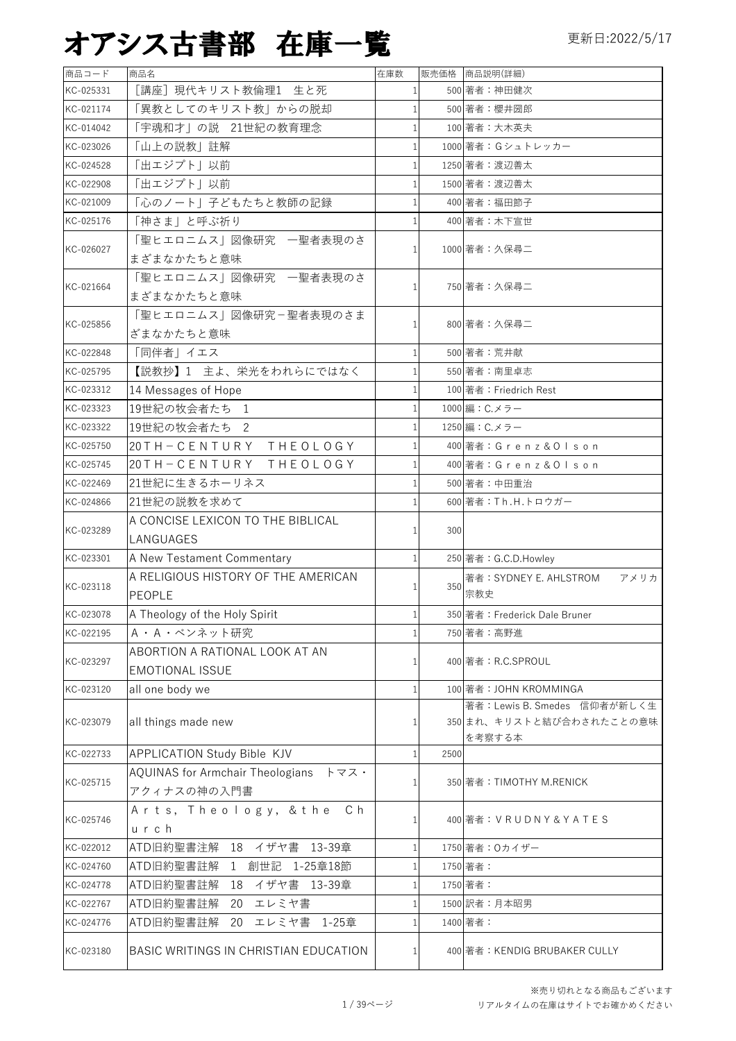# オアシス古書部 在庫一覧

更新日:2022/5/17

| 商品コード | 商品名 | 在庫数 | 販売価格 | 商品説明(詳細) |
|---|---|---|---|---|
| KC-025331 | ［講座］現代キリスト教倫理1 生と死 | 1 | 500 | 著者：神田健次 |
| KC-021174 | 「異教としてのキリスト教」からの脱却 | 1 | 500 | 著者：櫻井圀郎 |
| KC-014042 | 「宇魂和才」の説 21世紀の教育理念 | 1 | 100 | 著者：大木英夫 |
| KC-023026 | 「山上の説教」註解 | 1 | 1000 | 著者：Gシュトレッカー |
| KC-024528 | 「出エジプト」以前 | 1 | 1250 | 著者：渡辺善太 |
| KC-022908 | 「出エジプト」以前 | 1 | 1500 | 著者：渡辺善太 |
| KC-021009 | 「心のノート」子どもたちと教師の記録 | 1 | 400 | 著者：福田節子 |
| KC-025176 | 「神さま」と呼ぶ祈り | 1 | 400 | 著者：木下宣世 |
| KC-026027 | 「聖ヒエロニムス」図像研究 一聖者表現のさまざまなかたちと意味 | 1 | 1000 | 著者：久保尋二 |
| KC-021664 | 「聖ヒエロニムス」図像研究 一聖者表現のさまざまなかたちと意味 | 1 | 750 | 著者：久保尋二 |
| KC-025856 | 「聖ヒエロニムス」図像研究－聖者表現のさまざまなかたちと意味 | 1 | 800 | 著者：久保尋二 |
| KC-022848 | 「同伴者」イエス | 1 | 500 | 著者：荒井献 |
| KC-025795 | 【説教抄】1 主よ、栄光をわれらにではなく | 1 | 550 | 著者：南里卓志 |
| KC-023312 | 14 Messages of Hope | 1 | 100 | 著者：Friedrich Rest |
| KC-023323 | 19世紀の牧会者たち 1 | 1 | 1000 | 編：C.メラー |
| KC-023322 | 19世紀の牧会者たち 2 | 1 | 1250 | 編：C.メラー |
| KC-025750 | 20ＴＨ－ＣＥＮＴＵＲＹ ＴＨＥＯＬＯＧＹ | 1 | 400 | 著者：Ｇｒｅｎｚ&Ｏｌｓｏｎ |
| KC-025745 | 20ＴＨ－ＣＥＮＴＵＲＹ ＴＨＥＯＬＯＧＹ | 1 | 400 | 著者：Ｇｒｅｎｚ&Ｏｌｓｏｎ |
| KC-022469 | 21世紀に生きるホーリネス | 1 | 500 | 著者：中田重治 |
| KC-024866 | 21世紀の説教を求めて | 1 | 600 | 著者：Ｔｈ.Ｈ.トロウガー |
| KC-023289 | A CONCISE LEXICON TO THE BIBLICAL LANGUAGES | 1 | 300 | |
| KC-023301 | A New Testament Commentary | 1 | 250 | 著者：G.C.D.Howley |
| KC-023118 | A RELIGIOUS HISTORY OF THE AMERICAN PEOPLE | 1 | 350 | 著者：SYDNEY E. AHLSTROM アメリカ宗教史 |
| KC-023078 | A Theology of the Holy Spirit | 1 | 350 | 著者：Frederick Dale Bruner |
| KC-022195 | A・A・ベンネット研究 | 1 | 750 | 著者：高野進 |
| KC-023297 | ABORTION A RATIONAL LOOK AT AN EMOTIONAL ISSUE | 1 | 400 | 著者：R.C.SPROUL |
| KC-023120 | all one body we | 1 | 100 | 著者：JOHN KROMMINGA |
| KC-023079 | all things made new | 1 | 350 | 著者：Lewis B. Smedes 信仰者が新しく生まれ、キリストと結び合わされたことの意味を考察する本 |
| KC-022733 | APPLICATION Study Bible KJV | 1 | 2500 | |
| KC-025715 | AQUINAS for Armchair Theologians トマス・アクィナスの神の入門書 | 1 | 350 | 著者：TIMOTHY M.RENICK |
| KC-025746 | Ａｒｔｓ, Ｔｈｅｏｌｏｇｙ, &ｔｈｅ Ｃｈｕｒｃｈ | 1 | 400 | 著者：ＶＲＵＤＮＹ&ＹＡＴＥＳ |
| KC-022012 | ATD旧約聖書注解 18 イザヤ書 13-39章 | 1 | 1750 | 著者：Oカイザー |
| KC-024760 | ATD旧約聖書註解 1 創世記 1-25章18節 | 1 | 1750 | 著者： |
| KC-024778 | ATD旧約聖書註解 18 イザヤ書 13-39章 | 1 | 1750 | 著者： |
| KC-022767 | ATD旧約聖書註解 20 エレミヤ書 | 1 | 1500 | 訳者：月本昭男 |
| KC-024776 | ATD旧約聖書註解 20 エレミヤ書 1-25章 | 1 | 1400 | 著者： |
| KC-023180 | BASIC WRITINGS IN CHRISTIAN EDUCATION | 1 | 400 | 著者：KENDIG BRUBAKER CULLY |

※売り切れとなる商品もございます
リアルタイムの在庫はサイトでお確かめください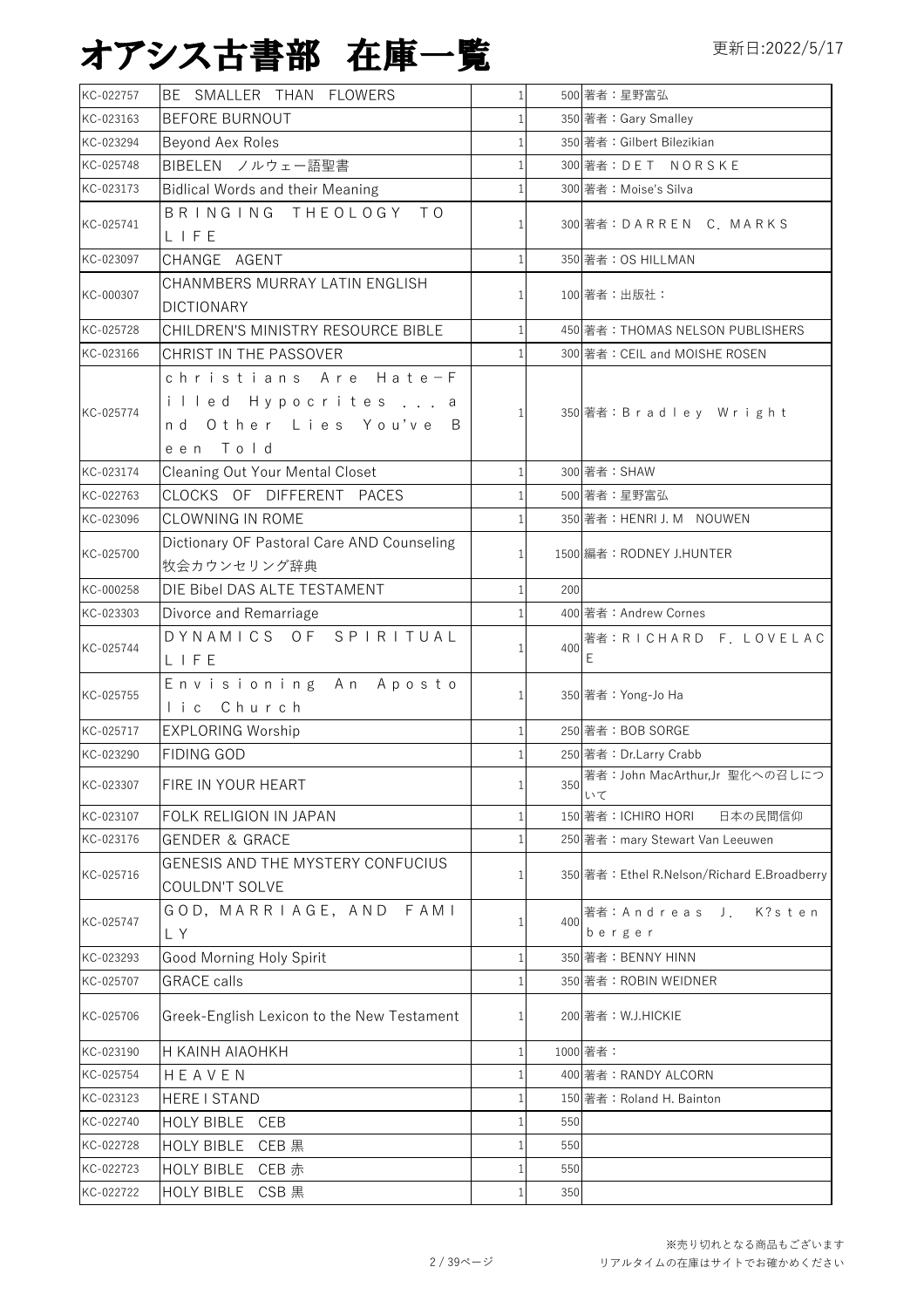# オアシス古書部 在庫一覧

更新日:2022/5/17

| | | | | |
|---|---|---|---|---|
| KC-022757 | BE SMALLER THAN FLOWERS | 1 | 500 | 著者：星野富弘 |
| KC-023163 | BEFORE BURNOUT | 1 | 350 | 著者：Gary Smalley |
| KC-023294 | Beyond Aex Roles | 1 | 350 | 著者：Gilbert Bilezikian |
| KC-025748 | BIBELEN ノルウェー語聖書 | 1 | 300 | 著者：ＤＥＴ ＮＯＲＳＫＥ |
| KC-023173 | Bidlical Words and their Meaning | 1 | 300 | 著者：Moise's Silva |
| KC-025741 | ＢＲＩＮＧＩＮＧ ＴＨＥＯＬＯＧＹ ＴＯ ＬＩＦＥ | 1 | 300 | 著者：ＤＡＲＲＥＮ Ｃ．ＭＡＲＫＳ |
| KC-023097 | CHANGE AGENT | 1 | 350 | 著者：OS HILLMAN |
| KC-000307 | CHANMBERS MURRAY LATIN ENGLISH DICTIONARY | 1 | 100 | 著者：出版社： |
| KC-025728 | CHILDREN'S MINISTRY RESOURCE BIBLE | 1 | 450 | 著者：THOMAS NELSON PUBLISHERS |
| KC-023166 | CHRIST IN THE PASSOVER | 1 | 300 | 著者：CEIL and MOISHE ROSEN |
| KC-025774 | ｃｈｒｉｓｔｉａｎｓ Ａｒｅ Ｈａｔｅ－Ｆｉｌｌｅｄ Ｈｙｐｏｃｒｉｔｅｓ ．．．ａｎｄ Ｏｔｈｅｒ Ｌｉｅｓ Ｙｏｕ'ｖｅ Ｂｅｅｎ Ｔｏｌｄ | 1 | 350 | 著者：Ｂｒａｄｌｅｙ Ｗｒｉｇｈｔ |
| KC-023174 | Cleaning Out Your Mental Closet | 1 | 300 | 著者：SHAW |
| KC-022763 | CLOCKS OF DIFFERENT PACES | 1 | 500 | 著者：星野富弘 |
| KC-023096 | CLOWNING IN ROME | 1 | 350 | 著者：HENRI J. M NOUWEN |
| KC-025700 | Dictionary OF Pastoral Care AND Counseling 牧会カウンセリング辞典 | 1 | 1500 | 編著：RODNEY J.HUNTER |
| KC-000258 | DIE Bibel DAS ALTE TESTAMENT | 1 | 200 | |
| KC-023303 | Divorce and Remarriage | 1 | 400 | 著者：Andrew Cornes |
| KC-025744 | ＤＹＮＡＭＩＣＳ ＯＦ ＳＰＩＲＩＴＵＡＬ ＬＩＦＥ | 1 | 400 | 著者：ＲＩＣＨＡＲＤ Ｆ．ＬＯＶＥＬＡＣＥ |
| KC-025755 | Ｅｎｖｉｓｉｏｎｉｎｇ Ａｎ Ａｐｏｓｔｏｌｉｃ Ｃｈｕｒｃｈ | 1 | 350 | 著者：Yong-Jo Ha |
| KC-025717 | EXPLORING Worship | 1 | 250 | 著者：BOB SORGE |
| KC-023290 | FIDING GOD | 1 | 250 | 著者：Dr.Larry Crabb |
| KC-023307 | FIRE IN YOUR HEART | 1 | 350 | 著者：John MacArthur,Jr 聖化への召しについて |
| KC-023107 | FOLK RELIGION IN JAPAN | 1 | 150 | 著者：ICHIRO HORI　日本の民間信仰 |
| KC-023176 | GENDER & GRACE | 1 | 250 | 著者：mary Stewart Van Leeuwen |
| KC-025716 | GENESIS AND THE MYSTERY CONFUCIUS COULDN'T SOLVE | 1 | 350 | 著者：Ethel R.Nelson/Richard E.Broadberry |
| KC-025747 | ＧＯＤ，ＭＡＲＲＩＡＧＥ，ＡＮＤ ＦＡＭＩＬＹ | 1 | 400 | 著者：Ａｎｄｒｅａｓ Ｊ． Ｋ?ｓｔｅｎｂｅｒｇｅｒ |
| KC-023293 | Good Morning Holy Spirit | 1 | 350 | 著者：BENNY HINN |
| KC-025707 | GRACE calls | 1 | 350 | 著者：ROBIN WEIDNER |
| KC-025706 | Greek-English Lexicon to the New Testament | 1 | 200 | 著者：W.J.HICKIE |
| KC-023190 | H KAINH AIAOHKH | 1 | 1000 | 著者： |
| KC-025754 | ＨＥＡＶＥＮ | 1 | 400 | 著者：RANDY ALCORN |
| KC-023123 | HERE I STAND | 1 | 150 | 著者：Roland H. Bainton |
| KC-022740 | HOLY BIBLE CEB | 1 | 550 | |
| KC-022728 | HOLY BIBLE CEB 黒 | 1 | 550 | |
| KC-022723 | HOLY BIBLE CEB 赤 | 1 | 550 | |
| KC-022722 | HOLY BIBLE CSB 黒 | 1 | 350 | |

※売り切れとなる商品もございます
リアルタイムの在庫はサイトでお確かめください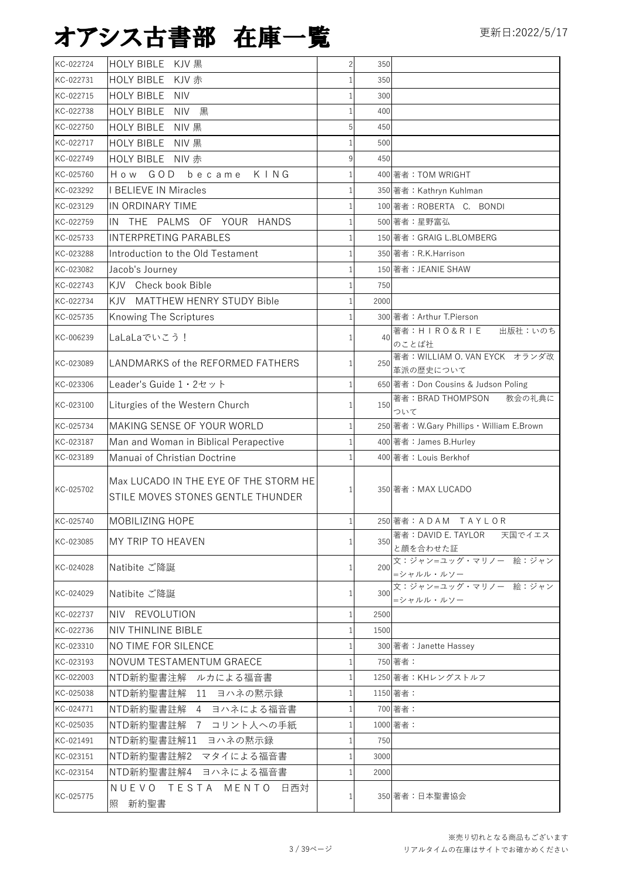# オアシス古書部　在庫一覧

更新日:2022/5/17

| | | | | |
|---|---|---|---|---|
| KC-022724 | HOLY BIBLE　KJV 黒 | 2 | 350 | |
| KC-022731 | HOLY BIBLE　KJV 赤 | 1 | 350 | |
| KC-022715 | HOLY BIBLE　NIV | 1 | 300 | |
| KC-022738 | HOLY BIBLE　NIV　黒 | 1 | 400 | |
| KC-022750 | HOLY BIBLE　NIV 黒 | 5 | 450 | |
| KC-022717 | HOLY BIBLE　NIV 黒 | 1 | 500 | |
| KC-022749 | HOLY BIBLE　NIV 赤 | 9 | 450 | |
| KC-025760 | Ｈｏｗ　ＧＯＤ　ｂｅｃａｍｅ　ＫＩＮＧ | 1 | 400 | 著者：TOM WRIGHT |
| KC-023292 | I BELIEVE IN Miracles | 1 | 350 | 著者：Kathryn Kuhlman |
| KC-023129 | IN ORDINARY TIME | 1 | 100 | 著者：ROBERTA　C.　BONDI |
| KC-022759 | IN　THE　PALMS　OF　YOUR　HANDS | 1 | 500 | 著者：星野富弘 |
| KC-025733 | INTERPRETING PARABLES | 1 | 150 | 著者：GRAIG L.BLOMBERG |
| KC-023288 | Introduction to the Old Testament | 1 | 350 | 著者：R.K.Harrison |
| KC-023082 | Jacob's Journey | 1 | 150 | 著者：JEANIE SHAW |
| KC-022743 | KJV　Check book Bible | 1 | 750 | |
| KC-022734 | KJV　MATTHEW HENRY STUDY Bible | 1 | 2000 | |
| KC-025735 | Knowing The Scriptures | 1 | 300 | 著者：Arthur T.Pierson |
| KC-006239 | LaLaLaでいこう！ | 1 | 40 | 著者：ＨＩＲＯ＆ＲＩＥ　　出版社：いのちのことば社 |
| KC-023089 | LANDMARKS of the REFORMED FATHERS | 1 | 250 | 著者：WILLIAM O. VAN EYCK　オランダ改革派の歴史について |
| KC-023306 | Leader's Guide 1・2セット | 1 | 650 | 著者：Don Cousins & Judson Poling |
| KC-023100 | Liturgies of the Western Church | 1 | 150 | 著者：BRAD THOMPSON　　教会の礼典について |
| KC-025734 | MAKING SENSE OF YOUR WORLD | 1 | 250 | 著者：W.Gary Phillips・William E.Brown |
| KC-023187 | Man and Woman in Biblical Perapective | 1 | 400 | 著者：James B.Hurley |
| KC-023189 | Manuai of Christian Doctrine | 1 | 400 | 著者：Louis Berkhof |
| KC-025702 | Max LUCADO IN THE EYE OF THE STORM HE STILE MOVES STONES GENTLE THUNDER | 1 | 350 | 著者：MAX LUCADO |
| KC-025740 | MOBILIZING HOPE | 1 | 250 | 著者：ＡＤＡＭ　ＴＡＹＬＯＲ |
| KC-023085 | MY TRIP TO HEAVEN | 1 | 350 | 著者：DAVID E. TAYLOR　　天国でイエスと顔を合わせた証 |
| KC-024028 | Natibite ご降誕 | 1 | 200 | 文：ジャン=ユッグ・マリノー　絵：ジャン=シャルル・ルソー |
| KC-024029 | Natibite ご降誕 | 1 | 300 | 文：ジャン=ユッグ・マリノー　絵：ジャン=シャルル・ルソー |
| KC-022737 | NIV　REVOLUTION | 1 | 2500 | |
| KC-022736 | NIV THINLINE BIBLE | 1 | 1500 | |
| KC-023310 | NO TIME FOR SILENCE | 1 | 300 | 著者：Janette Hassey |
| KC-023193 | NOVUM TESTAMENTUM GRAECE | 1 | 750 | 著者： |
| KC-022003 | NTD新約聖書注解　ルカによる福音書 | 1 | 1250 | 著者：KHレングストルフ |
| KC-025038 | NTD新約聖書註解　11　ヨハネの黙示録 | 1 | 1150 | 著者： |
| KC-024771 | NTD新約聖書註解　4　ヨハネによる福音書 | 1 | 700 | 著者： |
| KC-025035 | NTD新約聖書註解　7　コリント人への手紙 | 1 | 1000 | 著者： |
| KC-021491 | NTD新約聖書註解11　ヨハネの黙示録 | 1 | 750 | |
| KC-023151 | NTD新約聖書註解2　マタイによる福音書 | 1 | 3000 | |
| KC-023154 | NTD新約聖書註解4　ヨハネによる福音書 | 1 | 2000 | |
| KC-025775 | ＮＵＥＶＯ　ＴＥＳＴＡ　ＭＥＮＴＯ　日西対照　新約聖書 | 1 | 350 | 著者：日本聖書協会 |

※売り切れとなる商品もございます
リアルタイムの在庫はサイトでお確かめください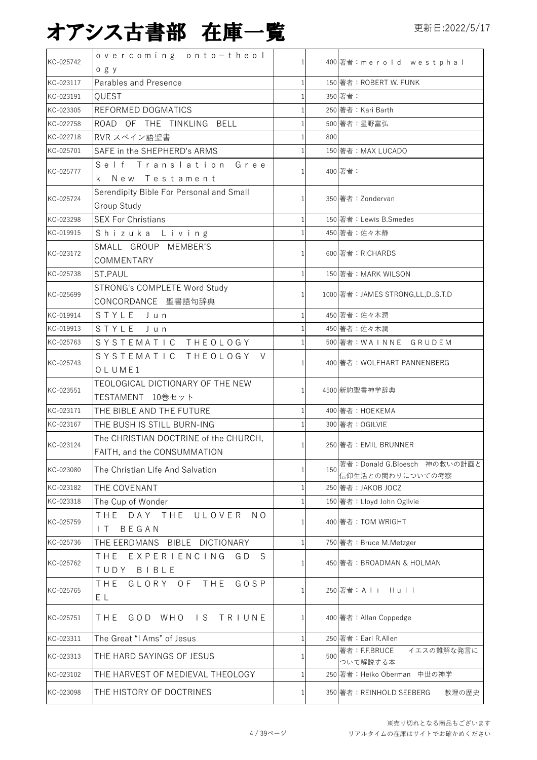# オアシス古書部　在庫一覧

更新日:2022/5/17

| | | | | |
|---|---|---|---|---|
| KC-025742 | ｏｖｅｒｃｏｍｉｎｇ　ｏｎｔｏ－ｔｈｅｏｌｏｇｙ | 1 | 400 | 著者：ｍｅｒｏｌｄ　ｗｅｓｔｐｈａｌ |
| KC-023117 | Parables and Presence | 1 | 150 | 著者：ROBERT W. FUNK |
| KC-023191 | QUEST | 1 | 350 | 著者： |
| KC-023305 | REFORMED DOGMATICS | 1 | 250 | 著者：Kari Barth |
| KC-022758 | ROAD OF THE TINKLING BELL | 1 | 500 | 著者：星野富弘 |
| KC-022718 | RVR スペイン語聖書 | 1 | 800 | |
| KC-025701 | SAFE in the SHEPHERD's ARMS | 1 | 150 | 著者：MAX LUCADO |
| KC-025777 | Ｓｅｌｆ　Ｔｒａｎｓｌａｔｉｏｎ　Ｇｒｅｅｋ　Ｎｅｗ　Ｔｅｓｔａｍｅｎｔ | 1 | 400 | 著者： |
| KC-025724 | Serendipity Bible For Personal and Small Group Study | 1 | 350 | 著者：Zondervan |
| KC-023298 | SEX For Christians | 1 | 150 | 著者：Lewis B.Smedes |
| KC-019915 | Ｓｈｉｚｕｋａ　Ｌｉｖｉｎｇ | 1 | 450 | 著者：佐々木静 |
| KC-023172 | SMALL GROUP MEMBER'S COMMENTARY | 1 | 600 | 著者：RICHARDS |
| KC-025738 | ST.PAUL | 1 | 150 | 著者：MARK WILSON |
| KC-025699 | STRONG's COMPLETE Word Study CONCORDANCE　聖書語句辞典 | 1 | 1000 | 著者：JAMES STRONG,LL,D.,S.T.D |
| KC-019914 | ＳＴＹＬＥ　Ｊｕｎ | 1 | 450 | 著者：佐々木潤 |
| KC-019913 | ＳＴＹＬＥ　Ｊｕｎ | 1 | 450 | 著者：佐々木潤 |
| KC-025763 | ＳＹＳＴＥＭＡＴＩＣ　ＴＨＥＯＬＯＧＹ | 1 | 500 | 著者：ＷＡＩＮＮＥ　ＧＲＵＤＥＭ |
| KC-025743 | ＳＹＳＴＥＭＡＴＩＣ　ＴＨＥＯＬＯＧＹ　ＶＯＬＵＭＥ１ | 1 | 400 | 著者：WOLFHART PANNENBERG |
| KC-023551 | TEOLOGICAL DICTIONARY OF THE NEW TESTAMENT　10巻セット | 1 | 4500 | 新約聖書神学辞典 |
| KC-023171 | THE BIBLE AND THE FUTURE | 1 | 400 | 著者：HOEKEMA |
| KC-023167 | THE BUSH IS STILL BURN-ING | 1 | 300 | 著者：OGILVIE |
| KC-023124 | The CHRISTIAN DOCTRINE of the CHURCH, FAITH, and the CONSUMMATION | 1 | 250 | 著者：EMIL BRUNNER |
| KC-023080 | The Christian Life And Salvation | 1 | 150 | 著者：Donald G.Bloesch　神の救いの計画と信仰生活との関わりについての考察 |
| KC-023182 | THE COVENANT | 1 | 250 | 著者：JAKOB JOCZ |
| KC-023318 | The Cup of Wonder | 1 | 150 | 著者：Lloyd John Ogilvie |
| KC-025759 | ＴＨＥ　ＤＡＹ　ＴＨＥ　ＵＬＯＶＥＲ　ＮＯ　ＩＴ　ＢＥＧＡＮ | 1 | 400 | 著者：TOM WRIGHT |
| KC-025736 | THE EERDMANS BIBLE DICTIONARY | 1 | 750 | 著者：Bruce M.Metzger |
| KC-025762 | ＴＨＥ　ＥＸＰＥＲＩＥＮＣＩＮＧ　ＧＤ　ＳＴＵＤＹ　ＢＩＢＬＥ | 1 | 450 | 著者：BROADMAN & HOLMAN |
| KC-025765 | ＴＨＥ　ＧＬＯＲＹ　ＯＦ　ＴＨＥ　ＧＯＳＰＥＬ | 1 | 250 | 著者：Ａｌｉ　Ｈｕｌｌ |
| KC-025751 | ＴＨＥ　ＧＯＤ　ＷＨＯ　ＩＳ　ＴＲＩＵＮＥ | 1 | 400 | 著者：Allan Coppedge |
| KC-023311 | The Great "I Ams" of Jesus | 1 | 250 | 著者：Earl R.Allen |
| KC-023313 | THE HARD SAYINGS OF JESUS | 1 | 500 | 著者：F.F.BRUCE　　イエスの難解な発言について解説する本 |
| KC-023102 | THE HARVEST OF MEDIEVAL THEOLOGY | 1 | 250 | 著者：Heiko Oberman　中世の神学 |
| KC-023098 | THE HISTORY OF DOCTRINES | 1 | 350 | 著者：REINHOLD SEEBERG　　教理の歴史 |

※売り切れとなる商品もございます
リアルタイムの在庫はサイトでお確かめください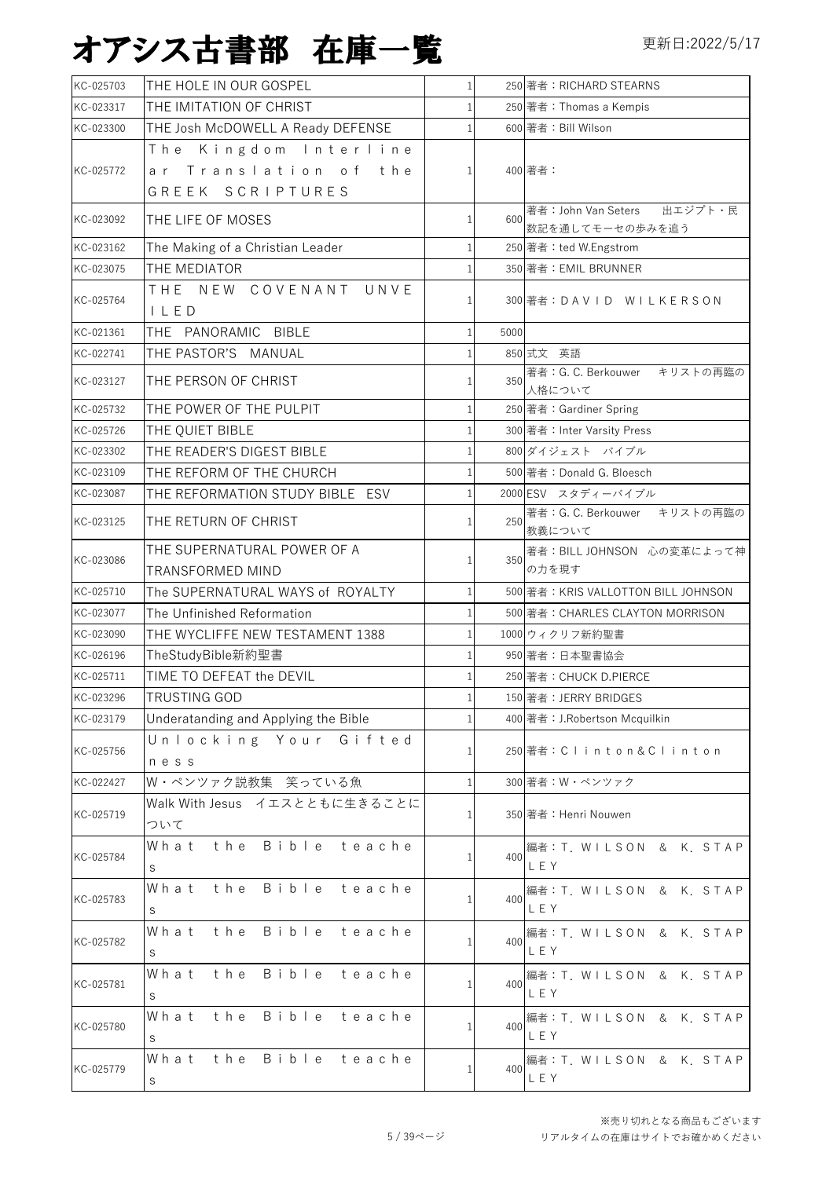# オアシス古書部　在庫一覧

更新日:2022/5/17

| | | | | |
|---|---|---|---|---|
| KC-025703 | THE HOLE IN OUR GOSPEL | 1 | 250 | 著者：RICHARD STEARNS |
| KC-023317 | THE IMITATION OF CHRIST | 1 | 250 | 著者：Thomas a Kempis |
| KC-023300 | THE Josh McDOWELL A Ready DEFENSE | 1 | 600 | 著者：Bill Wilson |
| KC-025772 | The Kingdom Interlinear Translation of the GREEK SCRIPTURES | 1 | 400 | 著者： |
| KC-023092 | THE LIFE OF MOSES | 1 | 600 | 著者：John Van Seters　出エジプト・民数記を通してモーセの歩みを追う |
| KC-023162 | The Making of a Christian Leader | 1 | 250 | 著者：ted W.Engstrom |
| KC-023075 | THE MEDIATOR | 1 | 350 | 著者：EMIL BRUNNER |
| KC-025764 | THE NEW COVENANT UNVEILED | 1 | 300 | 著者：DAVID WILKERSON |
| KC-021361 | THE PANORAMIC BIBLE | 1 | 5000 | |
| KC-022741 | THE PASTOR'S MANUAL | 1 | 850 | 式文　英語 |
| KC-023127 | THE PERSON OF CHRIST | 1 | 350 | 著者：G. C. Berkouwer　キリストの再臨の人格について |
| KC-025732 | THE POWER OF THE PULPIT | 1 | 250 | 著者：Gardiner Spring |
| KC-025726 | THE QUIET BIBLE | 1 | 300 | 著者：Inter Varsity Press |
| KC-023302 | THE READER'S DIGEST BIBLE | 1 | 800 | ダイジェスト　バイブル |
| KC-023109 | THE REFORM OF THE CHURCH | 1 | 500 | 著者：Donald G. Bloesch |
| KC-023087 | THE REFORMATION STUDY BIBLE ESV | 1 | 2000 | ESV　スタディーバイブル |
| KC-023125 | THE RETURN OF CHRIST | 1 | 250 | 著者：G. C. Berkouwer　キリストの再臨の教義について |
| KC-023086 | THE SUPERNATURAL POWER OF A TRANSFORMED MIND | 1 | 350 | 著者：BILL JOHNSON　心の変革によって神の力を現す |
| KC-025710 | The SUPERNATURAL WAYS of ROYALTY | 1 | 500 | 著者：KRIS VALLOTTON BILL JOHNSON |
| KC-023077 | The Unfinished Reformation | 1 | 500 | 著者：CHARLES CLAYTON MORRISON |
| KC-023090 | THE WYCLIFFE NEW TESTAMENT 1388 | 1 | 1000 | ウィクリフ新約聖書 |
| KC-026196 | TheStudyBible新約聖書 | 1 | 950 | 著者：日本聖書協会 |
| KC-025711 | TIME TO DEFEAT the DEVIL | 1 | 250 | 著者：CHUCK D.PIERCE |
| KC-023296 | TRUSTING GOD | 1 | 150 | 著者：JERRY BRIDGES |
| KC-023179 | Underatanding and Applying the Bible | 1 | 400 | 著者：J.Robertson Mcquilkin |
| KC-025756 | Unlocking Your Giftedness | 1 | 250 | 著者：Clinton&Clinton |
| KC-022427 | W・ペンツァク説教集　笑っている魚 | 1 | 300 | 著者：W・ペンツァク |
| KC-025719 | Walk With Jesus　イエスとともに生きることについて | 1 | 350 | 著者：Henri Nouwen |
| KC-025784 | What the Bible teaches | 1 | 400 | 編者：T. WILSON & K. STAPLEY |
| KC-025783 | What the Bible teaches | 1 | 400 | 編者：T. WILSON & K. STAPLEY |
| KC-025782 | What the Bible teaches | 1 | 400 | 編者：T. WILSON & K. STAPLEY |
| KC-025781 | What the Bible teaches | 1 | 400 | 編者：T. WILSON & K. STAPLEY |
| KC-025780 | What the Bible teaches | 1 | 400 | 編者：T. WILSON & K. STAPLEY |
| KC-025779 | What the Bible teaches | 1 | 400 | 編者：T. WILSON & K. STAPLEY |

※売り切れとなる商品もございます
リアルタイムの在庫はサイトでお確かめください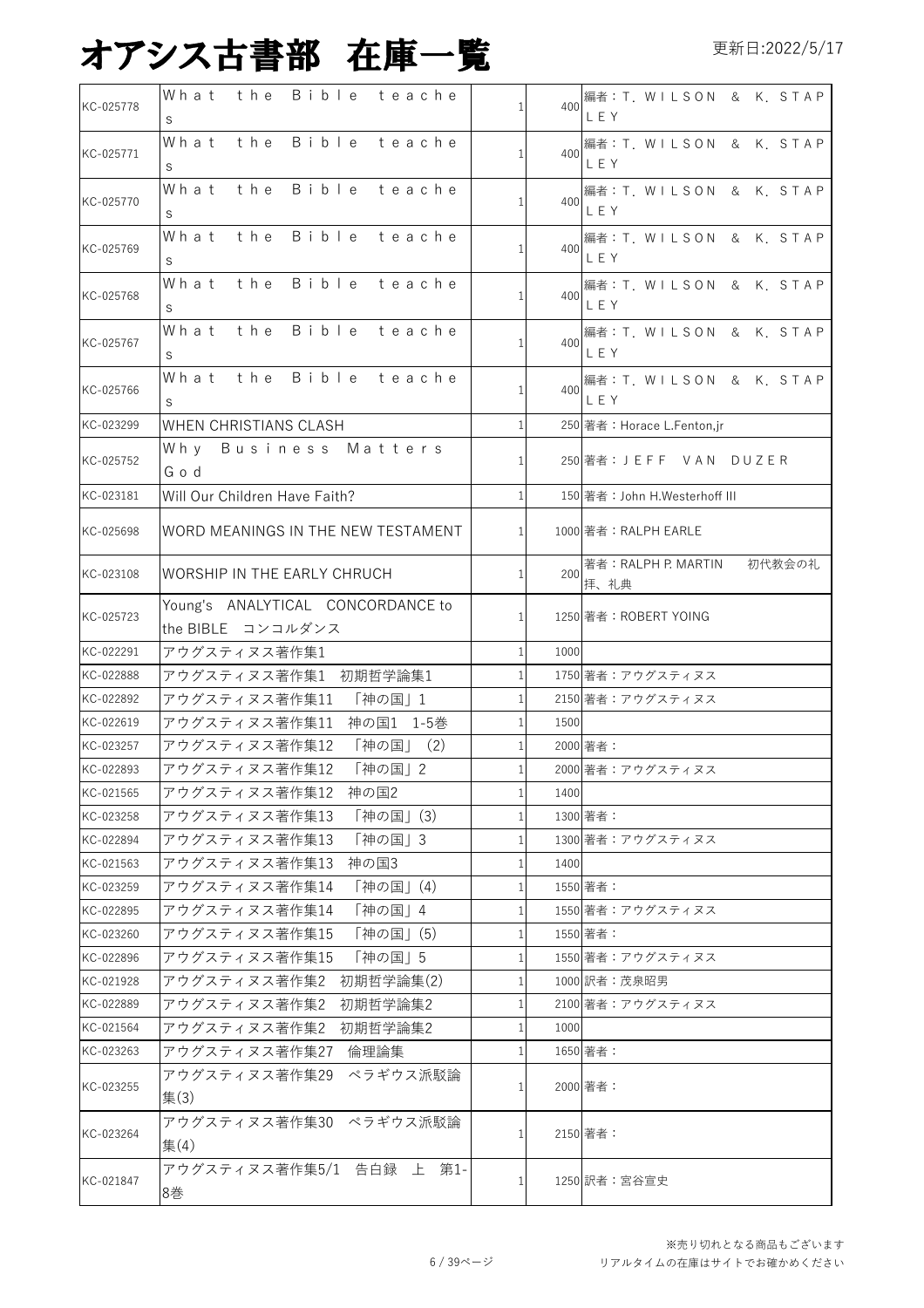# オアシス古書部　在庫一覧

更新日:2022/5/17

| | | | | |
|---|---|---|---|---|
| KC-025778 | What the Bible teaches | 1 | 400 | 編者：T. WILSON & K. STAPLEY |
| KC-025771 | What the Bible teaches | 1 | 400 | 編者：T. WILSON & K. STAPLEY |
| KC-025770 | What the Bible teaches | 1 | 400 | 編者：T. WILSON & K. STAPLEY |
| KC-025769 | What the Bible teaches | 1 | 400 | 編者：T. WILSON & K. STAPLEY |
| KC-025768 | What the Bible teaches | 1 | 400 | 編者：T. WILSON & K. STAPLEY |
| KC-025767 | What the Bible teaches | 1 | 400 | 編者：T. WILSON & K. STAPLEY |
| KC-025766 | What the Bible teaches | 1 | 400 | 編者：T. WILSON & K. STAPLEY |
| KC-023299 | WHEN CHRISTIANS CLASH | 1 | 250 | 著者：Horace L.Fenton,jr |
| KC-025752 | Why Business Matters God | 1 | 250 | 著者：JEFF VAN DUZER |
| KC-023181 | Will Our Children Have Faith? | 1 | 150 | 著者：John H.Westerhoff III |
| KC-025698 | WORD MEANINGS IN THE NEW TESTAMENT | 1 | 1000 | 著者：RALPH EARLE |
| KC-023108 | WORSHIP IN THE EARLY CHRUCH | 1 | 200 | 著者：RALPH P. MARTIN　初代教会の礼拝、礼典 |
| KC-025723 | Young's ANALYTICAL CONCORDANCE to the BIBLE　コンコルダンス | 1 | 1250 | 著者：ROBERT YOING |
| KC-022291 | アウグスティヌス著作集1 | 1 | 1000 | |
| KC-022888 | アウグスティヌス著作集1　初期哲学論集1 | 1 | 1750 | 著者：アウグスティヌス |
| KC-022892 | アウグスティヌス著作集11　「神の国」1 | 1 | 2150 | 著者：アウグスティヌス |
| KC-022619 | アウグスティヌス著作集11　神の国1　1-5巻 | 1 | 1500 | |
| KC-023257 | アウグスティヌス著作集12　「神の国」（2） | 1 | 2000 | 著者： |
| KC-022893 | アウグスティヌス著作集12　「神の国」2 | 1 | 2000 | 著者：アウグスティヌス |
| KC-021565 | アウグスティヌス著作集12　神の国2 | 1 | 1400 | |
| KC-023258 | アウグスティヌス著作集13　「神の国」(3) | 1 | 1300 | 著者： |
| KC-022894 | アウグスティヌス著作集13　「神の国」3 | 1 | 1300 | 著者：アウグスティヌス |
| KC-021563 | アウグスティヌス著作集13　神の国3 | 1 | 1400 | |
| KC-023259 | アウグスティヌス著作集14　「神の国」(4) | 1 | 1550 | 著者： |
| KC-022895 | アウグスティヌス著作集14　「神の国」4 | 1 | 1550 | 著者：アウグスティヌス |
| KC-023260 | アウグスティヌス著作集15　「神の国」(5) | 1 | 1550 | 著者： |
| KC-022896 | アウグスティヌス著作集15　「神の国」5 | 1 | 1550 | 著者：アウグスティヌス |
| KC-021928 | アウグスティヌス著作集2　初期哲学論集(2) | 1 | 1000 | 訳者：茂泉昭男 |
| KC-022889 | アウグスティヌス著作集2　初期哲学論集2 | 1 | 2100 | 著者：アウグスティヌス |
| KC-021564 | アウグスティヌス著作集2　初期哲学論集2 | 1 | 1000 | |
| KC-023263 | アウグスティヌス著作集27　倫理論集 | 1 | 1650 | 著者： |
| KC-023255 | アウグスティヌス著作集29　ペラギウス派駁論集(3) | 1 | 2000 | 著者： |
| KC-023264 | アウグスティヌス著作集30　ペラギウス派駁論集(4) | 1 | 2150 | 著者： |
| KC-021847 | アウグスティヌス著作集5/1　告白録　上　第1-8巻 | 1 | 1250 | 訳者：宮谷宣史 |

※売り切れとなる商品もございます
リアルタイムの在庫はサイトでお確かめください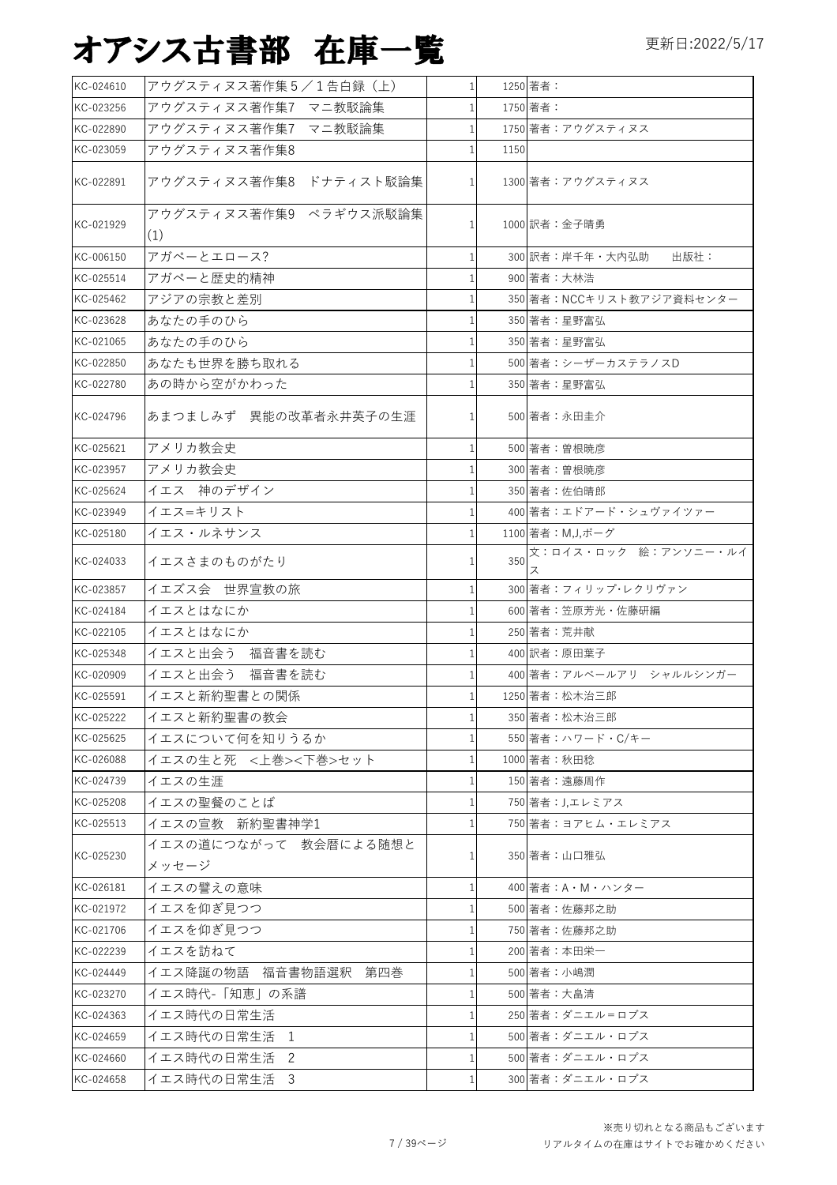# オアシス古書部 在庫一覧

更新日:2022/5/17

| | | | | |
|---|---|---|---|---|
| KC-024610 | アウグスティヌス著作集５／１告白録（上） | 1 | 1250 | 著者： |
| KC-023256 | アウグスティヌス著作集7　マニ教駁論集 | 1 | 1750 | 著者： |
| KC-022890 | アウグスティヌス著作集7　マニ教駁論集 | 1 | 1750 | 著者：アウグスティヌス |
| KC-023059 | アウグスティヌス著作集8 | 1 | 1150 | |
| KC-022891 | アウグスティヌス著作集8　ドナティスト駁論集 | 1 | 1300 | 著者：アウグスティヌス |
| KC-021929 | アウグスティヌス著作集9　ペラギウス派駁論集(1) | 1 | 1000 | 訳者：金子晴勇 |
| KC-006150 | アガペーとエロース? | 1 | 300 | 訳者：岸千年・大内弘助　　出版社： |
| KC-025514 | アガペーと歴史的精神 | 1 | 900 | 著者：大林浩 |
| KC-025462 | アジアの宗教と差別 | 1 | 350 | 著者：NCCキリスト教アジア資料センター |
| KC-023628 | あなたの手のひら | 1 | 350 | 著者：星野富弘 |
| KC-021065 | あなたの手のひら | 1 | 350 | 著者：星野富弘 |
| KC-022850 | あなたも世界を勝ち取れる | 1 | 500 | 著者：シーザーカステラノスD |
| KC-022780 | あの時から空がかわった | 1 | 350 | 著者：星野富弘 |
| KC-024796 | あまつましみず　異能の改革者永井英子の生涯 | 1 | 500 | 著者：永田圭介 |
| KC-025621 | アメリカ教会史 | 1 | 500 | 著者：曽根暁彦 |
| KC-023957 | アメリカ教会史 | 1 | 300 | 著者：曽根暁彦 |
| KC-025624 | イエス　神のデザイン | 1 | 350 | 著者：佐伯晴郎 |
| KC-023949 | イエス=キリスト | 1 | 400 | 著者：エドアード・シュヴァイツァー |
| KC-025180 | イエス・ルネサンス | 1 | 1100 | 著者：M,J,ボーグ |
| KC-024033 | イエスさまのものがたり | 1 | 350 | 文：ロイス・ロック　絵：アンソニー・ルイス |
| KC-023857 | イエズス会　世界宣教の旅 | 1 | 300 | 著者：フィリップ･レクリヴァン |
| KC-024184 | イエスとはなにか | 1 | 600 | 著者：笠原芳光・佐藤研編 |
| KC-022105 | イエスとはなにか | 1 | 250 | 著者：荒井献 |
| KC-025348 | イエスと出会う　福音書を読む | 1 | 400 | 訳者：原田葉子 |
| KC-020909 | イエスと出会う　福音書を読む | 1 | 400 | 著者：アルベールアリ　シャルルシンガー |
| KC-025591 | イエスと新約聖書との関係 | 1 | 1250 | 著者：松木治三郎 |
| KC-025222 | イエスと新約聖書の教会 | 1 | 350 | 著者：松木治三郎 |
| KC-025625 | イエスについて何を知りうるか | 1 | 550 | 著者：ハワード・C/キー |
| KC-026088 | イエスの生と死　<上巻><下巻>セット | 1 | 1000 | 著者：秋田稔 |
| KC-024739 | イエスの生涯 | 1 | 150 | 著者：遠藤周作 |
| KC-025208 | イエスの聖餐のことば | 1 | 750 | 著者：J,エレミアス |
| KC-025513 | イエスの宣教　新約聖書神学1 | 1 | 750 | 著者：ヨアヒム・エレミアス |
| KC-025230 | イエスの道につながって　教会暦による随想とメッセージ | 1 | 350 | 著者：山口雅弘 |
| KC-026181 | イエスの譬えの意味 | 1 | 400 | 著者：A・M・ハンター |
| KC-021972 | イエスを仰ぎ見つつ | 1 | 500 | 著者：佐藤邦之助 |
| KC-021706 | イエスを仰ぎ見つつ | 1 | 750 | 著者：佐藤邦之助 |
| KC-022239 | イエスを訪ねて | 1 | 200 | 著者：本田栄一 |
| KC-024449 | イエス降誕の物語　福音書物語選釈　第四巻 | 1 | 500 | 著者：小嶋潤 |
| KC-023270 | イエス時代-「知恵」の系譜 | 1 | 500 | 著者：大畠清 |
| KC-024363 | イエス時代の日常生活 | 1 | 250 | 著者：ダニエル＝ロプス |
| KC-024659 | イエス時代の日常生活　1 | 1 | 500 | 著者：ダニエル・ロプス |
| KC-024660 | イエス時代の日常生活　2 | 1 | 500 | 著者：ダニエル・ロプス |
| KC-024658 | イエス時代の日常生活　3 | 1 | 300 | 著者：ダニエル・ロプス |

※売り切れとなる商品もございます
リアルタイムの在庫はサイトでお確かめください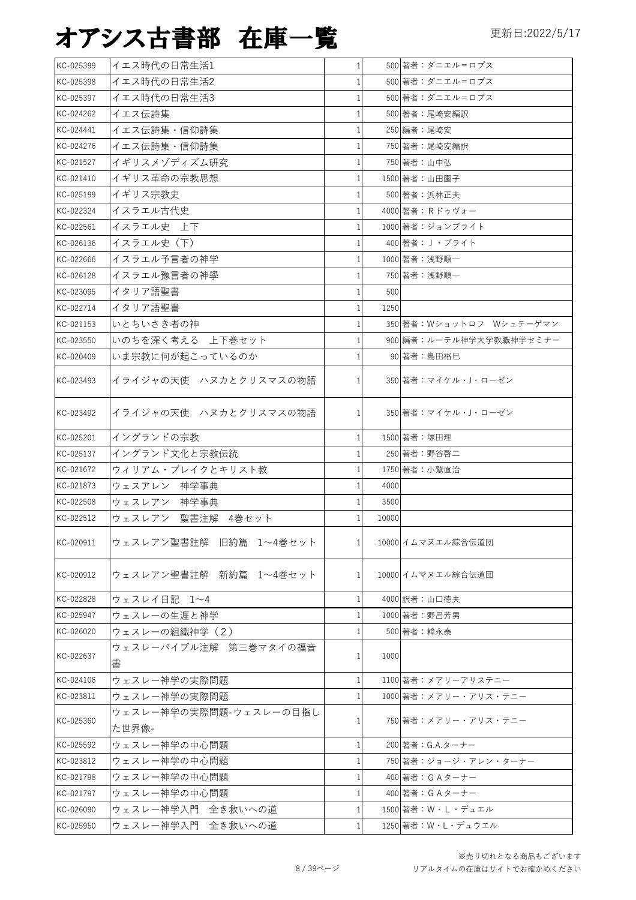# オアシス古書部 在庫一覧

更新日:2022/5/17

| | | | | |
|---|---|---|---|---|
| KC-025399 | イエス時代の日常生活1 | 1 | 500 | 著者：ダニエル＝ロプス |
| KC-025398 | イエス時代の日常生活2 | 1 | 500 | 著者：ダニエル＝ロプス |
| KC-025397 | イエス時代の日常生活3 | 1 | 500 | 著者：ダニエル＝ロプス |
| KC-024262 | イエス伝詩集 | 1 | 500 | 著者：尾崎安編訳 |
| KC-024441 | イエス伝詩集・信仰詩集 | 1 | 250 | 編者：尾崎安 |
| KC-024276 | イエス伝詩集・信仰詩集 | 1 | 750 | 著者：尾崎安編訳 |
| KC-021527 | イギリスメゾディズム研究 | 1 | 750 | 著者：山中弘 |
| KC-021410 | イギリス革命の宗教思想 | 1 | 1500 | 著者：山田園子 |
| KC-025199 | イギリス宗教史 | 1 | 500 | 著者：浜林正夫 |
| KC-022324 | イスラエル古代史 | 1 | 4000 | 著者：Ｒドゥヴォー |
| KC-022561 | イスラエル史　上下 | 1 | 1000 | 著者：ジョンブライト |
| KC-026136 | イスラエル史（下） | 1 | 400 | 著者：Ｊ・ブライト |
| KC-022666 | イスラエル予言者の神学 | 1 | 1000 | 著者：浅野順一 |
| KC-026128 | イスラエル豫言者の神學 | 1 | 750 | 著者：浅野順一 |
| KC-023095 | イタリア語聖書 | 1 | 500 | |
| KC-022714 | イタリア語聖書 | 1 | 1250 | |
| KC-021153 | いとちいさき者の神 | 1 | 350 | 著者：Wショットロフ　Wシュテーゲマン |
| KC-023550 | いのちを深く考える　上下巻セット | 1 | 900 | 編著：ルーテル神学大学教職神学セミナー |
| KC-020409 | いま宗教に何が起こっているのか | 1 | 90 | 著者：島田裕巳 |
| KC-023493 | イライジャの天使　ハヌカとクリスマスの物語 | 1 | 350 | 著者：マイケル・J・ローゼン |
| KC-023492 | イライジャの天使　ハヌカとクリスマスの物語 | 1 | 350 | 著者：マイケル・J・ローゼン |
| KC-025201 | イングランドの宗教 | 1 | 1500 | 著者：塚田理 |
| KC-025137 | イングランド文化と宗教伝統 | 1 | 250 | 著者：野谷啓二 |
| KC-021672 | ウィリアム・ブレイクとキリスト教 | 1 | 1750 | 著者：小鷲直治 |
| KC-021873 | ウェスアレン　神学事典 | 1 | 4000 | |
| KC-022508 | ウェスレアン　神学事典 | 1 | 3500 | |
| KC-022512 | ウェスレアン　聖書注解　4巻セット | 1 | 10000 | |
| KC-020911 | ウェスレアン聖書註解　旧約篇　1〜4巻セット | 1 | 10000 | イムマヌエル綜合伝道団 |
| KC-020912 | ウェスレアン聖書註解　新約篇　1〜4巻セット | 1 | 10000 | イムマヌエル綜合伝道団 |
| KC-022828 | ウェスレイ日記　1〜4 | 1 | 4000 | 訳者：山口徳夫 |
| KC-025947 | ウェスレーの生涯と神学 | 1 | 1000 | 著者：野呂芳男 |
| KC-026020 | ウェスレーの組織神学（2） | 1 | 500 | 著者：韓永泰 |
| KC-022637 | ウェスレーバイブル注解　第三巻マタイの福音書 | 1 | 1000 | |
| KC-024106 | ウェスレー神学の実際問題 | 1 | 1100 | 著者：メアリーアリステニー |
| KC-023811 | ウェスレー神学の実際問題 | 1 | 1000 | 著者：メアリー・アリス・テニー |
| KC-025360 | ウェスレー神学の実際問題-ウェスレーの目指した世界像- | 1 | 750 | 著者：メアリー・アリス・テニー |
| KC-025592 | ウェスレー神学の中心問題 | 1 | 200 | 著者：G.A.ターナー |
| KC-023812 | ウェスレー神学の中心問題 | 1 | 750 | 著者：ジョージ・アレン・ターナー |
| KC-021798 | ウェスレー神学の中心問題 | 1 | 400 | 著者：ＧＡターナー |
| KC-021797 | ウェスレー神学の中心問題 | 1 | 400 | 著者：ＧＡターナー |
| KC-026090 | ウェスレー神学入門　全き救いへの道 | 1 | 1500 | 著者：W・Ｌ・デュエル |
| KC-025950 | ウェスレー神学入門　全き救いへの道 | 1 | 1250 | 著者：W・L・デゥウエル |

※売り切れとなる商品もございます
リアルタイムの在庫はサイトでお確かめください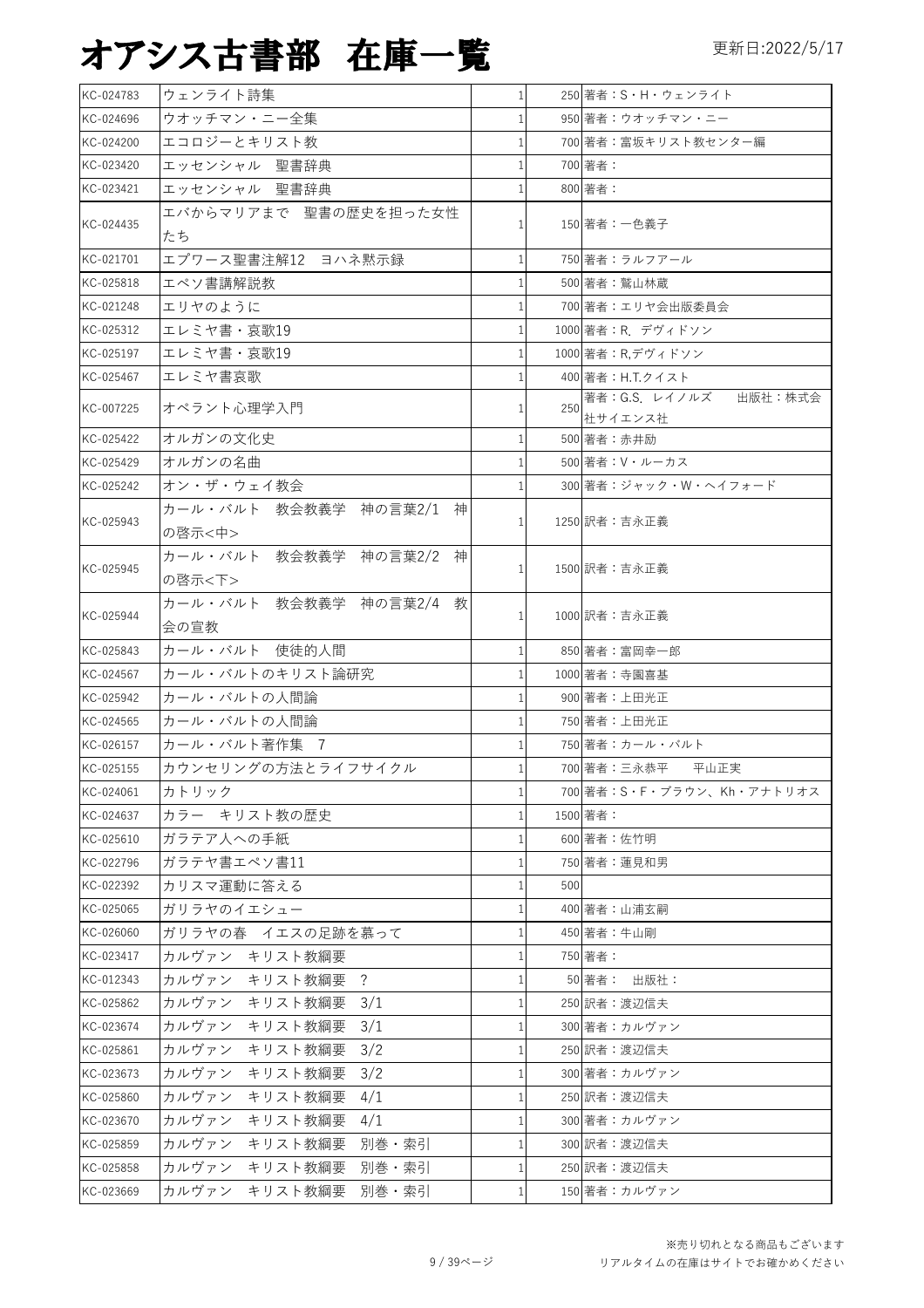# オアシス古書部 在庫一覧

更新日:2022/5/17

| | | | | |
|---|---|---|---|---|
| KC-024783 | ウェンライト詩集 | 1 | 250 | 著者：S・H・ウェンライト |
| KC-024696 | ウオッチマン・ニー全集 | 1 | 950 | 著者：ウオッチマン・ニー |
| KC-024200 | エコロジーとキリスト教 | 1 | 700 | 著者：富坂キリスト教センター編 |
| KC-023420 | エッセンシャル　聖書辞典 | 1 | 700 | 著者： |
| KC-023421 | エッセンシャル　聖書辞典 | 1 | 800 | 著者： |
| KC-024435 | エバからマリアまで　聖書の歴史を担った女性たち | 1 | 150 | 著者：一色義子 |
| KC-021701 | エプワース聖書注解12　ヨハネ黙示録 | 1 | 750 | 著者：ラルフアール |
| KC-025818 | エペソ書講解説教 | 1 | 500 | 著者：鷲山林蔵 |
| KC-021248 | エリヤのように | 1 | 700 | 著者：エリヤ会出版委員会 |
| KC-025312 | エレミヤ書・哀歌19 | 1 | 1000 | 著者：R．デヴィドソン |
| KC-025197 | エレミヤ書・哀歌19 | 1 | 1000 | 著者：R,デヴィドソン |
| KC-025467 | エレミヤ書哀歌 | 1 | 400 | 著者：H.T.クイスト |
| KC-007225 | オペラント心理学入門 | 1 | 250 | 著者：G.S．レイノルズ　　出版社：株式会社サイエンス社 |
| KC-025422 | オルガンの文化史 | 1 | 500 | 著者：赤井励 |
| KC-025429 | オルガンの名曲 | 1 | 500 | 著者：V・ルーカス |
| KC-025242 | オン・ザ・ウェイ教会 | 1 | 300 | 著者：ジャック・W・ヘイフォード |
| KC-025943 | カール・バルト　教会教義学　神の言葉2/1　神の啓示<中> | 1 | 1250 | 訳者：吉永正義 |
| KC-025945 | カール・バルト　教会教義学　神の言葉2/2　神の啓示<下> | 1 | 1500 | 訳者：吉永正義 |
| KC-025944 | カール・バルト　教会教義学　神の言葉2/4　教会の宣教 | 1 | 1000 | 訳者：吉永正義 |
| KC-025843 | カール・バルト　使徒的人間 | 1 | 850 | 著者：富岡幸一郎 |
| KC-024567 | カール・バルトのキリスト論研究 | 1 | 1000 | 著者：寺園喜基 |
| KC-025942 | カール・バルトの人間論 | 1 | 900 | 著者：上田光正 |
| KC-024565 | カール・バルトの人間論 | 1 | 750 | 著者：上田光正 |
| KC-026157 | カール・バルト著作集　7 | 1 | 750 | 著者：カール・バルト |
| KC-025155 | カウンセリングの方法とライフサイクル | 1 | 700 | 著者：三永恭平　　平山正実 |
| KC-024061 | カトリック | 1 | 700 | 著者：S・F・ブラウン、Kh・アナトリオス |
| KC-024637 | カラー　キリスト教の歴史 | 1 | 1500 | 著者： |
| KC-025610 | ガラテア人への手紙 | 1 | 600 | 著者：佐竹明 |
| KC-022796 | ガラテヤ書エペソ書11 | 1 | 750 | 著者：蓮見和男 |
| KC-022392 | カリスマ運動に答える | 1 | 500 | |
| KC-025065 | ガリラヤのイエシュー | 1 | 400 | 著者：山浦玄嗣 |
| KC-026060 | ガリラヤの春　イエスの足跡を慕って | 1 | 450 | 著者：牛山剛 |
| KC-023417 | カルヴァン　キリスト教綱要 | 1 | 750 | 著者： |
| KC-012343 | カルヴァン　キリスト教綱要　？ | 1 | 50 | 著者：　出版社： |
| KC-025862 | カルヴァン　キリスト教綱要　3/1 | 1 | 250 | 訳者：渡辺信夫 |
| KC-023674 | カルヴァン　キリスト教綱要　3/1 | 1 | 300 | 著者：カルヴァン |
| KC-025861 | カルヴァン　キリスト教綱要　3/2 | 1 | 250 | 訳者：渡辺信夫 |
| KC-023673 | カルヴァン　キリスト教綱要　3/2 | 1 | 300 | 著者：カルヴァン |
| KC-025860 | カルヴァン　キリスト教綱要　4/1 | 1 | 250 | 訳者：渡辺信夫 |
| KC-023670 | カルヴァン　キリスト教綱要　4/1 | 1 | 300 | 著者：カルヴァン |
| KC-025859 | カルヴァン　キリスト教綱要　別巻・索引 | 1 | 300 | 訳者：渡辺信夫 |
| KC-025858 | カルヴァン　キリスト教綱要　別巻・索引 | 1 | 250 | 訳者：渡辺信夫 |
| KC-023669 | カルヴァン　キリスト教綱要　別巻・索引 | 1 | 150 | 著者：カルヴァン |

※売り切れとなる商品もございます
リアルタイムの在庫はサイトでお確かめください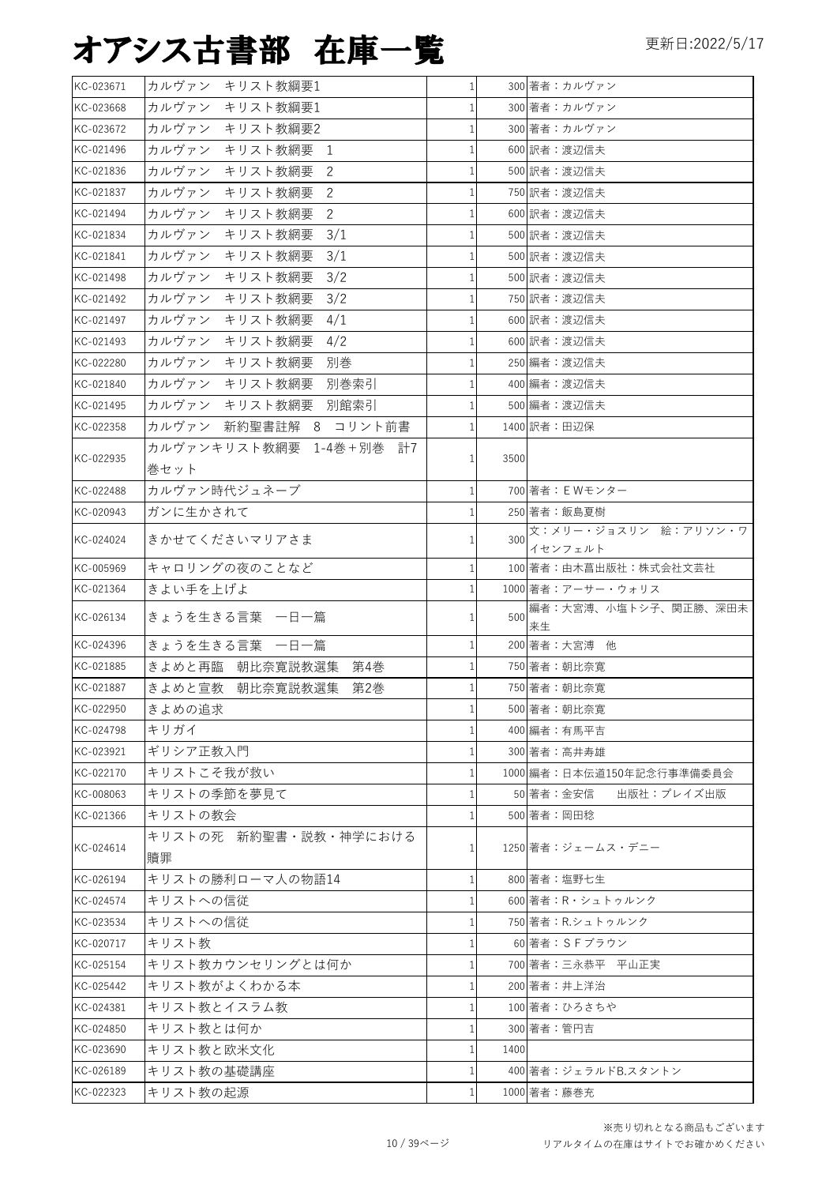# オアシス古書部　在庫一覧

更新日:2022/5/17

| | | | | |
|---|---|---|---|---|
| KC-023671 | カルヴァン　キリスト教綱要1 | 1 | 300 | 著者：カルヴァン |
| KC-023668 | カルヴァン　キリスト教綱要1 | 1 | 300 | 著者：カルヴァン |
| KC-023672 | カルヴァン　キリスト教綱要2 | 1 | 300 | 著者：カルヴァン |
| KC-021496 | カルヴァン　キリスト教綱要　1 | 1 | 600 | 訳者：渡辺信夫 |
| KC-021836 | カルヴァン　キリスト教綱要　2 | 1 | 500 | 訳者：渡辺信夫 |
| KC-021837 | カルヴァン　キリスト教綱要　2 | 1 | 750 | 訳者：渡辺信夫 |
| KC-021494 | カルヴァン　キリスト教綱要　2 | 1 | 600 | 訳者：渡辺信夫 |
| KC-021834 | カルヴァン　キリスト教綱要　3/1 | 1 | 500 | 訳者：渡辺信夫 |
| KC-021841 | カルヴァン　キリスト教綱要　3/1 | 1 | 500 | 訳者：渡辺信夫 |
| KC-021498 | カルヴァン　キリスト教綱要　3/2 | 1 | 500 | 訳者：渡辺信夫 |
| KC-021492 | カルヴァン　キリスト教綱要　3/2 | 1 | 750 | 訳者：渡辺信夫 |
| KC-021497 | カルヴァン　キリスト教綱要　4/1 | 1 | 600 | 訳者：渡辺信夫 |
| KC-021493 | カルヴァン　キリスト教綱要　4/2 | 1 | 600 | 訳者：渡辺信夫 |
| KC-022280 | カルヴァン　キリスト教綱要　別巻 | 1 | 250 | 編者：渡辺信夫 |
| KC-021840 | カルヴァン　キリスト教綱要　別巻索引 | 1 | 400 | 編者：渡辺信夫 |
| KC-021495 | カルヴァン　キリスト教綱要　別館索引 | 1 | 500 | 編者：渡辺信夫 |
| KC-022358 | カルヴァン　新約聖書註解　8　コリント前書 | 1 | 1400 | 訳者：田辺保 |
| KC-022935 | カルヴァンキリスト教綱要　1-4巻＋別巻　計7巻セット | 1 | 3500 | |
| KC-022488 | カルヴァン時代ジュネーブ | 1 | 700 | 著者：ＥＷモンター |
| KC-020943 | ガンに生かされて | 1 | 250 | 著者：飯島夏樹 |
| KC-024024 | きかせてくださいマリアさま | 1 | 300 | 文：メリー・ジョスリン　絵：アリソン・ワイセンフェルト |
| KC-005969 | キャロリングの夜のことなど | 1 | 100 | 著者：由木菖出版社：株式会社文芸社 |
| KC-021364 | きよい手を上げよ | 1 | 1000 | 著者：アーサー・ウォリス |
| KC-026134 | きょうを生きる言葉　一日一篇 | 1 | 500 | 編者：大宮溥、小塩トシ子、関正勝、深田未来生 |
| KC-024396 | きょうを生きる言葉　一日一篇 | 1 | 200 | 著者：大宮溥　他 |
| KC-021885 | きよめと再臨　朝比奈寛説教選集　第4巻 | 1 | 750 | 著者：朝比奈寛 |
| KC-021887 | きよめと宣教　朝比奈寛説教選集　第2巻 | 1 | 750 | 著者：朝比奈寛 |
| KC-022950 | きよめの追求 | 1 | 500 | 著者：朝比奈寛 |
| KC-024798 | キリガイ | 1 | 400 | 編者：有馬平吉 |
| KC-023921 | ギリシア正教入門 | 1 | 300 | 著者：高井寿雄 |
| KC-022170 | キリストこそ我が救い | 1 | 1000 | 編者：日本伝道150年記念行事準備委員会 |
| KC-008063 | キリストの季節を夢見て | 1 | 50 | 著者：金安信　　出版社：プレイズ出版 |
| KC-021366 | キリストの教会 | 1 | 500 | 著者：岡田稔 |
| KC-024614 | キリストの死　新約聖書・説教・神学における贖罪 | 1 | 1250 | 著者：ジェームス・デニー |
| KC-026194 | キリストの勝利ローマ人の物語14 | 1 | 800 | 著者：塩野七生 |
| KC-024574 | キリストへの信従 | 1 | 600 | 著者：R・シュトゥルンク |
| KC-023534 | キリストへの信従 | 1 | 750 | 著者：R.シュトゥルンク |
| KC-020717 | キリスト教 | 1 | 60 | 著者：ＳＦブラウン |
| KC-025154 | キリスト教カウンセリングとは何か | 1 | 700 | 著者：三永恭平　平山正実 |
| KC-025442 | キリスト教がよくわかる本 | 1 | 200 | 著者：井上洋治 |
| KC-024381 | キリスト教とイスラム教 | 1 | 100 | 著者：ひろさちや |
| KC-024850 | キリスト教とは何か | 1 | 300 | 著者：管円吉 |
| KC-023690 | キリスト教と欧米文化 | 1 | 1400 | |
| KC-026189 | キリスト教の基礎講座 | 1 | 400 | 著者：ジェラルドB.スタントン |
| KC-022323 | キリスト教の起源 | 1 | 1000 | 著者：藤巻充 |

※売り切れとなる商品もございます
リアルタイムの在庫はサイトでお確かめください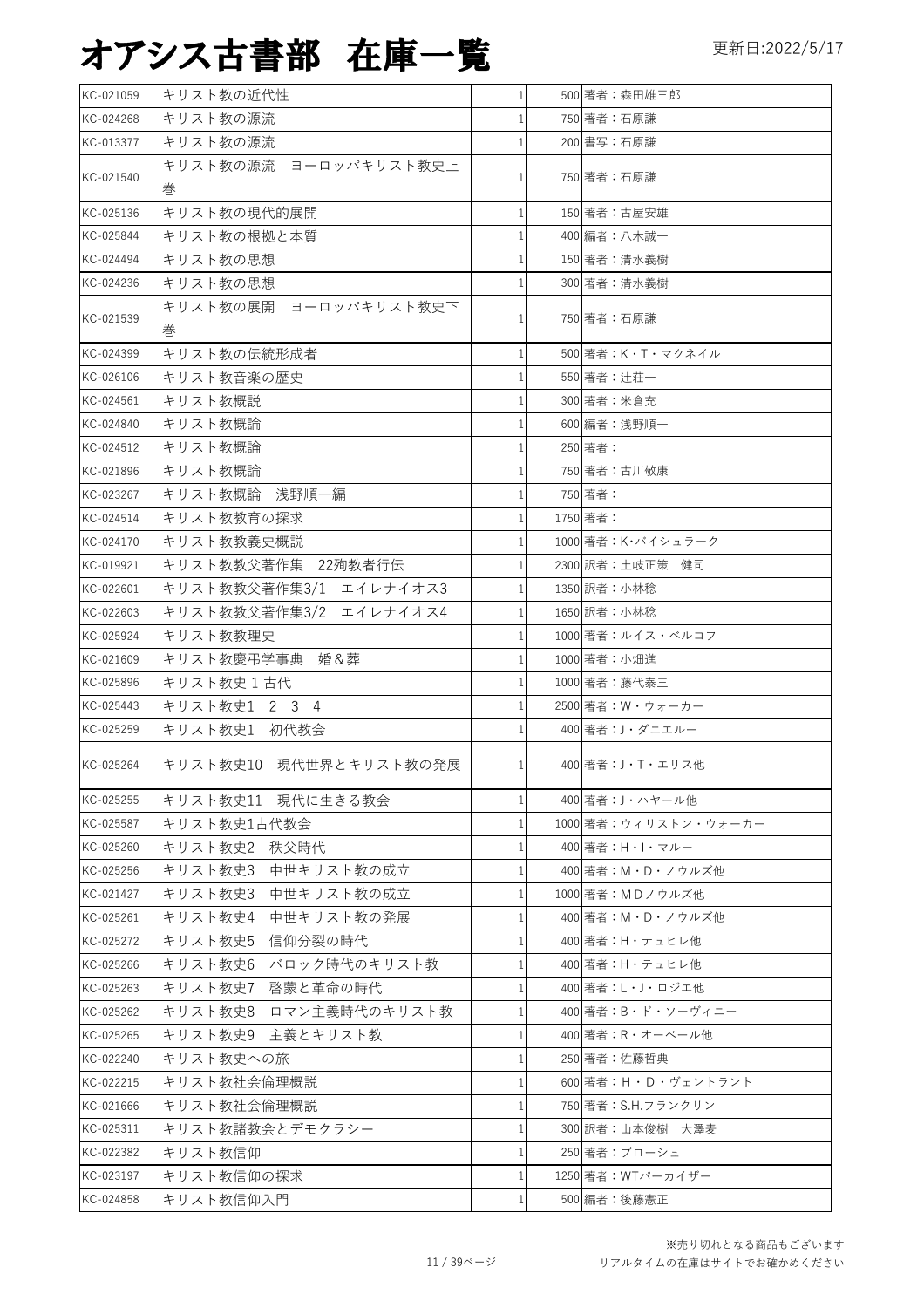# オアシス古書部 在庫一覧

更新日:2022/5/17

| | | | | |
|---|---|---|---|---|
| KC-021059 | キリスト教の近代性 | 1 | 500 | 著者：森田雄三郎 |
| KC-024268 | キリスト教の源流 | 1 | 750 | 著者：石原謙 |
| KC-013377 | キリスト教の源流 | 1 | 200 | 書写：石原謙 |
| KC-021540 | キリスト教の源流　ヨーロッパキリスト教史上巻 | 1 | 750 | 著者：石原謙 |
| KC-025136 | キリスト教の現代的展開 | 1 | 150 | 著者：古屋安雄 |
| KC-025844 | キリスト教の根拠と本質 | 1 | 400 | 編著：八木誠一 |
| KC-024494 | キリスト教の思想 | 1 | 150 | 著者：清水義樹 |
| KC-024236 | キリスト教の思想 | 1 | 300 | 著者：清水義樹 |
| KC-021539 | キリスト教の展開　ヨーロッパキリスト教史下巻 | 1 | 750 | 著者：石原謙 |
| KC-024399 | キリスト教の伝統形成者 | 1 | 500 | 著者：K・T・マクネイル |
| KC-026106 | キリスト教音楽の歴史 | 1 | 550 | 著者：辻荘一 |
| KC-024561 | キリスト教概説 | 1 | 300 | 著者：米倉充 |
| KC-024840 | キリスト教概論 | 1 | 600 | 編著：浅野順一 |
| KC-024512 | キリスト教概論 | 1 | 250 | 著者： |
| KC-021896 | キリスト教概論 | 1 | 750 | 著者：古川敬康 |
| KC-023267 | キリスト教概論　浅野順一編 | 1 | 750 | 著者： |
| KC-024514 | キリスト教教育の探求 | 1 | 1750 | 著者： |
| KC-024170 | キリスト教教義史概説 | 1 | 1000 | 著者：K･バイシュラーク |
| KC-019921 | キリスト教教父著作集　22殉教者行伝 | 1 | 2300 | 訳者：土岐正策　健司 |
| KC-022601 | キリスト教教父著作集3/1　エイレナイオス3 | 1 | 1350 | 訳者：小林稔 |
| KC-022603 | キリスト教教父著作集3/2　エイレナイオス4 | 1 | 1650 | 訳者：小林稔 |
| KC-025924 | キリスト教教理史 | 1 | 1000 | 著者：ルイス・ベルコフ |
| KC-021609 | キリスト教慶弔学事典　婚＆葬 | 1 | 1000 | 著者：小畑進 |
| KC-025896 | キリスト教史１古代 | 1 | 1000 | 著者：藤代泰三 |
| KC-025443 | キリスト教史1　2　3　4 | 1 | 2500 | 著者：W・ウォーカー |
| KC-025259 | キリスト教史1　初代教会 | 1 | 400 | 著者：J・ダニエルー |
| KC-025264 | キリスト教史10　現代世界とキリスト教の発展 | 1 | 400 | 著者：J・T・エリス他 |
| KC-025255 | キリスト教史11　現代に生きる教会 | 1 | 400 | 著者：J・ハヤール他 |
| KC-025587 | キリスト教史1古代教会 | 1 | 1000 | 著者：ウィリストン・ウォーカー |
| KC-025260 | キリスト教史2　秩父時代 | 1 | 400 | 著者：H・I・マルー |
| KC-025256 | キリスト教史3　中世キリスト教の成立 | 1 | 400 | 著者：M・D・ノウルズ他 |
| KC-021427 | キリスト教史3　中世キリスト教の成立 | 1 | 1000 | 著者：MDノウルズ他 |
| KC-025261 | キリスト教史4　中世キリスト教の発展 | 1 | 400 | 著者：M・D・ノウルズ他 |
| KC-025272 | キリスト教史5　信仰分裂の時代 | 1 | 400 | 著者：H・テュヒレ他 |
| KC-025266 | キリスト教史6　バロック時代のキリスト教 | 1 | 400 | 著者：H・テュヒレ他 |
| KC-025263 | キリスト教史7　啓蒙と革命の時代 | 1 | 400 | 著者：L・J・ロジエ他 |
| KC-025262 | キリスト教史8　ロマン主義時代のキリスト教 | 1 | 400 | 著者：B・ド・ソーヴィニー |
| KC-025265 | キリスト教史9　主義とキリスト教 | 1 | 400 | 著者：R・オーベール他 |
| KC-022240 | キリスト教史への旅 | 1 | 250 | 著者：佐藤哲典 |
| KC-022215 | キリスト教社会倫理概説 | 1 | 600 | 著者：H・D・ヴェントラント |
| KC-021666 | キリスト教社会倫理概説 | 1 | 750 | 著者：S.H.フランクリン |
| KC-025311 | キリスト教諸教会とデモクラシー | 1 | 300 | 訳者：山本俊樹　大澤麦 |
| KC-022382 | キリスト教信仰 | 1 | 250 | 著者：ブローシュ |
| KC-023197 | キリスト教信仰の探求 | 1 | 1250 | 著者：WTパーカイザー |
| KC-024858 | キリスト教信仰入門 | 1 | 500 | 編著：後藤憲正 |

※売り切れとなる商品もございます
リアルタイムの在庫はサイトでお確かめください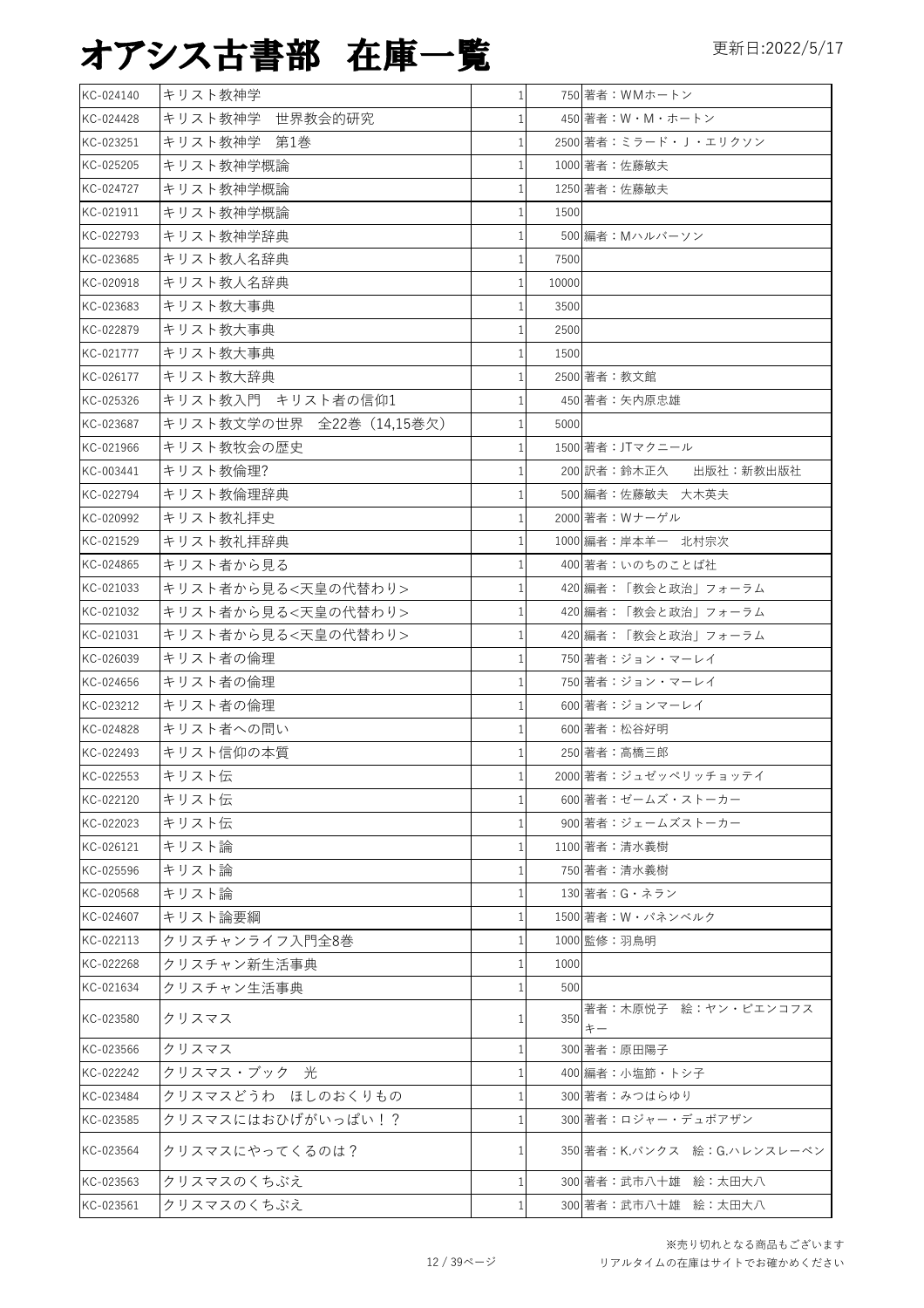# オアシス古書部　在庫一覧

更新日:2022/5/17

| | | | | |
|---|---|---|---|---|
| KC-024140 | キリスト教神学 | 1 | 750 | 著者：WMホートン |
| KC-024428 | キリスト教神学　世界教会的研究 | 1 | 450 | 著者：W・M・ホートン |
| KC-023251 | キリスト教神学　第1巻 | 1 | 2500 | 著者：ミラード・J・エリクソン |
| KC-025205 | キリスト教神学概論 | 1 | 1000 | 著者：佐藤敏夫 |
| KC-024727 | キリスト教神学概論 | 1 | 1250 | 著者：佐藤敏夫 |
| KC-021911 | キリスト教神学概論 | 1 | 1500 | |
| KC-022793 | キリスト教神学辞典 | 1 | 500 | 編者：Mハルバーソン |
| KC-023685 | キリスト教人名辞典 | 1 | 7500 | |
| KC-020918 | キリスト教人名辞典 | 1 | 10000 | |
| KC-023683 | キリスト教大事典 | 1 | 3500 | |
| KC-022879 | キリスト教大事典 | 1 | 2500 | |
| KC-021777 | キリスト教大事典 | 1 | 1500 | |
| KC-026177 | キリスト教大辞典 | 1 | 2500 | 著者：教文館 |
| KC-025326 | キリスト教入門　キリスト者の信仰1 | 1 | 450 | 著者：矢内原忠雄 |
| KC-023687 | キリスト教文学の世界　全22巻（14,15巻欠） | 1 | 5000 | |
| KC-021966 | キリスト教牧会の歴史 | 1 | 1500 | 著者：JTマクニール |
| KC-003441 | キリスト教倫理? | 1 | 200 | 訳者：鈴木正久　　出版社：新教出版社 |
| KC-022794 | キリスト教倫理辞典 | 1 | 500 | 編者：佐藤敏夫　大木英夫 |
| KC-020992 | キリスト教礼拝史 | 1 | 2000 | 著者：Wナーゲル |
| KC-021529 | キリスト教礼拝辞典 | 1 | 1000 | 編者：岸本羊一　北村宗次 |
| KC-024865 | キリスト者から見る | 1 | 400 | 著者：いのちのことば社 |
| KC-021033 | キリスト者から見る<天皇の代替わり> | 1 | 420 | 編者：「教会と政治」フォーラム |
| KC-021032 | キリスト者から見る<天皇の代替わり> | 1 | 420 | 編者：「教会と政治」フォーラム |
| KC-021031 | キリスト者から見る<天皇の代替わり> | 1 | 420 | 編者：「教会と政治」フォーラム |
| KC-026039 | キリスト者の倫理 | 1 | 750 | 著者：ジョン・マーレイ |
| KC-024656 | キリスト者の倫理 | 1 | 750 | 著者：ジョン・マーレイ |
| KC-023212 | キリスト者の倫理 | 1 | 600 | 著者：ジョンマーレイ |
| KC-024828 | キリスト者への問い | 1 | 600 | 著者：松谷好明 |
| KC-022493 | キリスト信仰の本質 | 1 | 250 | 著者：高橋三郎 |
| KC-022553 | キリスト伝 | 1 | 2000 | 著者：ジュゼッペリッチョッテイ |
| KC-022120 | キリスト伝 | 1 | 600 | 著者：ゼームズ・ストーカー |
| KC-022023 | キリスト伝 | 1 | 900 | 著者：ジェームズストーカー |
| KC-026121 | キリスト論 | 1 | 1100 | 著者：清水義樹 |
| KC-025596 | キリスト論 | 1 | 750 | 著者：清水義樹 |
| KC-020568 | キリスト論 | 1 | 130 | 著者：G・ネラン |
| KC-024607 | キリスト論要綱 | 1 | 1500 | 著者：W・パネンベルク |
| KC-022113 | クリスチャンライフ入門全8巻 | 1 | 1000 | 監修：羽鳥明 |
| KC-022268 | クリスチャン新生活事典 | 1 | 1000 | |
| KC-021634 | クリスチャン生活事典 | 1 | 500 | |
| KC-023580 | クリスマス | 1 | 350 | 著者：木原悦子　絵：ヤン・ピエンコフスキー |
| KC-023566 | クリスマス | 1 | 300 | 著者：原田陽子 |
| KC-022242 | クリスマス・ブック　光 | 1 | 400 | 編者：小塩節・トシ子 |
| KC-023484 | クリスマスどうわ　ほしのおくりもの | 1 | 300 | 著者：みつはらゆり |
| KC-023585 | クリスマスにはおひげがいっぱい！？ | 1 | 300 | 著者：ロジャー・デュボアザン |
| KC-023564 | クリスマスにやってくるのは？ | 1 | 350 | 著者：K.バンクス　絵：G.ハレンスレーベン |
| KC-023563 | クリスマスのくちぶえ | 1 | 300 | 著者：武市八十雄　絵：太田大八 |
| KC-023561 | クリスマスのくちぶえ | 1 | 300 | 著者：武市八十雄　絵：太田大八 |

※売り切れとなる商品もございます
リアルタイムの在庫はサイトでお確かめください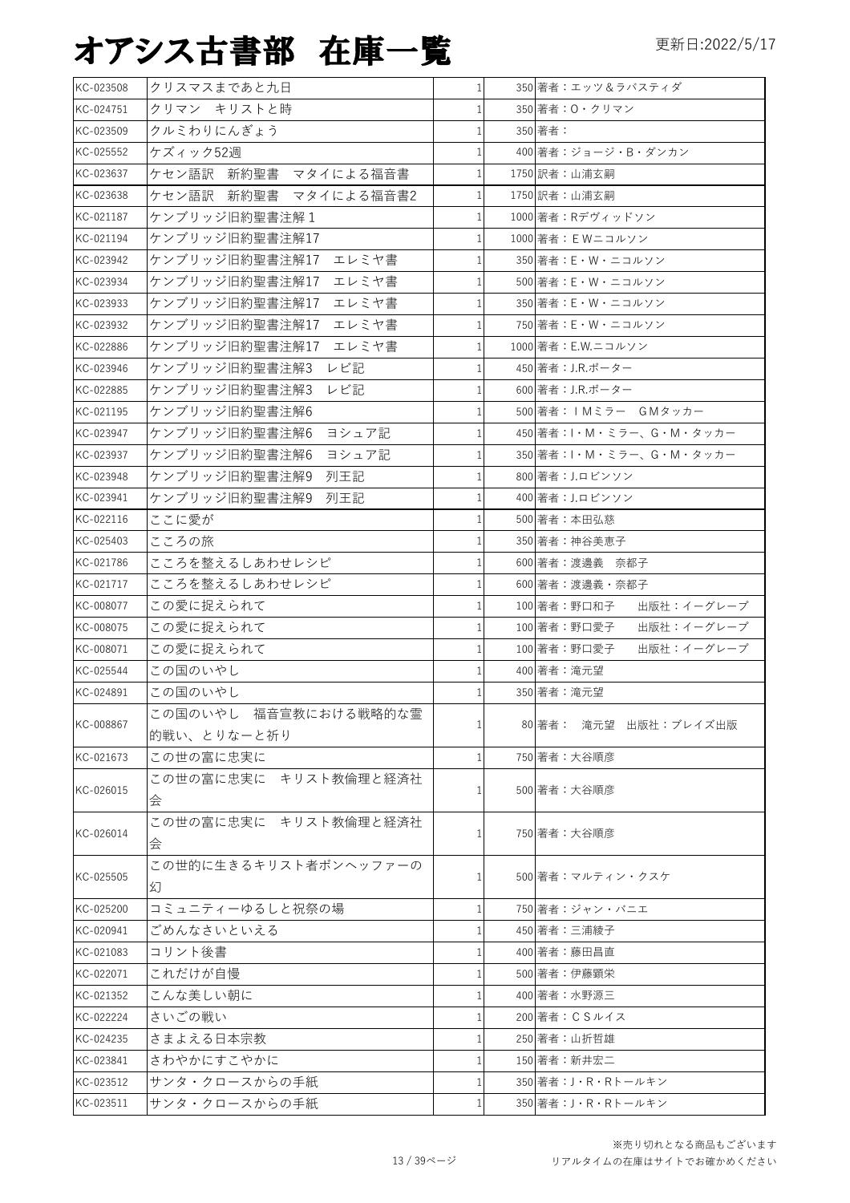# オアシス古書部　在庫一覧

更新日:2022/5/17

| | | | | |
|---|---|---|---|---|
| KC-023508 | クリスマスまであと九日 | 1 | 350 | 著者：エッツ＆ラバスティダ |
| KC-024751 | クリマン　キリストと時 | 1 | 350 | 著者：O・クリマン |
| KC-023509 | クルミわりにんぎょう | 1 | 350 | 著者： |
| KC-025552 | ケズィック52週 | 1 | 400 | 著者：ジョージ・B・ダンカン |
| KC-023637 | ケセン語訳　新約聖書　マタイによる福音書 | 1 | 1750 | 訳者：山浦玄嗣 |
| KC-023638 | ケセン語訳　新約聖書　マタイによる福音書2 | 1 | 1750 | 訳者：山浦玄嗣 |
| KC-021187 | ケンブリッジ旧約聖書注解１ | 1 | 1000 | 著者：Rデヴィッドソン |
| KC-021194 | ケンブリッジ旧約聖書注解17 | 1 | 1000 | 著者：ＥＷニコルソン |
| KC-023942 | ケンブリッジ旧約聖書注解17　エレミヤ書 | 1 | 350 | 著者：E・W・ニコルソン |
| KC-023934 | ケンブリッジ旧約聖書注解17　エレミヤ書 | 1 | 500 | 著者：E・W・ニコルソン |
| KC-023933 | ケンブリッジ旧約聖書注解17　エレミヤ書 | 1 | 350 | 著者：E・W・ニコルソン |
| KC-023932 | ケンブリッジ旧約聖書注解17　エレミヤ書 | 1 | 750 | 著者：E・W・ニコルソン |
| KC-022886 | ケンブリッジ旧約聖書注解17　エレミヤ書 | 1 | 1000 | 著者：E.W.ニコルソン |
| KC-023946 | ケンブリッジ旧約聖書注解3　レビ記 | 1 | 450 | 著者：J.R.ポーター |
| KC-022885 | ケンブリッジ旧約聖書注解3　レビ記 | 1 | 600 | 著者：J.R.ポーター |
| KC-021195 | ケンブリッジ旧約聖書注解6 | 1 | 500 | 著者：ＩＭミラー　ＧＭタッカー |
| KC-023947 | ケンブリッジ旧約聖書注解6　ヨシュア記 | 1 | 450 | 著者：I・M・ミラー、G・M・タッカー |
| KC-023937 | ケンブリッジ旧約聖書注解6　ヨシュア記 | 1 | 350 | 著者：I・M・ミラー、G・M・タッカー |
| KC-023948 | ケンブリッジ旧約聖書注解9　列王記 | 1 | 800 | 著者：J.ロビンソン |
| KC-023941 | ケンブリッジ旧約聖書注解9　列王記 | 1 | 400 | 著者：J.ロビンソン |
| KC-022116 | ここに愛が | 1 | 500 | 著者：本田弘慈 |
| KC-025403 | こころの旅 | 1 | 350 | 著者：神谷美恵子 |
| KC-021786 | こころを整えるしあわせレシピ | 1 | 600 | 著者：渡邊義　奈都子 |
| KC-021717 | こころを整えるしあわせレシピ | 1 | 600 | 著者：渡邊義・奈都子 |
| KC-008077 | この愛に捉えられて | 1 | 100 | 著者：野口和子　　出版社：イーグレープ |
| KC-008075 | この愛に捉えられて | 1 | 100 | 著者：野口愛子　　出版社：イーグレープ |
| KC-008071 | この愛に捉えられて | 1 | 100 | 著者：野口愛子　　出版社：イーグレープ |
| KC-025544 | この国のいやし | 1 | 400 | 著者：滝元望 |
| KC-024891 | この国のいやし | 1 | 350 | 著者：滝元望 |
| KC-008867 | この国のいやし　福音宣教における戦略的な霊的戦い、とりなーと祈り | 1 | 80 | 著者：　滝元望　出版社：プレイズ出版 |
| KC-021673 | この世の富に忠実に | 1 | 750 | 著者：大谷順彦 |
| KC-026015 | この世の富に忠実に　キリスト教倫理と経済社会 | 1 | 500 | 著者：大谷順彦 |
| KC-026014 | この世の富に忠実に　キリスト教倫理と経済社会 | 1 | 750 | 著者：大谷順彦 |
| KC-025505 | この世的に生きるキリスト者ボンヘッファーの幻 | 1 | 500 | 著者：マルティン・クスケ |
| KC-025200 | コミュニティーゆるしと祝祭の場 | 1 | 750 | 著者：ジャン・バニエ |
| KC-020941 | ごめんなさいといえる | 1 | 450 | 著者：三浦綾子 |
| KC-021083 | コリント後書 | 1 | 400 | 著者：藤田昌直 |
| KC-022071 | これだけが自慢 | 1 | 500 | 著者：伊藤顕栄 |
| KC-021352 | こんな美しい朝に | 1 | 400 | 著者：水野源三 |
| KC-022224 | さいごの戦い | 1 | 200 | 著者：ＣＳルイス |
| KC-024235 | さまよえる日本宗教 | 1 | 250 | 著者：山折哲雄 |
| KC-023841 | さわやかにすこやかに | 1 | 150 | 著者：新井宏二 |
| KC-023512 | サンタ・クロースからの手紙 | 1 | 350 | 著者：J・R・Rトールキン |
| KC-023511 | サンタ・クロースからの手紙 | 1 | 350 | 著者：J・R・Rトールキン |

※売り切れとなる商品もございます
リアルタイムの在庫はサイトでお確かめください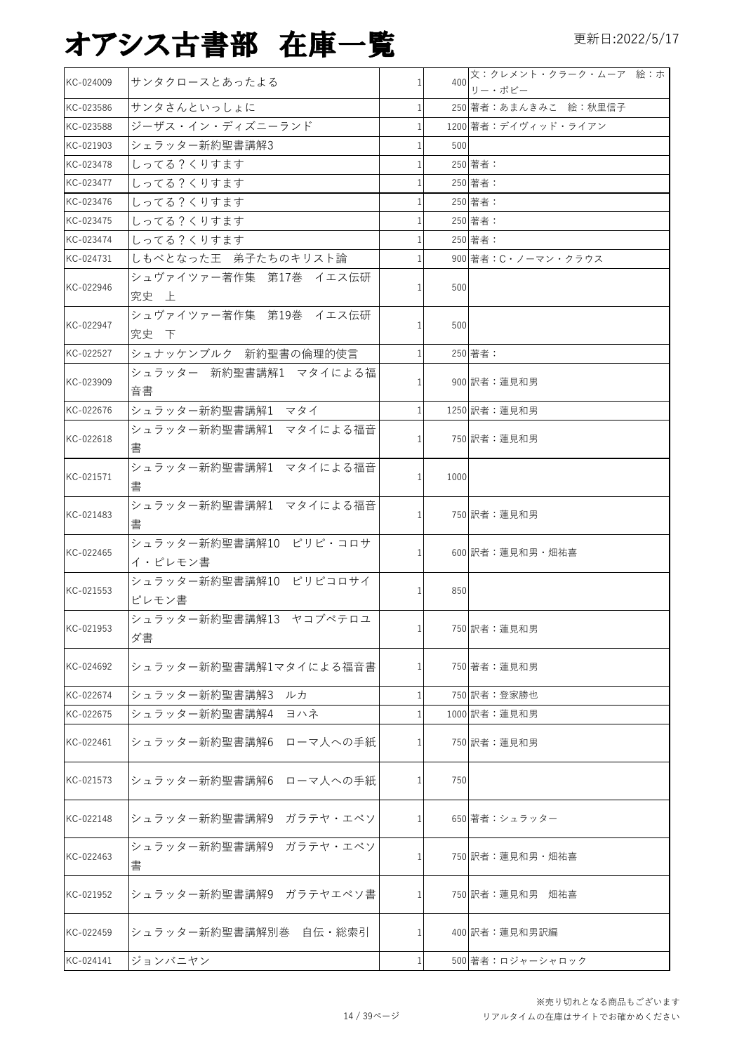# オアシス古書部 在庫一覧

更新日:2022/5/17

| | | | | |
|---|---|---|---|---|
| KC-024009 | サンタクロースとあったよる | 1 | 400 | 文：クレメント・クラーク・ムーア 絵：ホリー・ボビー |
| KC-023586 | サンタさんといっしょに | 1 | 250 | 著者：あまんきみこ 絵：秋里信子 |
| KC-023588 | ジーザス・イン・ディズニーランド | 1 | 1200 | 著者：デイヴィッド・ライアン |
| KC-021903 | シェラッター新約聖書講解3 | 1 | 500 | |
| KC-023478 | しってる？くりすます | 1 | 250 | 著者： |
| KC-023477 | しってる？くりすます | 1 | 250 | 著者： |
| KC-023476 | しってる？くりすます | 1 | 250 | 著者： |
| KC-023475 | しってる？くりすます | 1 | 250 | 著者： |
| KC-023474 | しってる？くりすます | 1 | 250 | 著者： |
| KC-024731 | しもべとなった王 弟子たちのキリスト論 | 1 | 900 | 著者：C・ノーマン・クラウス |
| KC-022946 | シュヴァイツァー著作集 第17巻 イエス伝研究史 上 | 1 | 500 | |
| KC-022947 | シュヴァイツァー著作集 第19巻 イエス伝研究史 下 | 1 | 500 | |
| KC-022527 | シュナッケンブルク 新約聖書の倫理的使言 | 1 | 250 | 著者： |
| KC-023909 | シュラッター 新約聖書講解1 マタイによる福音書 | 1 | 900 | 訳者：蓮見和男 |
| KC-022676 | シュラッター新約聖書講解1 マタイ | 1 | 1250 | 訳者：蓮見和男 |
| KC-022618 | シュラッター新約聖書講解1 マタイによる福音書 | 1 | 750 | 訳者：蓮見和男 |
| KC-021571 | シュラッター新約聖書講解1 マタイによる福音書 | 1 | 1000 | |
| KC-021483 | シュラッター新約聖書講解1 マタイによる福音書 | 1 | 750 | 訳者：蓮見和男 |
| KC-022465 | シュラッター新約聖書講解10 ピリピ・コロサイ・ピレモン書 | 1 | 600 | 訳者：蓮見和男・畑祐喜 |
| KC-021553 | シュラッター新約聖書講解10 ピリピコロサイピレモン書 | 1 | 850 | |
| KC-021953 | シュラッター新約聖書講解13 ヤコブペテロユダ書 | 1 | 750 | 訳者：蓮見和男 |
| KC-024692 | シュラッター新約聖書講解1マタイによる福音書 | 1 | 750 | 著者：蓮見和男 |
| KC-022674 | シュラッター新約聖書講解3 ルカ | 1 | 750 | 訳者：登家勝也 |
| KC-022675 | シュラッター新約聖書講解4 ヨハネ | 1 | 1000 | 訳者：蓮見和男 |
| KC-022461 | シュラッター新約聖書講解6 ローマ人への手紙 | 1 | 750 | 訳者：蓮見和男 |
| KC-021573 | シュラッター新約聖書講解6 ローマ人への手紙 | 1 | 750 | |
| KC-022148 | シュラッター新約聖書講解9 ガラテヤ・エペソ | 1 | 650 | 著者：シュラッター |
| KC-022463 | シュラッター新約聖書講解9 ガラテヤ・エペソ書 | 1 | 750 | 訳者：蓮見和男・畑祐喜 |
| KC-021952 | シュラッター新約聖書講解9 ガラテヤエペソ書 | 1 | 750 | 訳者：蓮見和男 畑祐喜 |
| KC-022459 | シュラッター新約聖書講解別巻 自伝・総索引 | 1 | 400 | 訳者：蓮見和男訳編 |
| KC-024141 | ジョンバニヤン | 1 | 500 | 著者：ロジャーシャロック |

※売り切れとなる商品もございます
リアルタイムの在庫はサイトでお確かめください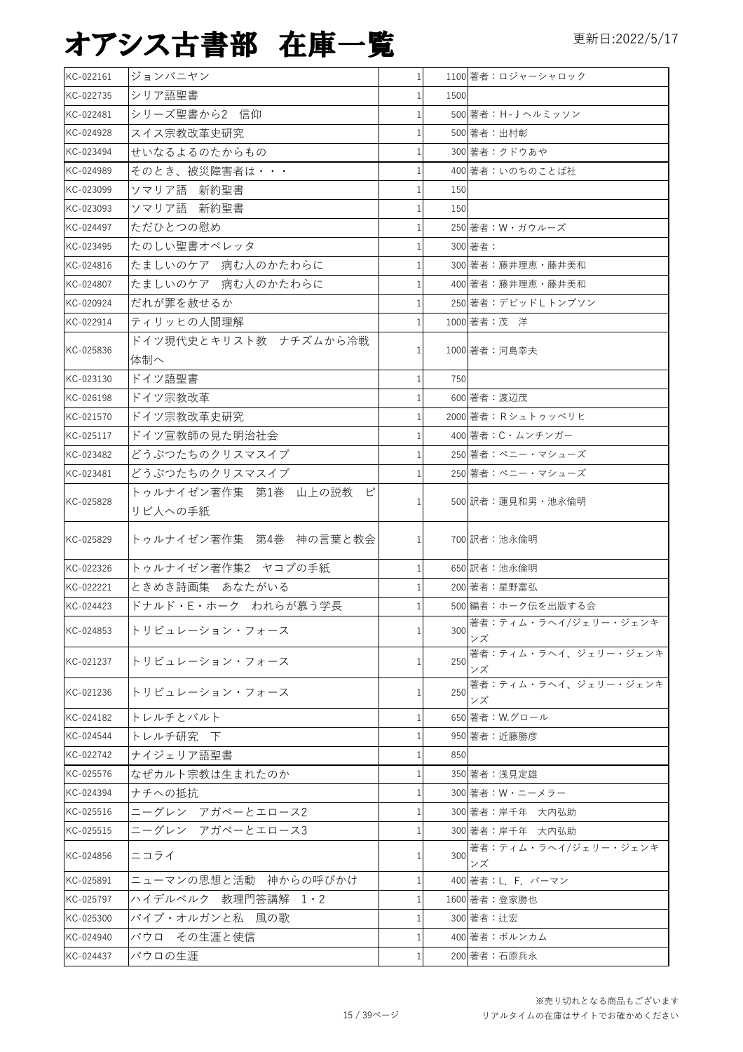# オアシス古書部 在庫一覧

更新日:2022/5/17

| | | | | |
|---|---|---|---|---|
| KC-022161 | ジョンバニヤン | 1 | 1100 | 著者：ロジャーシャロック |
| KC-022735 | シリア語聖書 | 1 | 1500 | |
| KC-022481 | シリーズ聖書から2　信仰 | 1 | 500 | 著者：H-Jヘルミッソン |
| KC-024928 | スイス宗教改革史研究 | 1 | 500 | 著者：出村彰 |
| KC-023494 | せいなるよるのたからもの | 1 | 300 | 著者：クドウあや |
| KC-024989 | そのとき、被災障害者は・・・ | 1 | 400 | 著者：いのちのことば社 |
| KC-023099 | ソマリア語　新約聖書 | 1 | 150 | |
| KC-023093 | ソマリア語　新約聖書 | 1 | 150 | |
| KC-024497 | ただひとつの慰め | 1 | 250 | 著者：W・ガウルーズ |
| KC-023495 | たのしい聖書オペレッタ | 1 | 300 | 著者： |
| KC-024816 | たましいのケア　病む人のかたわらに | 1 | 300 | 著者：藤井理恵・藤井美和 |
| KC-024807 | たましいのケア　病む人のかたわらに | 1 | 400 | 著者：藤井理恵・藤井美和 |
| KC-020924 | だれが罪を赦せるか | 1 | 250 | 著者：デビッドLトンプソン |
| KC-022914 | ティリッヒの人間理解 | 1 | 1000 | 著者：茂　洋 |
| KC-025836 | ドイツ現代史とキリスト教　ナチズムから冷戦体制へ | 1 | 1000 | 著者：河島幸夫 |
| KC-023130 | ドイツ語聖書 | 1 | 750 | |
| KC-026198 | ドイツ宗教改革 | 1 | 600 | 著者：渡辺茂 |
| KC-021570 | ドイツ宗教改革史研究 | 1 | 2000 | 著者：Rシュトゥッペリヒ |
| KC-025117 | ドイツ宣教師の見た明治社会 | 1 | 400 | 著者：C・ムンチンガー |
| KC-023482 | どうぶつたちのクリスマスイブ | 1 | 250 | 著者：ペニー・マシューズ |
| KC-023481 | どうぶつたちのクリスマスイブ | 1 | 250 | 著者：ペニー・マシューズ |
| KC-025828 | トゥルナイゼン著作集　第1巻　山上の説教　ピリピ人への手紙 | 1 | 500 | 訳者：蓮見和男・池永倫明 |
| KC-025829 | トゥルナイゼン著作集　第4巻　神の言葉と教会 | 1 | 700 | 訳者：池永倫明 |
| KC-022326 | トゥルナイゼン著作集2　ヤコブの手紙 | 1 | 650 | 訳者：池永倫明 |
| KC-022221 | ときめき詩画集　あなたがいる | 1 | 200 | 著者：星野富弘 |
| KC-024423 | ドナルド・E・ホーク　われらが慕う学長 | 1 | 500 | 編者：ホーク伝を出版する会 |
| KC-024853 | トリビュレーション・フォース | 1 | 300 | 著者：ティム・ラヘイ/ジェリー・ジェンキンズ |
| KC-021237 | トリビュレーション・フォース | 1 | 250 | 著者：ティム・ラヘイ、ジェリー・ジェンキンズ |
| KC-021236 | トリビュレーション・フォース | 1 | 250 | 著者：ティム・ラヘイ、ジェリー・ジェンキンズ |
| KC-024182 | トレルチとバルト | 1 | 650 | 著者：W.グロール |
| KC-024544 | トレルチ研究　下 | 1 | 950 | 著者：近藤勝彦 |
| KC-022742 | ナイジェリア語聖書 | 1 | 850 | |
| KC-025576 | なぜカルト宗教は生まれたのか | 1 | 350 | 著者：浅見定雄 |
| KC-024394 | ナチへの抵抗 | 1 | 300 | 著者：W・ニーメラー |
| KC-025516 | ニーグレン　アガペーとエロース2 | 1 | 300 | 著者：岸千年　大内弘助 |
| KC-025515 | ニーグレン　アガペーとエロース3 | 1 | 300 | 著者：岸千年　大内弘助 |
| KC-024856 | ニコライ | 1 | 300 | 著者：ティム・ラヘイ/ジェリー・ジェンキンズ |
| KC-025891 | ニューマンの思想と活動　神からの呼びかけ | 1 | 400 | 著者：L．F．バーマン |
| KC-025797 | ハイデルベルク　教理問答講解　1・2 | 1 | 1600 | 著者：登家勝也 |
| KC-025300 | パイプ・オルガンと私　風の歌 | 1 | 300 | 著者：辻宏 |
| KC-024940 | パウロ　その生涯と使信 | 1 | 400 | 著者：ボルンカム |
| KC-024437 | パウロの生涯 | 1 | 200 | 著者：石原兵永 |

※売り切れとなる商品もございます
リアルタイムの在庫はサイトでお確かめください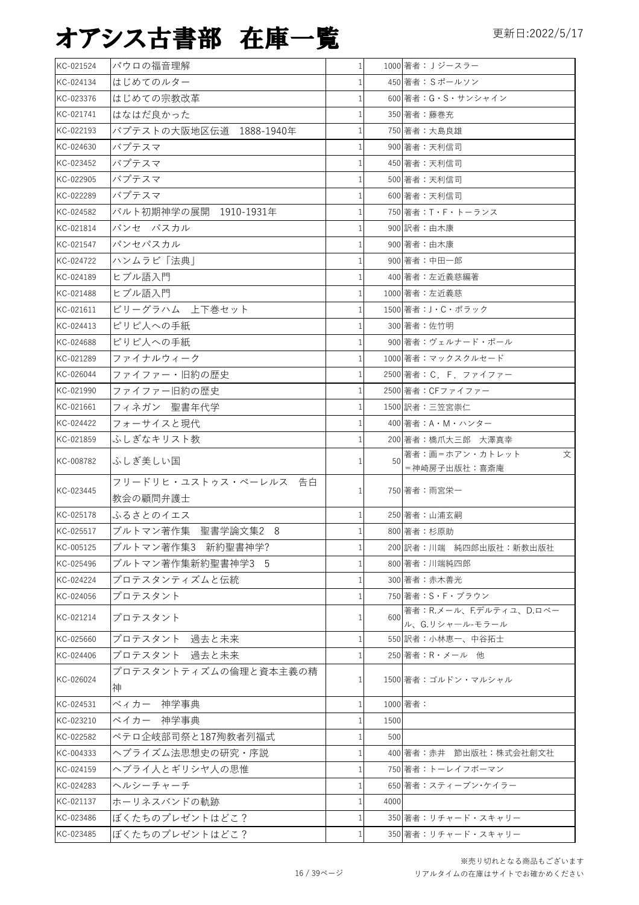# オアシス古書部　在庫一覧

更新日:2022/5/17

| | | | | |
|---|---|---|---|---|
| KC-021524 | パウロの福音理解 | 1 | 1000 | 著者：Ｊジースラー |
| KC-024134 | はじめてのルター | 1 | 450 | 著者：Ｓポールソン |
| KC-023376 | はじめての宗教改革 | 1 | 600 | 著者：G・S・サンシャイン |
| KC-021741 | はなはだ良かった | 1 | 350 | 著者：藤巻充 |
| KC-022193 | バプテストの大阪地区伝道　1888-1940年 | 1 | 750 | 著者：大島良雄 |
| KC-024630 | バプテスマ | 1 | 900 | 著者：天利信司 |
| KC-023452 | バプテスマ | 1 | 450 | 著者：天利信司 |
| KC-022905 | バプテスマ | 1 | 500 | 著者：天利信司 |
| KC-022289 | バプテスマ | 1 | 600 | 著者：天利信司 |
| KC-024582 | バルト初期神学の展開　1910-1931年 | 1 | 750 | 著者：T・F・トーランス |
| KC-021814 | パンセ　パスカル | 1 | 900 | 訳者：由木康 |
| KC-021547 | パンセパスカル | 1 | 900 | 著者：由木康 |
| KC-024722 | ハンムラビ「法典」 | 1 | 900 | 著者：中田一郎 |
| KC-024189 | ヒブル語入門 | 1 | 400 | 著者：左近義慈編著 |
| KC-021488 | ヒブル語入門 | 1 | 1000 | 著者：左近義慈 |
| KC-021611 | ビリーグラハム　上下巻セット | 1 | 1500 | 著者：J・C・ポラック |
| KC-024413 | ピリピ人への手紙 | 1 | 300 | 著者：佐竹明 |
| KC-024688 | ピリピ人への手紙 | 1 | 900 | 著者：ヴェルナード・ボール |
| KC-021289 | ファイナルウィーク | 1 | 1000 | 著者：マックスクルセード |
| KC-026044 | ファイファー・旧約の歴史 | 1 | 2500 | 著者：C．F．ファイファー |
| KC-021990 | ファイファー旧約の歴史 | 1 | 2500 | 著者：CFファイファー |
| KC-021661 | フィネガン　聖書年代学 | 1 | 1500 | 訳者：三笠宮崇仁 |
| KC-024422 | フォーサイスと現代 | 1 | 400 | 著者：A・M・ハンター |
| KC-021859 | ふしぎなキリスト教 | 1 | 200 | 著者：橋爪大三郎　大澤真幸 |
| KC-008782 | ふしぎ美しい国 | 1 | 50 | 著者：画＝ホアン・カトレット　文＝神崎房子出版社：喜斎庵 |
| KC-023445 | フリードリヒ・ユストゥス・ペーレルス　告白教会の顧問弁護士 | 1 | 750 | 著者：雨宮栄一 |
| KC-025178 | ふるさとのイエス | 1 | 250 | 著者：山浦玄嗣 |
| KC-025517 | ブルトマン著作集　聖書学論文集2　8 | 1 | 800 | 著者：杉原助 |
| KC-005125 | ブルトマン著作集3　新約聖書神学? | 1 | 200 | 訳者：川端　純四郎出版社：新教出版社 |
| KC-025496 | ブルトマン著作集新約聖書神学3　5 | 1 | 800 | 著者：川端純四郎 |
| KC-024224 | プロテスタンティズムと伝統 | 1 | 300 | 著者：赤木善光 |
| KC-024056 | プロテスタント | 1 | 750 | 著者：S・F・ブラウン |
| KC-021214 | プロテスタント | 1 | 600 | 著者：R.メール、F.デルティユ、D.ロベール、G.リシャール-モラール |
| KC-025660 | プロテスタント　過去と未来 | 1 | 550 | 訳者：小林恵一、中谷拓士 |
| KC-024406 | プロテスタント　過去と未来 | 1 | 250 | 著者：R・メール　他 |
| KC-026024 | プロテスタントティズムの倫理と資本主義の精神 | 1 | 1500 | 著者：ゴルドン・マルシャル |
| KC-024531 | ベィカー　神学事典 | 1 | 1000 | 著者： |
| KC-023210 | ベイカー　神学事典 | 1 | 1500 | |
| KC-022582 | ペテロ岐部司祭と187殉教者列福式 | 1 | 500 | |
| KC-004333 | ヘブライズム法思想史の研究・序説 | 1 | 400 | 著者：赤井　節出版社：株式会社創文社 |
| KC-024159 | ヘブライ人とギリシヤ人の思惟 | 1 | 750 | 著者：トーレイフボーマン |
| KC-024283 | ヘルシーチャーチ | 1 | 650 | 著者：スティーブン・ケイラー |
| KC-021137 | ホーリネスバンドの軌跡 | 1 | 4000 | |
| KC-023486 | ぼくたちのプレゼントはどこ？ | 1 | 350 | 著者：リチャード・スキャリー |
| KC-023485 | ぼくたちのプレゼントはどこ？ | 1 | 350 | 著者：リチャード・スキャリー |

※売り切れとなる商品もございます
リアルタイムの在庫はサイトでお確かめください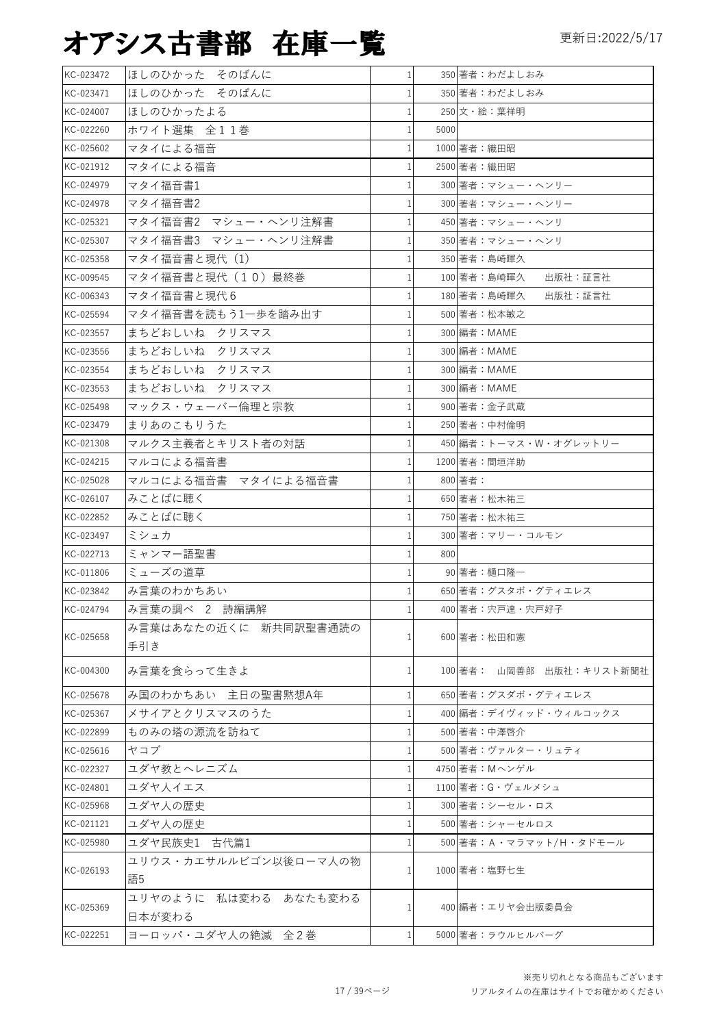# オアシス古書部　在庫一覧

更新日:2022/5/17

| | | | | |
|---|---|---|---|---|
| KC-023472 | ほしのひかった　そのばんに | 1 | 350 | 著者：わだよしおみ |
| KC-023471 | ほしのひかった　そのばんに | 1 | 350 | 著者：わだよしおみ |
| KC-024007 | ほしのひかったよる | 1 | 250 | 文・絵：葉祥明 |
| KC-022260 | ホワイト選集　全１１巻 | 1 | 5000 | |
| KC-025602 | マタイによる福音 | 1 | 1000 | 著者：織田昭 |
| KC-021912 | マタイによる福音 | 1 | 2500 | 著者：織田昭 |
| KC-024979 | マタイ福音書1 | 1 | 300 | 著者：マシュー・ヘンリー |
| KC-024978 | マタイ福音書2 | 1 | 300 | 著者：マシュー・ヘンリー |
| KC-025321 | マタイ福音書2　マシュー・ヘンリ注解書 | 1 | 450 | 著者：マシュー・ヘンリ |
| KC-025307 | マタイ福音書3　マシュー・ヘンリ注解書 | 1 | 350 | 著者：マシュー・ヘンリ |
| KC-025358 | マタイ福音書と現代（1） | 1 | 350 | 著者：島崎暉久 |
| KC-009545 | マタイ福音書と現代（１０）最終巻 | 1 | 100 | 著者：島崎暉久　　出版社：証言社 |
| KC-006343 | マタイ福音書と現代６ | 1 | 180 | 著者：島崎暉久　　出版社：証言社 |
| KC-025594 | マタイ福音書を読もう1一歩を踏み出す | 1 | 500 | 著者：松本敏之 |
| KC-023557 | まちどおしいね　クリスマス | 1 | 300 | 編者：MAME |
| KC-023556 | まちどおしいね　クリスマス | 1 | 300 | 編者：MAME |
| KC-023554 | まちどおしいね　クリスマス | 1 | 300 | 編者：MAME |
| KC-023553 | まちどおしいね　クリスマス | 1 | 300 | 編者：MAME |
| KC-025498 | マックス・ウェーバー倫理と宗教 | 1 | 900 | 著者：金子武蔵 |
| KC-023479 | まりあのこもりうた | 1 | 250 | 著者：中村倫明 |
| KC-021308 | マルクス主義者とキリスト者の対話 | 1 | 450 | 編者：トーマス・W・オグレットリー |
| KC-024215 | マルコによる福音書 | 1 | 1200 | 著者：間垣洋助 |
| KC-025028 | マルコによる福音書　マタイによる福音書 | 1 | 800 | 著者： |
| KC-026107 | みことばに聴く | 1 | 650 | 著者：松木祐三 |
| KC-022852 | みことばに聴く | 1 | 750 | 著者：松木祐三 |
| KC-023497 | ミシュカ | 1 | 300 | 著者：マリー・コルモン |
| KC-022713 | ミャンマー語聖書 | 1 | 800 | |
| KC-011806 | ミューズの道草 | 1 | 90 | 著者：樋口隆一 |
| KC-023842 | み言葉のわかちあい | 1 | 650 | 著者：グスタボ・グティエレス |
| KC-024794 | み言葉の調べ　２　詩編講解 | 1 | 400 | 著者：宍戸達・宍戸好子 |
| KC-025658 | み言葉はあなたの近くに　新共同訳聖書通読の手引き | 1 | 600 | 著者：松田和憲 |
| KC-004300 | み言葉を食らって生きよ | 1 | 100 | 著者：　山岡善郎　出版社：キリスト新聞社 |
| KC-025678 | み国のわかちあい　主日の聖書黙想A年 | 1 | 650 | 著者：グスダボ・グティエレス |
| KC-025367 | メサイアとクリスマスのうた | 1 | 400 | 編者：デイヴィッド・ウィルコックス |
| KC-022899 | ものみの塔の源流を訪ねて | 1 | 500 | 著者：中澤啓介 |
| KC-025616 | ヤコブ | 1 | 500 | 著者：ヴァルター・リュティ |
| KC-022327 | ユダヤ教とヘレニズム | 1 | 4750 | 著者：Mヘンゲル |
| KC-024801 | ユダヤ人イエス | 1 | 1100 | 著者：G・ヴェルメシュ |
| KC-025968 | ユダヤ人の歴史 | 1 | 300 | 著者：シーセル・ロス |
| KC-021121 | ユダヤ人の歴史 | 1 | 500 | 著者：シャーセルロス |
| KC-025980 | ユダヤ民族史1　古代篇1 | 1 | 500 | 著者：A・マラマット/H・タドモール |
| KC-026193 | ユリウス・カエサルルビゴン以後ローマ人の物語5 | 1 | 1000 | 著者：塩野七生 |
| KC-025369 | ユリヤのように　私は変わる　あなたも変わる　日本が変わる | 1 | 400 | 編者：エリヤ会出版委員会 |
| KC-022251 | ヨーロッパ・ユダヤ人の絶滅　全２巻 | 1 | 5000 | 著者：ラウルヒルバーグ |

※売り切れとなる商品もございます
リアルタイムの在庫はサイトでお確かめください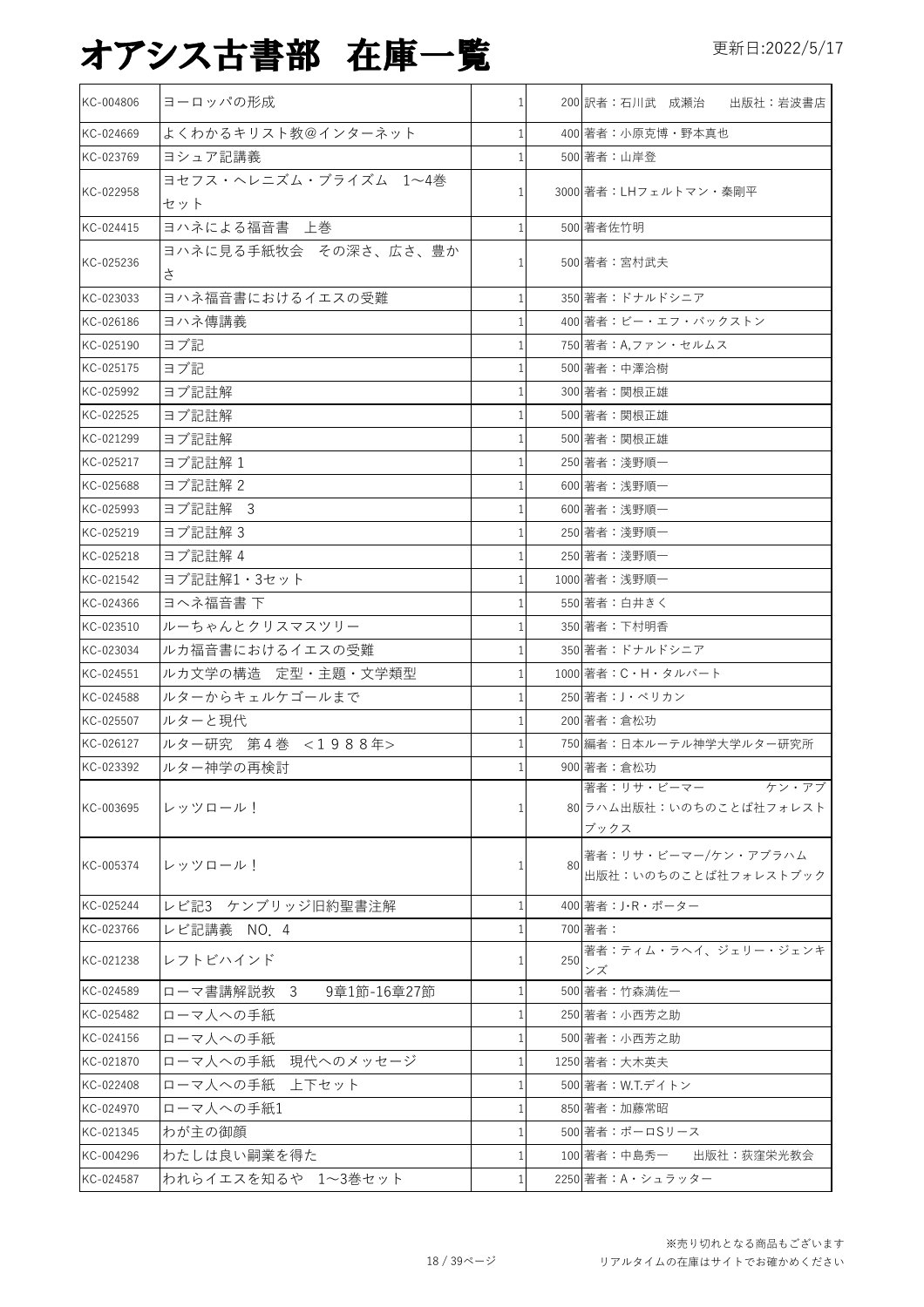# オアシス古書部　在庫一覧

更新日:2022/5/17

| | | | | |
|---|---|---|---|---|
| KC-004806 | ヨーロッパの形成 | 1 | 200 | 訳者：石川武　成瀬治　　出版社：岩波書店 |
| KC-024669 | よくわかるキリスト教@インターネット | 1 | 400 | 著者：小原克博・野本真也 |
| KC-023769 | ヨシュア記講義 | 1 | 500 | 著者：山岸登 |
| KC-022958 | ヨセフス・ヘレニズム・プライズム　1〜4巻セット | 1 | 3000 | 著者：LHフェルトマン・秦剛平 |
| KC-024415 | ヨハネによる福音書　上巻 | 1 | 500 | 著者佐竹明 |
| KC-025236 | ヨハネに見る手紙牧会　その深さ、広さ、豊かさ | 1 | 500 | 著者：宮村武夫 |
| KC-023033 | ヨハネ福音書におけるイエスの受難 | 1 | 350 | 著者：ドナルドシニア |
| KC-026186 | ヨハネ傳講義 | 1 | 400 | 著者：ビー・エフ・バックストン |
| KC-025190 | ヨブ記 | 1 | 750 | 著者：A,ファン・セルムス |
| KC-025175 | ヨブ記 | 1 | 500 | 著者：中澤洽樹 |
| KC-025992 | ヨブ記註解 | 1 | 300 | 著者：関根正雄 |
| KC-022525 | ヨブ記註解 | 1 | 500 | 著者：関根正雄 |
| KC-021299 | ヨブ記註解 | 1 | 500 | 著者：関根正雄 |
| KC-025217 | ヨブ記註解 1 | 1 | 250 | 著者：淺野順一 |
| KC-025688 | ヨブ記註解 2 | 1 | 600 | 著者：淺野順一 |
| KC-025993 | ヨブ記註解　3 | 1 | 600 | 著者：淺野順一 |
| KC-025219 | ヨブ記註解 3 | 1 | 250 | 著者：淺野順一 |
| KC-025218 | ヨブ記註解 4 | 1 | 250 | 著者：淺野順一 |
| KC-021542 | ヨブ記註解1・3セット | 1 | 1000 | 著者：淺野順一 |
| KC-024366 | ヨヘネ福音書 下 | 1 | 550 | 著者：白井きく |
| KC-023510 | ルーちゃんとクリスマスツリー | 1 | 350 | 著者：下村明香 |
| KC-023034 | ルカ福音書におけるイエスの受難 | 1 | 350 | 著者：ドナルドシニア |
| KC-024551 | ルカ文学の構造　定型・主題・文学類型 | 1 | 1000 | 著者：C・H・タルバート |
| KC-024588 | ルターからキェルケゴールまで | 1 | 250 | 著者：J・ペリカン |
| KC-025507 | ルターと現代 | 1 | 200 | 著者：倉松功 |
| KC-026127 | ルター研究　第４巻　＜１９８８年＞ | 1 | 750 | 編著：日本ルーテル神学大学ルター研究所 |
| KC-023392 | ルター神学の再検討 | 1 | 900 | 著者：倉松功 |
| KC-003695 | レッツロール！ | 1 | 80 | 著者：リサ・ビーマー　　　　ケン・アブラハム出版社：いのちのことば社フォレストブックス |
| KC-005374 | レッツロール！ | 1 | 80 | 著者：リサ・ビーマー/ケン・アブラハム　出版社：いのちのことば社フォレストブック |
| KC-025244 | レビ記3　ケンブリッジ旧約聖書注解 | 1 | 400 | 著者：J･R・ポーター |
| KC-023766 | レビ記講義　NO．4 | 1 | 700 | 著者： |
| KC-021238 | レフトビハインド | 1 | 250 | 著者：ティム・ラヘイ、ジェリー・ジェンキンズ |
| KC-024589 | ローマ書講解説教　3　　9章1節-16章27節 | 1 | 500 | 著者：竹森満佐一 |
| KC-025482 | ローマ人への手紙 | 1 | 250 | 著者：小西芳之助 |
| KC-024156 | ローマ人への手紙 | 1 | 500 | 著者：小西芳之助 |
| KC-021870 | ローマ人への手紙　現代へのメッセージ | 1 | 1250 | 著者：大木英夫 |
| KC-022408 | ローマ人への手紙　上下セット | 1 | 500 | 著者：W.T.デイトン |
| KC-024970 | ローマ人への手紙1 | 1 | 850 | 著者：加藤常昭 |
| KC-021345 | わが主の御顔 | 1 | 500 | 著者：ポーロSリース |
| KC-004296 | わたしは良い嗣業を得た | 1 | 100 | 著者：中島秀一　　出版社：荻窪栄光教会 |
| KC-024587 | われらイエスを知るや　1〜3巻セット | 1 | 2250 | 著者：A・シュラッター |

※売り切れとなる商品もございます
リアルタイムの在庫はサイトでお確かめください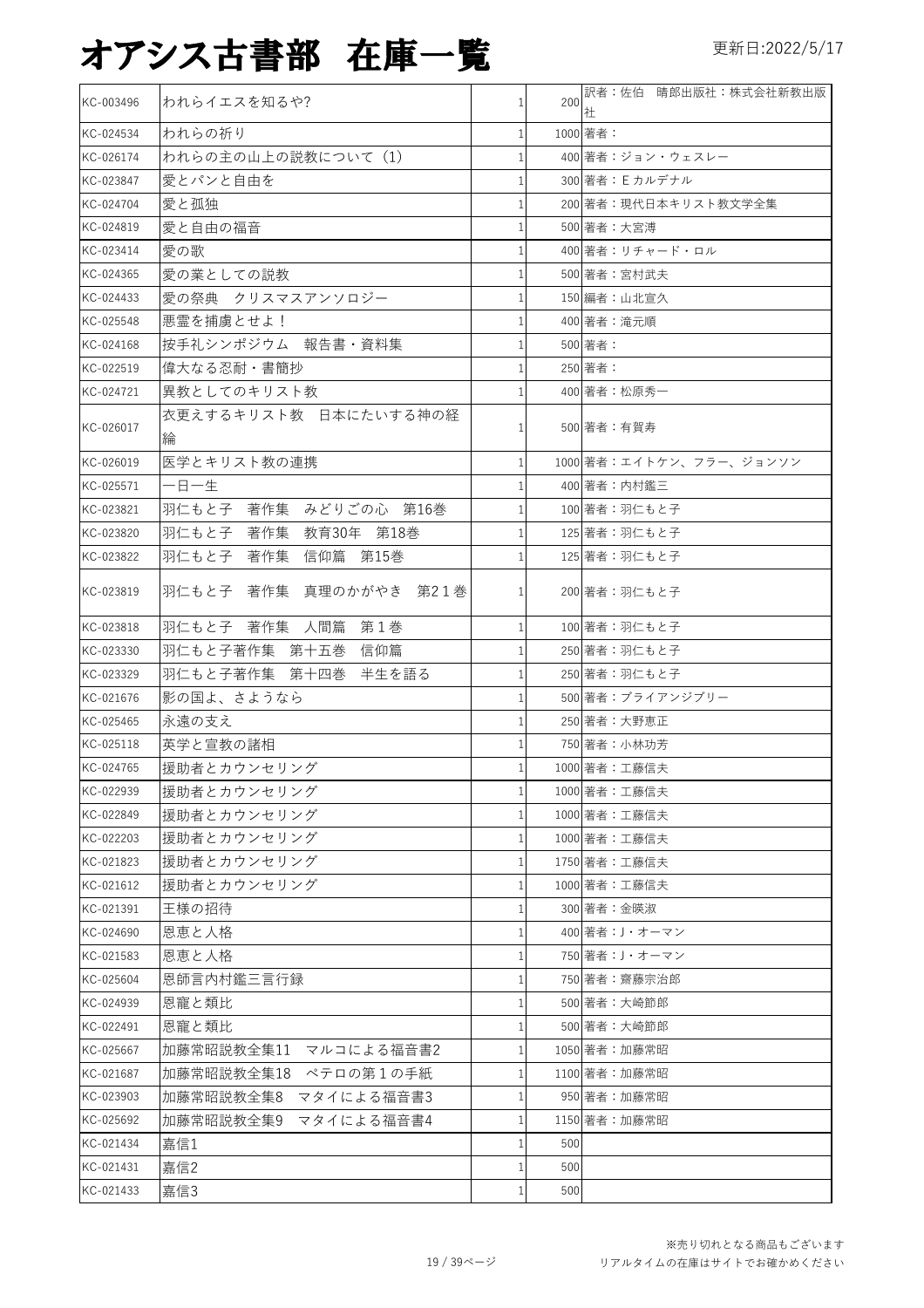# オアシス古書部 在庫一覧

更新日:2022/5/17

| | | | | |
|---|---|---|---|---|
| KC-003496 | われらイエスを知るや? | 1 | 200 | 訳者：佐伯　晴郎出版社：株式会社新教出版社 |
| KC-024534 | われらの祈り | 1 | 1000 | 著者： |
| KC-026174 | われらの主の山上の説教について（1） | 1 | 400 | 著者：ジョン・ウェスレー |
| KC-023847 | 愛とパンと自由を | 1 | 300 | 著者：Ｅカルデナル |
| KC-024704 | 愛と孤独 | 1 | 200 | 著者：現代日本キリスト教文学全集 |
| KC-024819 | 愛と自由の福音 | 1 | 500 | 著者：大宮溥 |
| KC-023414 | 愛の歌 | 1 | 400 | 著者：リチャード・ロル |
| KC-024365 | 愛の業としての説教 | 1 | 500 | 著者：宮村武夫 |
| KC-024433 | 愛の祭典　クリスマスアンソロジー | 1 | 150 | 編者：山北宣久 |
| KC-025548 | 悪霊を捕虜とせよ！ | 1 | 400 | 著者：滝元順 |
| KC-024168 | 按手礼シンポジウム　報告書・資料集 | 1 | 500 | 著者： |
| KC-022519 | 偉大なる忍耐・書簡抄 | 1 | 250 | 著者： |
| KC-024721 | 異教としてのキリスト教 | 1 | 400 | 著者：松原秀一 |
| KC-026017 | 衣更えするキリスト教　日本にたいする神の経綸 | 1 | 500 | 著者：有賀寿 |
| KC-026019 | 医学とキリスト教の連携 | 1 | 1000 | 著者：エイトケン、フラー、ジョンソン |
| KC-025571 | 一日一生 | 1 | 400 | 著者：内村鑑三 |
| KC-023821 | 羽仁もと子　著作集　みどりごの心　第16巻 | 1 | 100 | 著者：羽仁もと子 |
| KC-023820 | 羽仁もと子　著作集　教育30年　第18巻 | 1 | 125 | 著者：羽仁もと子 |
| KC-023822 | 羽仁もと子　著作集　信仰篇　第15巻 | 1 | 125 | 著者：羽仁もと子 |
| KC-023819 | 羽仁もと子　著作集　真理のかがやき　第２１巻 | 1 | 200 | 著者：羽仁もと子 |
| KC-023818 | 羽仁もと子　著作集　人間篇　第１巻 | 1 | 100 | 著者：羽仁もと子 |
| KC-023330 | 羽仁もと子著作集　第十五巻　信仰篇 | 1 | 250 | 著者：羽仁もと子 |
| KC-023329 | 羽仁もと子著作集　第十四巻　半生を語る | 1 | 250 | 著者：羽仁もと子 |
| KC-021676 | 影の国よ、さようなら | 1 | 500 | 著者：ブライアンジブリー |
| KC-025465 | 永遠の支え | 1 | 250 | 著者：大野恵正 |
| KC-025118 | 英学と宣教の諸相 | 1 | 750 | 著者：小林功芳 |
| KC-024765 | 援助者とカウンセリング | 1 | 1000 | 著者：工藤信夫 |
| KC-022939 | 援助者とカウンセリング | 1 | 1000 | 著者：工藤信夫 |
| KC-022849 | 援助者とカウンセリング | 1 | 1000 | 著者：工藤信夫 |
| KC-022203 | 援助者とカウンセリング | 1 | 1000 | 著者：工藤信夫 |
| KC-021823 | 援助者とカウンセリング | 1 | 1750 | 著者：工藤信夫 |
| KC-021612 | 援助者とカウンセリング | 1 | 1000 | 著者：工藤信夫 |
| KC-021391 | 王様の招待 | 1 | 300 | 著者：金暎淑 |
| KC-024690 | 恩恵と人格 | 1 | 400 | 著者：J・オーマン |
| KC-021583 | 恩恵と人格 | 1 | 750 | 著者：J・オーマン |
| KC-025604 | 恩師言内村鑑三言行録 | 1 | 750 | 著者：齋藤宗治郎 |
| KC-024939 | 恩寵と類比 | 1 | 500 | 著者：大崎節郎 |
| KC-022491 | 恩寵と類比 | 1 | 500 | 著者：大崎節郎 |
| KC-025667 | 加藤常昭説教全集11　マルコによる福音書2 | 1 | 1050 | 著者：加藤常昭 |
| KC-021687 | 加藤常昭説教全集18　ペテロの第１の手紙 | 1 | 1100 | 著者：加藤常昭 |
| KC-023903 | 加藤常昭説教全集8　マタイによる福音書3 | 1 | 950 | 著者：加藤常昭 |
| KC-025692 | 加藤常昭説教全集9　マタイによる福音書4 | 1 | 1150 | 著者：加藤常昭 |
| KC-021434 | 嘉信1 | 1 | 500 | |
| KC-021431 | 嘉信2 | 1 | 500 | |
| KC-021433 | 嘉信3 | 1 | 500 | |

※売り切れとなる商品もございます
リアルタイムの在庫はサイトでお確かめください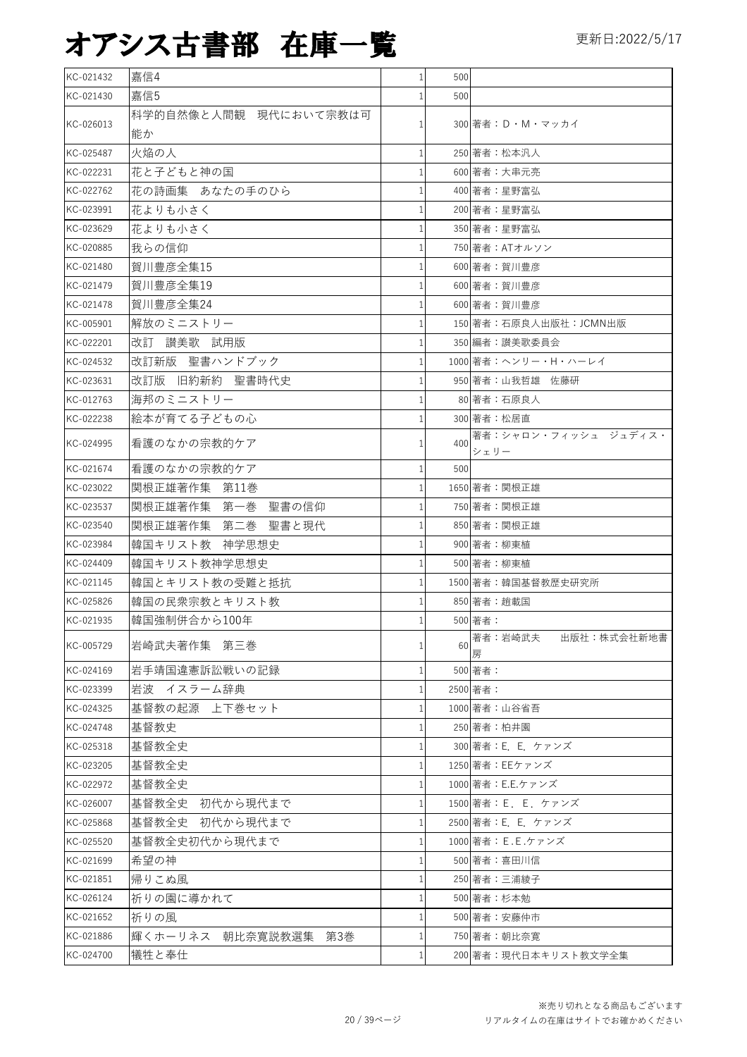# オアシス古書部　在庫一覧

更新日:2022/5/17

| | | | | |
|---|---|---|---|---|
| KC-021432 | 嘉信4 | 1 | 500 | |
| KC-021430 | 嘉信5 | 1 | 500 | |
| KC-026013 | 科学的自然像と人間観　現代において宗教は可能か | 1 | 300 | 著者：D・M・マッカイ |
| KC-025487 | 火焔の人 | 1 | 250 | 著者：松本汎人 |
| KC-022231 | 花と子どもと神の国 | 1 | 600 | 著者：大串元亮 |
| KC-022762 | 花の詩画集　あなたの手のひら | 1 | 400 | 著者：星野富弘 |
| KC-023991 | 花よりも小さく | 1 | 200 | 著者：星野富弘 |
| KC-023629 | 花よりも小さく | 1 | 350 | 著者：星野富弘 |
| KC-020885 | 我らの信仰 | 1 | 750 | 著者：ATオルソン |
| KC-021480 | 賀川豊彦全集15 | 1 | 600 | 著者：賀川豊彦 |
| KC-021479 | 賀川豊彦全集19 | 1 | 600 | 著者：賀川豊彦 |
| KC-021478 | 賀川豊彦全集24 | 1 | 600 | 著者：賀川豊彦 |
| KC-005901 | 解放のミニストリー | 1 | 150 | 著者：石原良人出版社：JCMN出版 |
| KC-022201 | 改訂　讃美歌　試用版 | 1 | 350 | 編者：讃美歌委員会 |
| KC-024532 | 改訂新版　聖書ハンドブック | 1 | 1000 | 著者：ヘンリー・H・ハーレイ |
| KC-023631 | 改訂版　旧約新約　聖書時代史 | 1 | 950 | 著者：山我哲雄　佐藤研 |
| KC-012763 | 海邦のミニストリー | 1 | 80 | 著者：石原良人 |
| KC-022238 | 絵本が育てる子どもの心 | 1 | 300 | 著者：松居直 |
| KC-024995 | 看護のなかの宗教的ケア | 1 | 400 | 著者：シャロン・フィッシュ　ジュディス・シェリー |
| KC-021674 | 看護のなかの宗教的ケア | 1 | 500 | |
| KC-023022 | 関根正雄著作集　第11巻 | 1 | 1650 | 著者：関根正雄 |
| KC-023537 | 関根正雄著作集　第一巻　聖書の信仰 | 1 | 750 | 著者：関根正雄 |
| KC-023540 | 関根正雄著作集　第二巻　聖書と現代 | 1 | 850 | 著者：関根正雄 |
| KC-023984 | 韓国キリスト教　神学思想史 | 1 | 900 | 著者：柳東植 |
| KC-024409 | 韓国キリスト教神学思想史 | 1 | 500 | 著者：柳東植 |
| KC-021145 | 韓国とキリスト教の受難と抵抗 | 1 | 1500 | 著者：韓国基督教歴史研究所 |
| KC-025826 | 韓国の民衆宗教とキリスト教 | 1 | 850 | 著者：趙載国 |
| KC-021935 | 韓国強制併合から100年 | 1 | 500 | 著者： |
| KC-005729 | 岩崎武夫著作集　第三巻 | 1 | 60 | 著者：岩崎武夫　　出版社：株式会社新地書房 |
| KC-024169 | 岩手靖国違憲訴訟戦いの記録 | 1 | 500 | 著者： |
| KC-023399 | 岩波　イスラーム辞典 | 1 | 2500 | 著者： |
| KC-024325 | 基督教の起源　上下巻セット | 1 | 1000 | 著者：山谷省吾 |
| KC-024748 | 基督教史 | 1 | 250 | 著者：柏井園 |
| KC-025318 | 基督教全史 | 1 | 300 | 著者：E．E．ケァンズ |
| KC-023205 | 基督教全史 | 1 | 1250 | 著者：EEケァンズ |
| KC-022972 | 基督教全史 | 1 | 1000 | 著者：E.E.ケァンズ |
| KC-026007 | 基督教全史　初代から現代まで | 1 | 1500 | 著者：E．E．ケァンズ |
| KC-025868 | 基督教全史　初代から現代まで | 1 | 2500 | 著者：E．E．ケァンズ |
| KC-025520 | 基督教全史初代から現代まで | 1 | 1000 | 著者：E.E.ケァンズ |
| KC-021699 | 希望の神 | 1 | 500 | 著者：喜田川信 |
| KC-021851 | 帰りこぬ風 | 1 | 250 | 著者：三浦綾子 |
| KC-026124 | 祈りの園に導かれて | 1 | 500 | 著者：杉本勉 |
| KC-021652 | 祈りの風 | 1 | 500 | 著者：安藤仲市 |
| KC-021886 | 輝くホーリネス　朝比奈寛説教選集　第3巻 | 1 | 750 | 著者：朝比奈寛 |
| KC-024700 | 犠牲と奉仕 | 1 | 200 | 著者：現代日本キリスト教文学全集 |

※売り切れとなる商品もございます
リアルタイムの在庫はサイトでお確かめください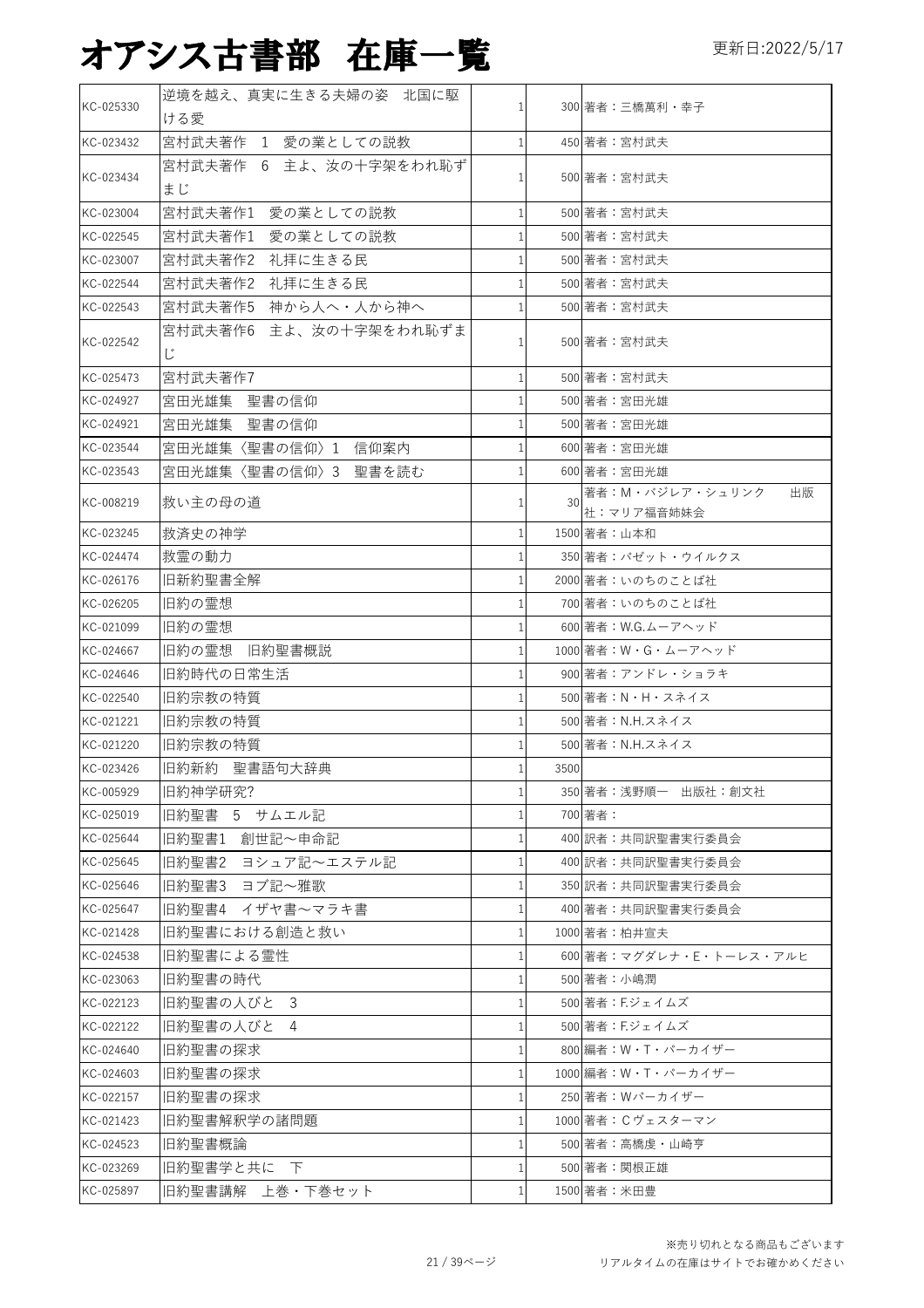# オアシス古書部 在庫一覧

更新日:2022/5/17

| | | | | |
|---|---|---|---|---|
| KC-025330 | 逆境を越え、真実に生きる夫婦の姿 北国に駆ける愛 | 1 | 300 | 著者：三橋萬利・幸子 |
| KC-023432 | 宮村武夫著作 1 愛の業としての説教 | 1 | 450 | 著者：宮村武夫 |
| KC-023434 | 宮村武夫著作 6 主よ、汝の十字架をわれ恥ずまじ | 1 | 500 | 著者：宮村武夫 |
| KC-023004 | 宮村武夫著作1 愛の業としての説教 | 1 | 500 | 著者：宮村武夫 |
| KC-022545 | 宮村武夫著作1 愛の業としての説教 | 1 | 500 | 著者：宮村武夫 |
| KC-023007 | 宮村武夫著作2 礼拝に生きる民 | 1 | 500 | 著者：宮村武夫 |
| KC-022544 | 宮村武夫著作2 礼拝に生きる民 | 1 | 500 | 著者：宮村武夫 |
| KC-022543 | 宮村武夫著作5 神から人へ・人から神へ | 1 | 500 | 著者：宮村武夫 |
| KC-022542 | 宮村武夫著作6 主よ、汝の十字架をわれ恥ずまじ | 1 | 500 | 著者：宮村武夫 |
| KC-025473 | 宮村武夫著作7 | 1 | 500 | 著者：宮村武夫 |
| KC-024927 | 宮田光雄集 聖書の信仰 | 1 | 500 | 著者：宮田光雄 |
| KC-024921 | 宮田光雄集 聖書の信仰 | 1 | 500 | 著者：宮田光雄 |
| KC-023544 | 宮田光雄集〈聖書の信仰〉1 信仰案内 | 1 | 600 | 著者：宮田光雄 |
| KC-023543 | 宮田光雄集〈聖書の信仰〉3 聖書を読む | 1 | 600 | 著者：宮田光雄 |
| KC-008219 | 救い主の母の道 | 1 | 30 | 著者：M・バジレア・シュリンク 出版社：マリア福音姉妹会 |
| KC-023245 | 救済史の神学 | 1 | 1500 | 著者：山本和 |
| KC-024474 | 救霊の動力 | 1 | 350 | 著者：バゼット・ウイルクス |
| KC-026176 | 旧新約聖書全解 | 1 | 2000 | 著者：いのちのことば社 |
| KC-026205 | 旧約の霊想 | 1 | 700 | 著者：いのちのことば社 |
| KC-021099 | 旧約の霊想 | 1 | 600 | 著者：W.G.ムーアヘッド |
| KC-024667 | 旧約の霊想 旧約聖書概説 | 1 | 1000 | 著者：W・G・ムーアヘッド |
| KC-024646 | 旧約時代の日常生活 | 1 | 900 | 著者：アンドレ・ショラキ |
| KC-022540 | 旧約宗教の特質 | 1 | 500 | 著者：N・H・スネイス |
| KC-021221 | 旧約宗教の特質 | 1 | 500 | 著者：N.H.スネイス |
| KC-021220 | 旧約宗教の特質 | 1 | 500 | 著者：N.H.スネイス |
| KC-023426 | 旧約新約 聖書語句大辞典 | 1 | 3500 | |
| KC-005929 | 旧約神学研究? | 1 | 350 | 著者：浅野順一 出版社：創文社 |
| KC-025019 | 旧約聖書 5 サムエル記 | 1 | 700 | 著者： |
| KC-025644 | 旧約聖書1 創世記～申命記 | 1 | 400 | 訳者：共同訳聖書実行委員会 |
| KC-025645 | 旧約聖書2 ヨシュア記～エステル記 | 1 | 400 | 訳者：共同訳聖書実行委員会 |
| KC-025646 | 旧約聖書3 ヨブ記～雅歌 | 1 | 350 | 訳者：共同訳聖書実行委員会 |
| KC-025647 | 旧約聖書4 イザヤ書～マラキ書 | 1 | 400 | 著者：共同訳聖書実行委員会 |
| KC-021428 | 旧約聖書における創造と救い | 1 | 1000 | 著者：柏井宣夫 |
| KC-024538 | 旧約聖書による霊性 | 1 | 600 | 著者：マグダレナ・E・トーレス・アルヒ |
| KC-023063 | 旧約聖書の時代 | 1 | 500 | 著者：小嶋潤 |
| KC-022123 | 旧約聖書の人びと 3 | 1 | 500 | 著者：F.ジェイムズ |
| KC-022122 | 旧約聖書の人びと 4 | 1 | 500 | 著者：F.ジェイムズ |
| KC-024640 | 旧約聖書の探求 | 1 | 800 | 編著：W・T・パーカイザー |
| KC-024603 | 旧約聖書の探求 | 1 | 1000 | 編著：W・T・パーカイザー |
| KC-022157 | 旧約聖書の探求 | 1 | 250 | 著者：Wパーカイザー |
| KC-021423 | 旧約聖書解釈学の諸問題 | 1 | 1000 | 著者：Cヴェスターマン |
| KC-024523 | 旧約聖書概論 | 1 | 500 | 著者：高橋虔・山崎亨 |
| KC-023269 | 旧約聖書学と共に 下 | 1 | 500 | 著者：関根正雄 |
| KC-025897 | 旧約聖書講解 上巻・下巻セット | 1 | 1500 | 著者：米田豊 |

※売り切れとなる商品もございます
リアルタイムの在庫はサイトでお確かめください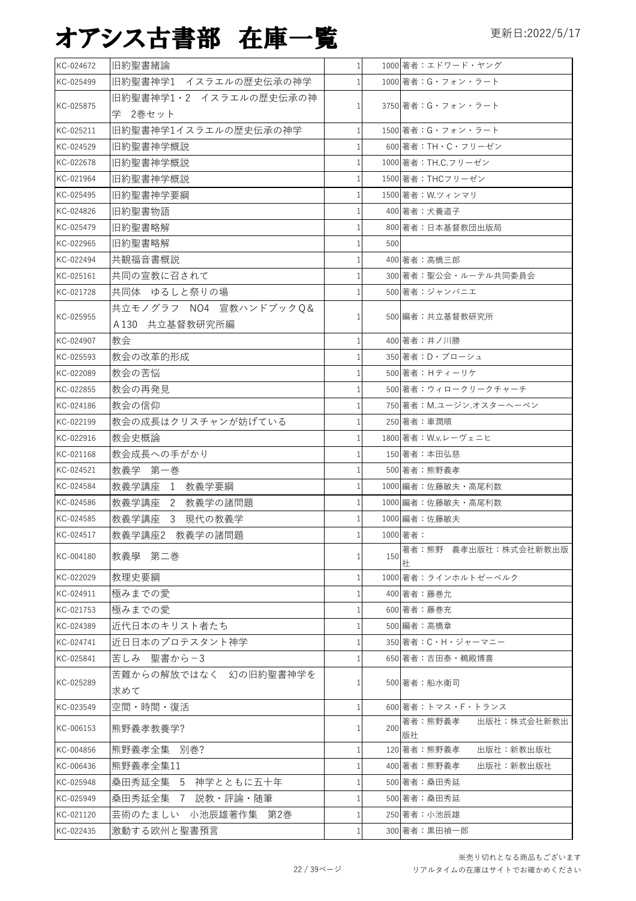# オアシス古書部　在庫一覧

更新日:2022/5/17

| | | | | |
|---|---|---|---|---|
| KC-024672 | 旧約聖書緒論 | 1 | 1000 | 著者：エドワード・ヤング |
| KC-025499 | 旧約聖書神学1　イスラエルの歴史伝承の神学 | 1 | 1000 | 著者：G・フォン・ラート |
| KC-025875 | 旧約聖書神学1・2　イスラエルの歴史伝承の神学　2巻セット | 1 | 3750 | 著者：G・フォン・ラート |
| KC-025211 | 旧約聖書神学1イスラエルの歴史伝承の神学 | 1 | 1500 | 著者：G・フォン・ラート |
| KC-024529 | 旧約聖書神学概説 | 1 | 600 | 著者：TH・C・フリーゼン |
| KC-022678 | 旧約聖書神学概説 | 1 | 1000 | 著者：TH.C.フリーゼン |
| KC-021964 | 旧約聖書神学概説 | 1 | 1500 | 著者：THCフリーゼン |
| KC-025495 | 旧約聖書神学要綱 | 1 | 1500 | 著者：W.ツィンマリ |
| KC-024826 | 旧約聖書物語 | 1 | 400 | 著者：犬養道子 |
| KC-025479 | 旧約聖書略解 | 1 | 800 | 著者：日本基督教団出版局 |
| KC-022965 | 旧約聖書略解 | 1 | 500 | |
| KC-022494 | 共観福音書概説 | 1 | 400 | 著者：高橋三郎 |
| KC-025161 | 共同の宣教に召されて | 1 | 300 | 著者：聖公会・ルーテル共同委員会 |
| KC-021728 | 共同体　ゆるしと祭りの場 | 1 | 500 | 著者：ジャンバニエ |
| KC-025955 | 共立モノグラフ　NO4　宣教ハンドブックQ&A130　共立基督教研究所編 | 1 | 500 | 編者：共立基督教研究所 |
| KC-024907 | 教会 | 1 | 400 | 著者：井ノ川勝 |
| KC-025593 | 教会の改革的形成 | 1 | 350 | 著者：D・ブローシュ |
| KC-022089 | 教会の苦悩 | 1 | 500 | 著者：Hティーリケ |
| KC-022855 | 教会の再発見 | 1 | 500 | 著者：ウィロークリークチャーチ |
| KC-024186 | 教会の信仰 | 1 | 750 | 著者：M.ユージン.オスターヘーベン |
| KC-022199 | 教会の成長はクリスチャンが妨げている | 1 | 250 | 著者：車潤順 |
| KC-022916 | 教会史概論 | 1 | 1800 | 著者：W.v.レーヴェニヒ |
| KC-021168 | 教会成長への手がかり | 1 | 150 | 著者：本田弘慈 |
| KC-024521 | 教義学　第一巻 | 1 | 500 | 著者：熊野義孝 |
| KC-024584 | 教義学講座　1　教義学要綱 | 1 | 1000 | 編者：佐藤敏夫・高尾利数 |
| KC-024586 | 教義学講座　2　教義学の諸問題 | 1 | 1000 | 編者：佐藤敏夫・高尾利数 |
| KC-024585 | 教義学講座　3　現代の教義学 | 1 | 1000 | 編者：佐藤敏夫 |
| KC-024517 | 教義学講座2　教義学の諸問題 | 1 | 1000 | 著者： |
| KC-004180 | 教義學　第二巻 | 1 | 150 | 著者：熊野　義孝出版社：株式会社新教出版社 |
| KC-022029 | 教理史要綱 | 1 | 1000 | 著者：ラインホルトゼーベルク |
| KC-024911 | 極みまでの愛 | 1 | 400 | 著者：藤巻允 |
| KC-021753 | 極みまでの愛 | 1 | 600 | 著者：藤巻充 |
| KC-024389 | 近代日本のキリスト者たち | 1 | 500 | 編者：高橋章 |
| KC-024741 | 近日日本のプロテスタント神学 | 1 | 350 | 著者：C・H・ジャーマニー |
| KC-025841 | 苦しみ　聖書から−3 | 1 | 650 | 著者：吉田泰・鵜殿博喜 |
| KC-025289 | 苦難からの解放ではなく　幻の旧約聖書神学を求めて | 1 | 500 | 著者：船水衛司 |
| KC-023549 | 空間・時間・復活 | 1 | 600 | 著者：トマス・F・トランス |
| KC-006153 | 熊野義孝教養学? | 1 | 200 | 著者：熊野義孝　　出版社：株式会社新教出版社 |
| KC-004856 | 熊野義孝全集　別巻? | 1 | 120 | 著者：熊野義孝　　出版社：新教出版社 |
| KC-006436 | 熊野義孝全集11 | 1 | 400 | 著者：熊野義孝　　出版社：新教出版社 |
| KC-025948 | 桑田秀延全集　5　神学とともに五十年 | 1 | 500 | 著者：桑田秀延 |
| KC-025949 | 桑田秀延全集　7　説教・評論・随筆 | 1 | 500 | 著者：桑田秀延 |
| KC-021120 | 芸術のたましい　小池辰雄著作集　第2巻 | 1 | 250 | 著者：小池辰雄 |
| KC-022435 | 激動する欧州と聖書預言 | 1 | 300 | 著者：黒田禎一郎 |

※売り切れとなる商品もございます
リアルタイムの在庫はサイトでお確かめください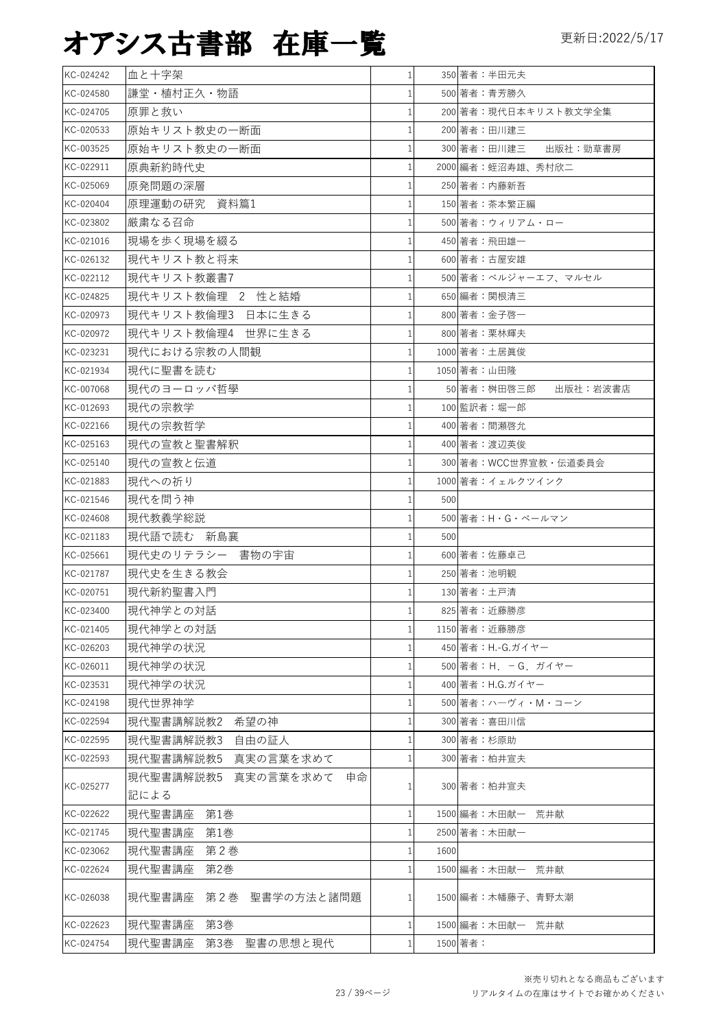# オアシス古書部 在庫一覧

更新日:2022/5/17

| | | | | |
|---|---|---|---|---|
| KC-024242 | 血と十字架 | 1 | 350 | 著者：半田元夫 |
| KC-024580 | 謙堂・植村正久・物語 | 1 | 500 | 著者：青芳勝久 |
| KC-024705 | 原罪と救い | 1 | 200 | 著者：現代日本キリスト教文学全集 |
| KC-020533 | 原始キリスト教史の一断面 | 1 | 200 | 著者：田川建三 |
| KC-003525 | 原始キリスト教史の一断面 | 1 | 300 | 著者：田川建三　　出版社：勁草書房 |
| KC-022911 | 原典新約時代史 | 1 | 2000 | 編者：蛭沼寿雄、秀村欣二 |
| KC-025069 | 原発問題の深層 | 1 | 250 | 著者：内藤新吾 |
| KC-020404 | 原理運動の研究　資料篇1 | 1 | 150 | 著者：茶本繁正編 |
| KC-023802 | 厳粛なる召命 | 1 | 500 | 著者：ウィリアム・ロー |
| KC-021016 | 現場を歩く現場を綴る | 1 | 450 | 著者：飛田雄一 |
| KC-026132 | 現代キリスト教と将来 | 1 | 600 | 著者：古屋安雄 |
| KC-022112 | 現代キリスト教叢書7 | 1 | 500 | 著者：ベルジャーエフ、マルセル |
| KC-024825 | 現代キリスト教倫理　2　性と結婚 | 1 | 650 | 編者：関根清三 |
| KC-020973 | 現代キリスト教倫理3　日本に生きる | 1 | 800 | 著者：金子啓一 |
| KC-020972 | 現代キリスト教倫理4　世界に生きる | 1 | 800 | 著者：栗林輝夫 |
| KC-023231 | 現代における宗教の人間観 | 1 | 1000 | 著者：土居眞俊 |
| KC-021934 | 現代に聖書を読む | 1 | 1050 | 著者：山田隆 |
| KC-007068 | 現代のヨーロッパ哲學 | 1 | 50 | 著者：桝田啓三郎　　出版社：岩波書店 |
| KC-012693 | 現代の宗教学 | 1 | 100 | 監訳者：堀一郎 |
| KC-022166 | 現代の宗教哲学 | 1 | 400 | 著者：間瀬啓允 |
| KC-025163 | 現代の宣教と聖書解釈 | 1 | 400 | 著者：渡辺英俊 |
| KC-025140 | 現代の宣教と伝道 | 1 | 300 | 著者：WCC世界宣教・伝道委員会 |
| KC-021883 | 現代への祈り | 1 | 1000 | 著者：イェルクツインク |
| KC-021546 | 現代を問う神 | 1 | 500 | |
| KC-024608 | 現代教義学総説 | 1 | 500 | 著者：H・G・ペールマン |
| KC-021183 | 現代語で読む　新島襄 | 1 | 500 | |
| KC-025661 | 現代史のリテラシー　書物の宇宙 | 1 | 600 | 著者：佐藤卓己 |
| KC-021787 | 現代史を生きる教会 | 1 | 250 | 著者：池明観 |
| KC-020751 | 現代新約聖書入門 | 1 | 130 | 著者：土戸清 |
| KC-023400 | 現代神学との対話 | 1 | 825 | 著者：近藤勝彦 |
| KC-021405 | 現代神学との対話 | 1 | 1150 | 著者：近藤勝彦 |
| KC-026203 | 現代神学の状況 | 1 | 450 | 著者：H.-G.ガイヤー |
| KC-026011 | 現代神学の状況 | 1 | 500 | 著者：H．－G．ガイヤー |
| KC-023531 | 現代神学の状況 | 1 | 400 | 著者：H.G.ガイヤー |
| KC-024198 | 現代世界神学 | 1 | 500 | 著者：ハーヴィ・M・コーン |
| KC-022594 | 現代聖書講解説教2　希望の神 | 1 | 300 | 著者：喜田川信 |
| KC-022595 | 現代聖書講解説教3　自由の証人 | 1 | 300 | 著者：杉原助 |
| KC-022593 | 現代聖書講解説教5　真実の言葉を求めて | 1 | 300 | 著者：柏井宣夫 |
| KC-025277 | 現代聖書講解説教5　真実の言葉を求めて　申命記による | 1 | 300 | 著者：柏井宣夫 |
| KC-022622 | 現代聖書講座　第1巻 | 1 | 1500 | 編者：木田献一　荒井献 |
| KC-021745 | 現代聖書講座　第1巻 | 1 | 2500 | 著者：木田献一 |
| KC-023062 | 現代聖書講座　第２巻 | 1 | 1600 | |
| KC-022624 | 現代聖書講座　第2巻 | 1 | 1500 | 編者：木田献一　荒井献 |
| KC-026038 | 現代聖書講座　第２巻　聖書学の方法と諸問題 | 1 | 1500 | 編者：木幡藤子、青野太潮 |
| KC-022623 | 現代聖書講座　第3巻 | 1 | 1500 | 編者：木田献一　荒井献 |
| KC-024754 | 現代聖書講座　第3巻　聖書の思想と現代 | 1 | 1500 | 著者： |

※売り切れとなる商品もございます
リアルタイムの在庫はサイトでお確かめください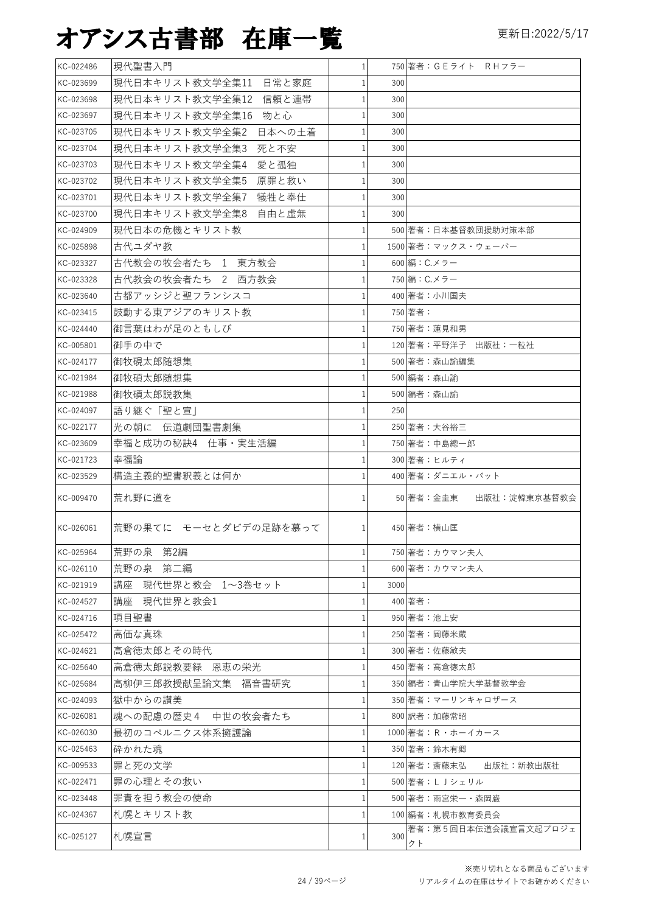# オアシス古書部 在庫一覧

更新日:2022/5/17

| | | | | |
|---|---|---|---|---|
| KC-022486 | 現代聖書入門 | 1 | 750 | 著者：ＧＥライト　ＲＨフラー |
| KC-023699 | 現代日本キリスト教文学全集11　日常と家庭 | 1 | 300 | |
| KC-023698 | 現代日本キリスト教文学全集12　信頼と連帯 | 1 | 300 | |
| KC-023697 | 現代日本キリスト教文学全集16　物と心 | 1 | 300 | |
| KC-023705 | 現代日本キリスト教文学全集2　日本への土着 | 1 | 300 | |
| KC-023704 | 現代日本キリスト教文学全集3　死と不安 | 1 | 300 | |
| KC-023703 | 現代日本キリスト教文学全集4　愛と孤独 | 1 | 300 | |
| KC-023702 | 現代日本キリスト教文学全集5　原罪と救い | 1 | 300 | |
| KC-023701 | 現代日本キリスト教文学全集7　犠牲と奉仕 | 1 | 300 | |
| KC-023700 | 現代日本キリスト教文学全集8　自由と虚無 | 1 | 300 | |
| KC-024909 | 現代日本の危機とキリスト教 | 1 | 500 | 著者：日本基督教団援助対策本部 |
| KC-025898 | 古代ユダヤ教 | 1 | 1500 | 著者：マックス・ウェーバー |
| KC-023327 | 古代教会の牧会者たち　1　東方教会 | 1 | 600 | 編：C.メラー |
| KC-023328 | 古代教会の牧会者たち　2　西方教会 | 1 | 750 | 編：C.メラー |
| KC-023640 | 古都アッシジと聖フランシスコ | 1 | 400 | 著者：小川国夫 |
| KC-023415 | 鼓動する東アジアのキリスト教 | 1 | 750 | 著者： |
| KC-024440 | 御言葉はわが足のともしび | 1 | 750 | 著者：蓮見和男 |
| KC-005801 | 御手の中で | 1 | 120 | 著者：平野洋子　出版社：一粒社 |
| KC-024177 | 御牧硯太郎随想集 | 1 | 500 | 著者：森山諭編集 |
| KC-021984 | 御牧碩太郎随想集 | 1 | 500 | 編者：森山諭 |
| KC-021988 | 御牧碩太郎説教集 | 1 | 500 | 編者：森山諭 |
| KC-024097 | 語り継ぐ「聖と宣」 | 1 | 250 | |
| KC-022177 | 光の朝に　伝道劇団聖書劇集 | 1 | 250 | 著者：大谷裕三 |
| KC-023609 | 幸福と成功の秘訣4　仕事・実生活編 | 1 | 750 | 著者：中島總一郎 |
| KC-021723 | 幸福論 | 1 | 300 | 著者：ヒルティ |
| KC-023529 | 構造主義的聖書釈義とは何か | 1 | 400 | 著者：ダニエル・パット |
| KC-009470 | 荒れ野に道を | 1 | 50 | 著者：金圭東　　出版社：淀韓東京基督教会 |
| KC-026061 | 荒野の果てに　モーセとダビデの足跡を慕って | 1 | 450 | 著者：横山匡 |
| KC-025964 | 荒野の泉　第2編 | 1 | 750 | 著者：カウマン夫人 |
| KC-026110 | 荒野の泉　第二編 | 1 | 600 | 著者：カウマン夫人 |
| KC-021919 | 講座　現代世界と教会　1～3巻セット | 1 | 3000 | |
| KC-024527 | 講座　現代世界と教会1 | 1 | 400 | 著者： |
| KC-024716 | 項目聖書 | 1 | 950 | 著者：池上安 |
| KC-025472 | 高価な真珠 | 1 | 250 | 著者：岡藤米蔵 |
| KC-024621 | 高倉徳太郎とその時代 | 1 | 300 | 著者：佐藤敏夫 |
| KC-025640 | 高倉徳太郎説教要録　恩恵の栄光 | 1 | 450 | 著者：高倉徳太郎 |
| KC-025684 | 高柳伊三郎教授献呈論文集　福音書研究 | 1 | 350 | 編者：青山学院大学基督教学会 |
| KC-024093 | 獄中からの讃美 | 1 | 350 | 著者：マーリンキャロザース |
| KC-026081 | 魂への配慮の歴史4　中世の牧会者たち | 1 | 800 | 訳者：加藤常昭 |
| KC-026030 | 最初のコペルニクス体系擁護論 | 1 | 1000 | 著者：R・ホーイカース |
| KC-025463 | 砕かれた魂 | 1 | 350 | 著者：鈴木有郷 |
| KC-009533 | 罪と死の文学 | 1 | 120 | 著者：斎藤末弘　　出版社：新教出版社 |
| KC-022471 | 罪の心理とその救い | 1 | 500 | 著者：ＬＪシェリル |
| KC-023448 | 罪責を担う教会の使命 | 1 | 500 | 著者：雨宮栄一・森岡巌 |
| KC-024367 | 札幌とキリスト教 | 1 | 100 | 編者：札幌市教育委員会 |
| KC-025127 | 札幌宣言 | 1 | 300 | 著者：第５回日本伝道会議宣言文起プロジェクト |

※売り切れとなる商品もございます
リアルタイムの在庫はサイトでお確かめください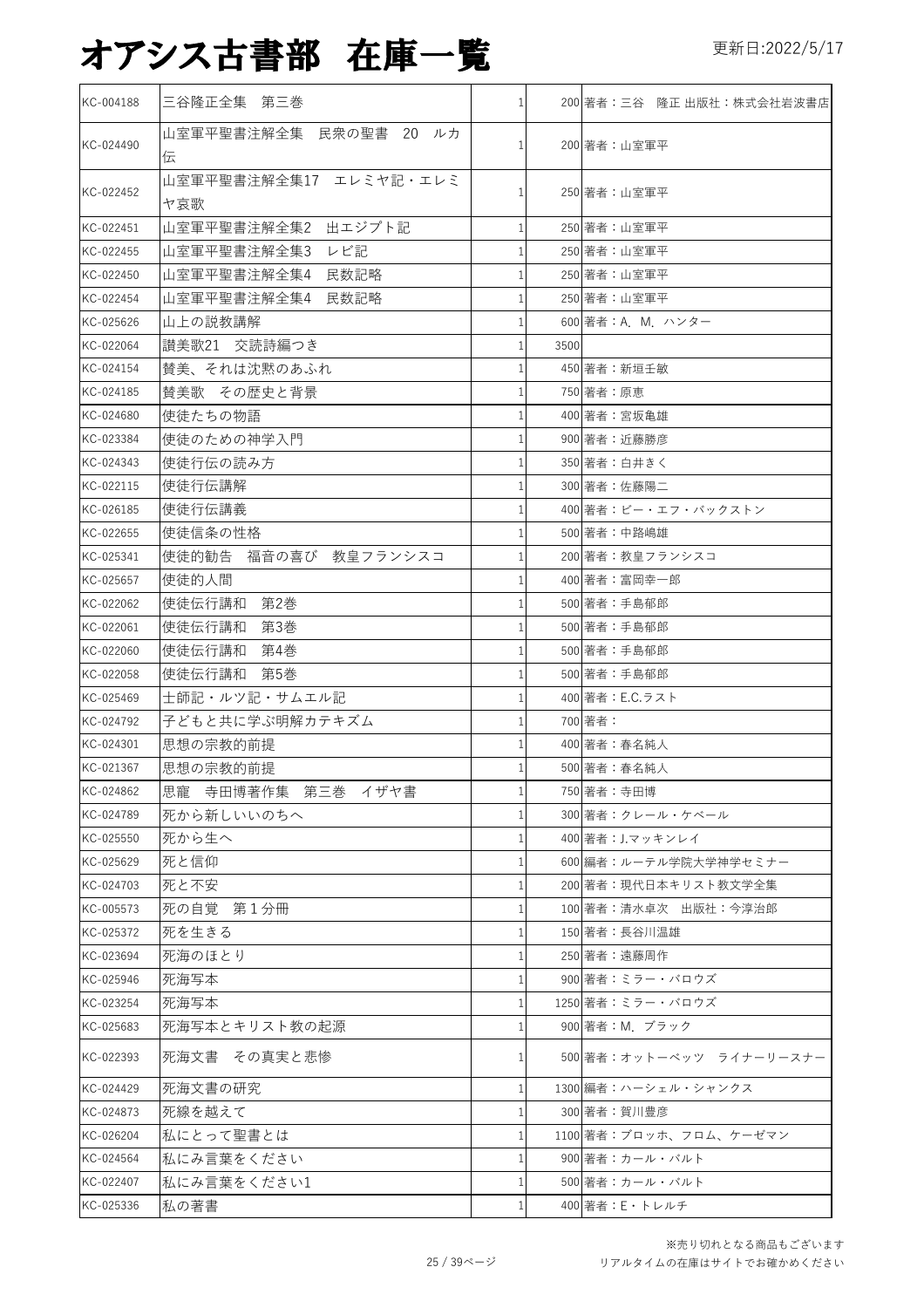# オアシス古書部 在庫一覧

更新日:2022/5/17

| | | | | |
|---|---|---|---|---|
| KC-004188 | 三谷隆正全集 第三巻 | 1 | 200 | 著者：三谷 隆正 出版社：株式会社岩波書店 |
| KC-024490 | 山室軍平聖書注解全集 民衆の聖書 20 ルカ伝 | 1 | 200 | 著者：山室軍平 |
| KC-022452 | 山室軍平聖書注解全集17 エレミヤ記・エレミヤ哀歌 | 1 | 250 | 著者：山室軍平 |
| KC-022451 | 山室軍平聖書注解全集2 出エジプト記 | 1 | 250 | 著者：山室軍平 |
| KC-022455 | 山室軍平聖書注解全集3 レビ記 | 1 | 250 | 著者：山室軍平 |
| KC-022450 | 山室軍平聖書注解全集4 民数記略 | 1 | 250 | 著者：山室軍平 |
| KC-022454 | 山室軍平聖書注解全集4 民数記略 | 1 | 250 | 著者：山室軍平 |
| KC-025626 | 山上の説教講解 | 1 | 600 | 著者：A. M. ハンター |
| KC-022064 | 讃美歌21 交読詩編つき | 1 | 3500 | |
| KC-024154 | 賛美、それは沈黙のあふれ | 1 | 450 | 著者：新垣壬敏 |
| KC-024185 | 賛美歌 その歴史と背景 | 1 | 750 | 著者：原恵 |
| KC-024680 | 使徒たちの物語 | 1 | 400 | 著者：宮坂亀雄 |
| KC-023384 | 使徒のための神学入門 | 1 | 900 | 著者：近藤勝彦 |
| KC-024343 | 使徒行伝の読み方 | 1 | 350 | 著者：白井きく |
| KC-022115 | 使徒行伝講解 | 1 | 300 | 著者：佐藤陽二 |
| KC-026185 | 使徒行伝講義 | 1 | 400 | 著者：ビー・エフ・バックストン |
| KC-022655 | 使徒信条の性格 | 1 | 500 | 著者：中路嶋雄 |
| KC-025341 | 使徒的勧告 福音の喜び 教皇フランシスコ | 1 | 200 | 著者：教皇フランシスコ |
| KC-025657 | 使徒的人間 | 1 | 400 | 著者：富岡幸一郎 |
| KC-022062 | 使徒伝行講和 第2巻 | 1 | 500 | 著者：手島郁郎 |
| KC-022061 | 使徒伝行講和 第3巻 | 1 | 500 | 著者：手島郁郎 |
| KC-022060 | 使徒伝行講和 第4巻 | 1 | 500 | 著者：手島郁郎 |
| KC-022058 | 使徒伝行講和 第5巻 | 1 | 500 | 著者：手島郁郎 |
| KC-025469 | 士師記・ルツ記・サムエル記 | 1 | 400 | 著者：E.C.ラスト |
| KC-024792 | 子どもと共に学ぶ明解カテキズム | 1 | 700 | 著者： |
| KC-024301 | 思想の宗教的前提 | 1 | 400 | 著者：春名純人 |
| KC-021367 | 思想の宗教的前提 | 1 | 500 | 著者：春名純人 |
| KC-024862 | 思寵 寺田博著作集 第三巻 イザヤ書 | 1 | 750 | 著者：寺田博 |
| KC-024789 | 死から新しいいのちへ | 1 | 300 | 著者：クレール・ケベール |
| KC-025550 | 死から生へ | 1 | 400 | 著者：J.マッキンレイ |
| KC-025629 | 死と信仰 | 1 | 600 | 編著：ルーテル学院大学神学セミナー |
| KC-024703 | 死と不安 | 1 | 200 | 著者：現代日本キリスト教文学全集 |
| KC-005573 | 死の自覚 第１分冊 | 1 | 100 | 著者：清水卓次 出版社：今淳治郎 |
| KC-025372 | 死を生きる | 1 | 150 | 著者：長谷川温雄 |
| KC-023694 | 死海のほとり | 1 | 250 | 著者：遠藤周作 |
| KC-025946 | 死海写本 | 1 | 900 | 著者：ミラー・バロウズ |
| KC-023254 | 死海写本 | 1 | 1250 | 著者：ミラー・バロウズ |
| KC-025683 | 死海写本とキリスト教の起源 | 1 | 900 | 著者：M. ブラック |
| KC-022393 | 死海文書 その真実と悲惨 | 1 | 500 | 著者：オットーベッツ ライナーリースナー |
| KC-024429 | 死海文書の研究 | 1 | 1300 | 編著：ハーシェル・シャンクス |
| KC-024873 | 死線を越えて | 1 | 300 | 著者：賀川豊彦 |
| KC-026204 | 私にとって聖書とは | 1 | 1100 | 著者：ブロッホ、フロム、ケーゼマン |
| KC-024564 | 私にみ言葉をください | 1 | 900 | 著者：カール・バルト |
| KC-022407 | 私にみ言葉をください1 | 1 | 500 | 著者：カール・バルト |
| KC-025336 | 私の著書 | 1 | 400 | 著者：E・トレルチ |

※売り切れとなる商品もございます
リアルタイムの在庫はサイトでお確かめください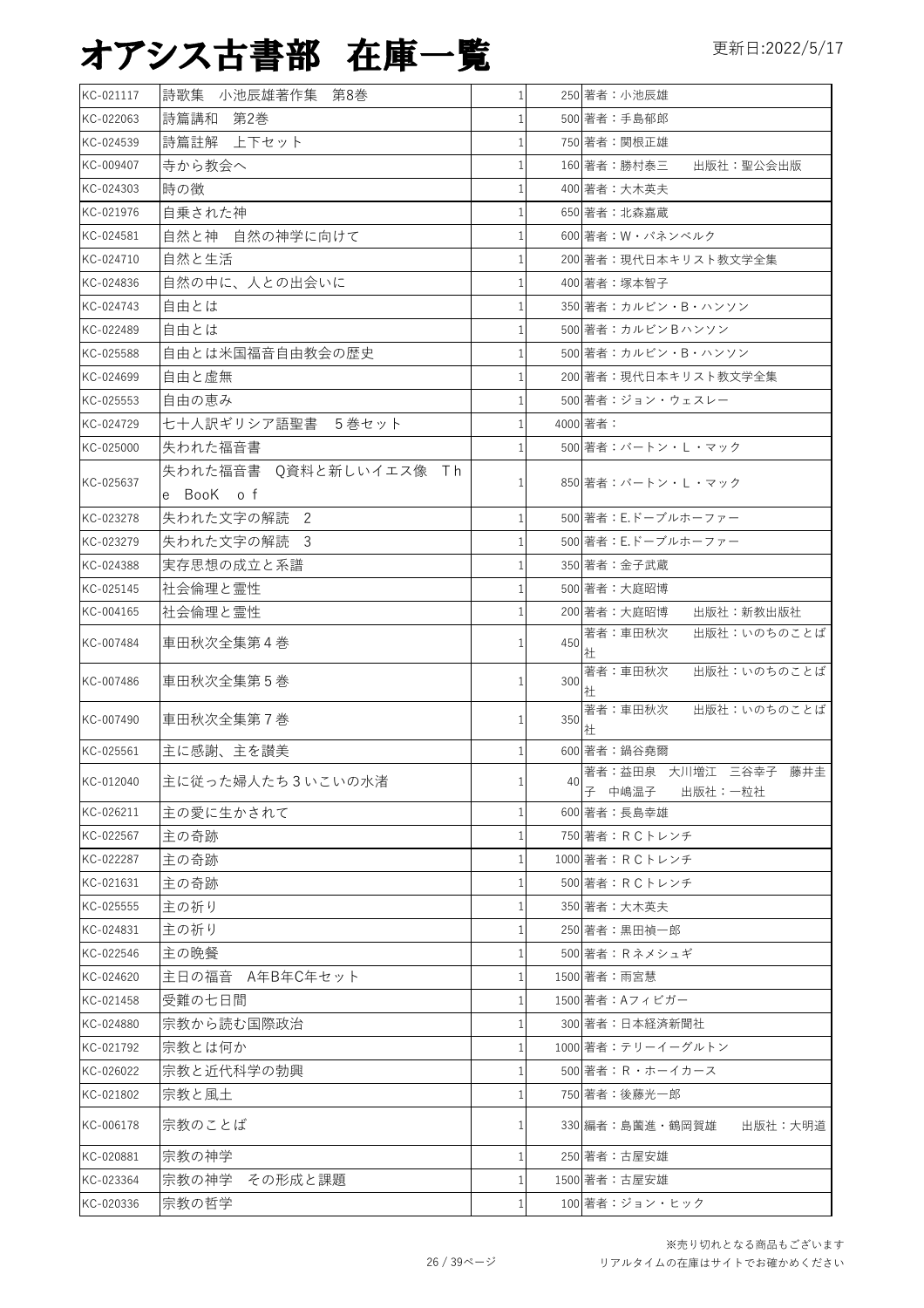# オアシス古書部 在庫一覧

更新日:2022/5/17

| | | | | |
|---|---|---|---|---|
| KC-021117 | 詩歌集 小池辰雄著作集 第8巻 | 1 | 250 | 著者：小池辰雄 |
| KC-022063 | 詩篇講和 第2巻 | 1 | 500 | 著者：手島郁郎 |
| KC-024539 | 詩篇註解 上下セット | 1 | 750 | 著者：関根正雄 |
| KC-009407 | 寺から教会へ | 1 | 160 | 著者：勝村泰三　出版社：聖公会出版 |
| KC-024303 | 時の徴 | 1 | 400 | 著者：大木英夫 |
| KC-021976 | 自乗された神 | 1 | 650 | 著者：北森嘉蔵 |
| KC-024581 | 自然と神 自然の神学に向けて | 1 | 600 | 著者：W・パネンベルク |
| KC-024710 | 自然と生活 | 1 | 200 | 著者：現代日本キリスト教文学全集 |
| KC-024836 | 自然の中に、人との出会いに | 1 | 400 | 著者：塚本智子 |
| KC-024743 | 自由とは | 1 | 350 | 著者：カルビン・B・ハンソン |
| KC-022489 | 自由とは | 1 | 500 | 著者：カルビンBハンソン |
| KC-025588 | 自由とは米国福音自由教会の歴史 | 1 | 500 | 著者：カルビン・B・ハンソン |
| KC-024699 | 自由と虚無 | 1 | 200 | 著者：現代日本キリスト教文学全集 |
| KC-025553 | 自由の恵み | 1 | 500 | 著者：ジョン・ウェスレー |
| KC-024729 | 七十人訳ギリシア語聖書 5巻セット | 1 | 4000 | 著者： |
| KC-025000 | 失われた福音書 | 1 | 500 | 著者：バートン・L・マック |
| KC-025637 | 失われた福音書 Q資料と新しいイエス像 The BooK of | 1 | 850 | 著者：バートン・L・マック |
| KC-023278 | 失われた文字の解読 2 | 1 | 500 | 著者：E.ドーブルホーファー |
| KC-023279 | 失われた文字の解読 3 | 1 | 500 | 著者：E.ドーブルホーファー |
| KC-024388 | 実存思想の成立と系譜 | 1 | 350 | 著者：金子武蔵 |
| KC-025145 | 社会倫理と霊性 | 1 | 500 | 著者：大庭昭博 |
| KC-004165 | 社会倫理と霊性 | 1 | 200 | 著者：大庭昭博　出版社：新教出版社 |
| KC-007484 | 車田秋次全集第４巻 | 1 | 450 | 著者：車田秋次　出版社：いのちのことば社 |
| KC-007486 | 車田秋次全集第５巻 | 1 | 300 | 著者：車田秋次　出版社：いのちのことば社 |
| KC-007490 | 車田秋次全集第７巻 | 1 | 350 | 著者：車田秋次　出版社：いのちのことば社 |
| KC-025561 | 主に感謝、主を讃美 | 1 | 600 | 著者：鍋谷堯爾 |
| KC-012040 | 主に従った婦人たち３いこいの水渚 | 1 | 40 | 著者：益田泉 大川増江 三谷幸子 藤井圭子 中嶋温子　出版社：一粒社 |
| KC-026211 | 主の愛に生かされて | 1 | 600 | 著者：長島幸雄 |
| KC-022567 | 主の奇跡 | 1 | 750 | 著者：ＲＣトレンチ |
| KC-022287 | 主の奇跡 | 1 | 1000 | 著者：ＲＣトレンチ |
| KC-021631 | 主の奇跡 | 1 | 500 | 著者：ＲＣトレンチ |
| KC-025555 | 主の祈り | 1 | 350 | 著者：大木英夫 |
| KC-024831 | 主の祈り | 1 | 250 | 著者：黒田禎一郎 |
| KC-022546 | 主の晩餐 | 1 | 500 | 著者：Ｒネメシュギ |
| KC-024620 | 主日の福音 A年B年C年セット | 1 | 1500 | 著者：雨宮慧 |
| KC-021458 | 受難の七日間 | 1 | 1500 | 著者：Aフィビガー |
| KC-024880 | 宗教から読む国際政治 | 1 | 300 | 著者：日本経済新聞社 |
| KC-021792 | 宗教とは何か | 1 | 1000 | 著者：テリーイーグルトン |
| KC-026022 | 宗教と近代科学の勃興 | 1 | 500 | 著者：R・ホーイカース |
| KC-021802 | 宗教と風土 | 1 | 750 | 著者：後藤光一郎 |
| KC-006178 | 宗教のことば | 1 | 330 | 編者：島薗進・鶴岡賀雄　出版社：大明道 |
| KC-020881 | 宗教の神学 | 1 | 250 | 著者：古屋安雄 |
| KC-023364 | 宗教の神学 その形成と課題 | 1 | 1500 | 著者：古屋安雄 |
| KC-020336 | 宗教の哲学 | 1 | 100 | 著者：ジョン・ヒック |

※売り切れとなる商品もございます
リアルタイムの在庫はサイトでお確かめください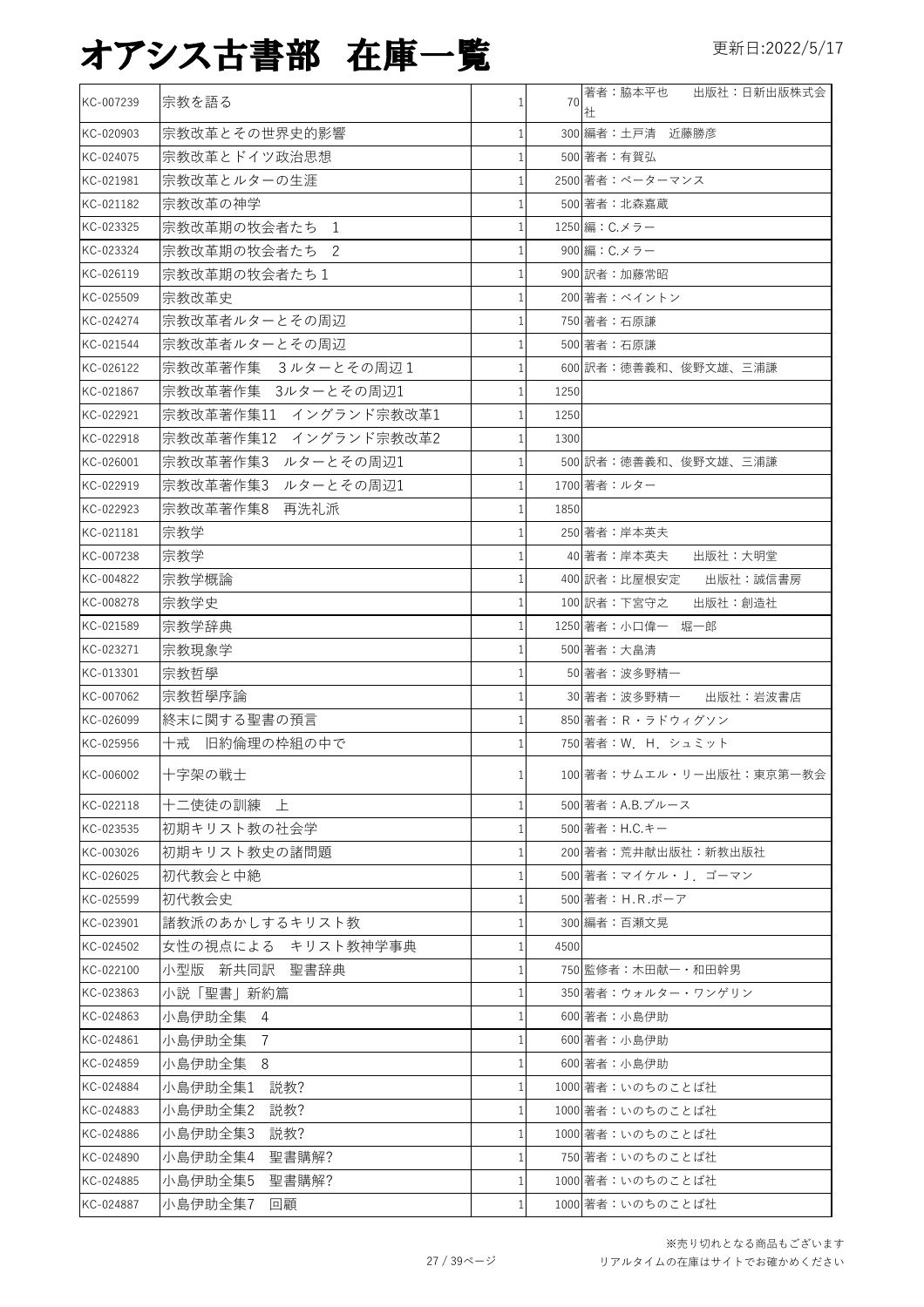# オアシス古書部 在庫一覧

更新日:2022/5/17

| | | | | |
|---|---|---|---|---|
| KC-007239 | 宗教を語る | 1 | 70 | 著者：脇本平也　　出版社：日新出版株式会社 |
| KC-020903 | 宗教改革とその世界史的影響 | 1 | 300 | 編者：土戸清　近藤勝彦 |
| KC-024075 | 宗教改革とドイツ政治思想 | 1 | 500 | 著者：有賀弘 |
| KC-021981 | 宗教改革とルターの生涯 | 1 | 2500 | 著者：ペーターマンス |
| KC-021182 | 宗教改革の神学 | 1 | 500 | 著者：北森嘉蔵 |
| KC-023325 | 宗教改革期の牧会者たち　1 | 1 | 1250 | 編：C.メラー |
| KC-023324 | 宗教改革期の牧会者たち　2 | 1 | 900 | 編：C.メラー |
| KC-026119 | 宗教改革期の牧会者たち１ | 1 | 900 | 訳者：加藤常昭 |
| KC-025509 | 宗教改革史 | 1 | 200 | 著者：ベイントン |
| KC-024274 | 宗教改革者ルターとその周辺 | 1 | 750 | 著者：石原謙 |
| KC-021544 | 宗教改革者ルターとその周辺 | 1 | 500 | 著者：石原謙 |
| KC-026122 | 宗教改革著作集　３ルターとその周辺１ | 1 | 600 | 訳者：徳善義和、俊野文雄、三浦謙 |
| KC-021867 | 宗教改革著作集　3ルターとその周辺1 | 1 | 1250 | |
| KC-022921 | 宗教改革著作集11　イングランド宗教改革1 | 1 | 1250 | |
| KC-022918 | 宗教改革著作集12　イングランド宗教改革2 | 1 | 1300 | |
| KC-026001 | 宗教改革著作集3　ルターとその周辺1 | 1 | 500 | 訳者：徳善義和、俊野文雄、三浦謙 |
| KC-022919 | 宗教改革著作集3　ルターとその周辺1 | 1 | 1700 | 著者：ルター |
| KC-022923 | 宗教改革著作集8　再洗礼派 | 1 | 1850 | |
| KC-021181 | 宗教学 | 1 | 250 | 著者：岸本英夫 |
| KC-007238 | 宗教学 | 1 | 40 | 著者：岸本英夫　　出版社：大明堂 |
| KC-004822 | 宗教学概論 | 1 | 400 | 訳者：比屋根安定　　出版社：誠信書房 |
| KC-008278 | 宗教学史 | 1 | 100 | 訳者：下宮守之　　出版社：創造社 |
| KC-021589 | 宗教学辞典 | 1 | 1250 | 著者：小口偉一　堀一郎 |
| KC-023271 | 宗教現象学 | 1 | 500 | 著者：大畠清 |
| KC-013301 | 宗教哲學 | 1 | 50 | 著者：波多野精一 |
| KC-007062 | 宗教哲學序論 | 1 | 30 | 著者：波多野精一　　出版社：岩波書店 |
| KC-026099 | 終末に関する聖書の預言 | 1 | 850 | 著者：R・ラドウィグソン |
| KC-025956 | 十戒　旧約倫理の枠組の中で | 1 | 750 | 著者：W．H．シュミット |
| KC-006002 | 十字架の戦士 | 1 | 100 | 著者：サムエル・リー出版社：東京第一教会 |
| KC-022118 | 十二使徒の訓練　上 | 1 | 500 | 著者：A.B.ブルース |
| KC-023535 | 初期キリスト教の社会学 | 1 | 500 | 著者：H.C.キー |
| KC-003026 | 初期キリスト教史の諸問題 | 1 | 200 | 著者：荒井献出版社：新教出版社 |
| KC-026025 | 初代教会と中絶 | 1 | 500 | 著者：マイケル・J．ゴーマン |
| KC-025599 | 初代教会史 | 1 | 500 | 著者：H.R.ボーア |
| KC-023901 | 諸教派のあかしするキリスト教 | 1 | 300 | 編著：百瀬文晃 |
| KC-024502 | 女性の視点による　キリスト教神学事典 | 1 | 4500 | |
| KC-022100 | 小型版　新共同訳　聖書辞典 | 1 | 750 | 監修者：木田献一・和田幹男 |
| KC-023863 | 小説「聖書」新約篇 | 1 | 350 | 著者：ウォルター・ワンゲリン |
| KC-024863 | 小島伊助全集　4 | 1 | 600 | 著者：小島伊助 |
| KC-024861 | 小島伊助全集　7 | 1 | 600 | 著者：小島伊助 |
| KC-024859 | 小島伊助全集　8 | 1 | 600 | 著者：小島伊助 |
| KC-024884 | 小島伊助全集1　説教? | 1 | 1000 | 著者：いのちのことば社 |
| KC-024883 | 小島伊助全集2　説教? | 1 | 1000 | 著者：いのちのことば社 |
| KC-024886 | 小島伊助全集3　説教? | 1 | 1000 | 著者：いのちのことば社 |
| KC-024890 | 小島伊助全集4　聖書購解? | 1 | 750 | 著者：いのちのことば社 |
| KC-024885 | 小島伊助全集5　聖書購解? | 1 | 1000 | 著者：いのちのことば社 |
| KC-024887 | 小島伊助全集7　回顧 | 1 | 1000 | 著者：いのちのことば社 |

※売り切れとなる商品もございます
リアルタイムの在庫はサイトでお確かめください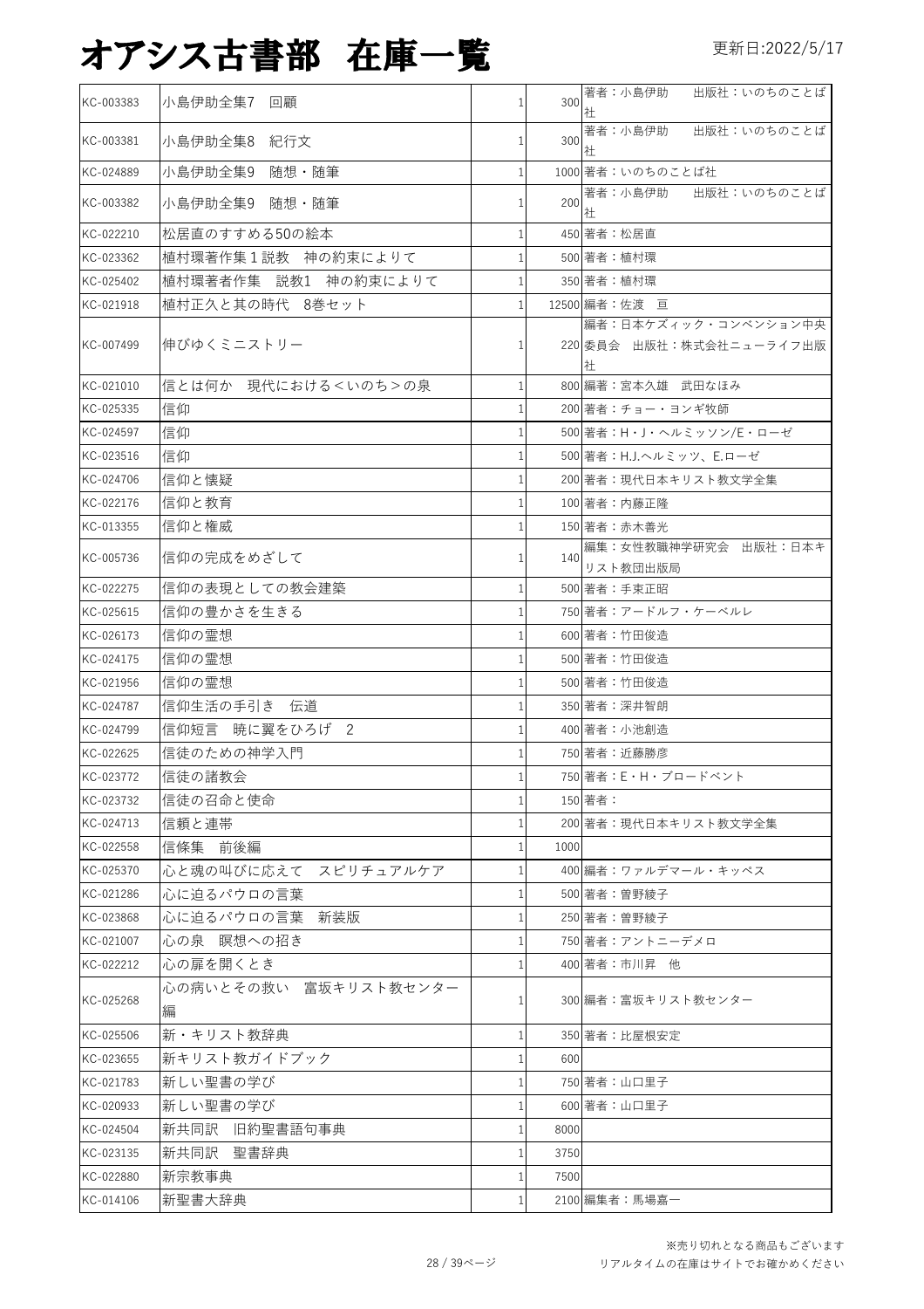# オアシス古書部　在庫一覧

更新日:2022/5/17

| | | | | |
|---|---|---|---|---|
| KC-003383 | 小島伊助全集7　回顧 | 1 | 300 | 著者：小島伊助　　出版社：いのちのことば社 |
| KC-003381 | 小島伊助全集8　紀行文 | 1 | 300 | 著者：小島伊助　　出版社：いのちのことば社 |
| KC-024889 | 小島伊助全集9　随想・随筆 | 1 | 1000 | 著者：いのちのことば社 |
| KC-003382 | 小島伊助全集9　随想・随筆 | 1 | 200 | 著者：小島伊助　　出版社：いのちのことば社 |
| KC-022210 | 松居直のすすめる50の絵本 | 1 | 450 | 著者：松居直 |
| KC-023362 | 植村環著作集１説教　神の約束によりて | 1 | 500 | 著者：植村環 |
| KC-025402 | 植村環著者作集　説教1　神の約束によりて | 1 | 350 | 著者：植村環 |
| KC-021918 | 植村正久と其の時代　8巻セット | 1 | 12500 | 編者：佐渡　亘 |
| KC-007499 | 伸びゆくミニストリー | 1 | 220 | 編者：日本ケズィック・コンベンション中央委員会　出版社：株式会社ニューライフ出版社 |
| KC-021010 | 信とは何か　現代における<いのち>の泉 | 1 | 800 | 編著：宮本久雄　武田なほみ |
| KC-025335 | 信仰 | 1 | 200 | 著者：チョー・ヨンギ牧師 |
| KC-024597 | 信仰 | 1 | 500 | 著者：H・J・ヘルミッソン/E・ローゼ |
| KC-023516 | 信仰 | 1 | 500 | 著者：H.J.ヘルミッツ、E.ローゼ |
| KC-024706 | 信仰と懐疑 | 1 | 200 | 著者：現代日本キリスト教文学全集 |
| KC-022176 | 信仰と教育 | 1 | 100 | 著者：内藤正隆 |
| KC-013355 | 信仰と権威 | 1 | 150 | 著者：赤木善光 |
| KC-005736 | 信仰の完成をめざして | 1 | 140 | 編集：女性教職神学研究会　出版社：日本キリスト教団出版局 |
| KC-022275 | 信仰の表現としての教会建築 | 1 | 500 | 著者：手束正昭 |
| KC-025615 | 信仰の豊かさを生きる | 1 | 750 | 著者：アードルフ・ケーベルレ |
| KC-026173 | 信仰の霊想 | 1 | 600 | 著者：竹田俊造 |
| KC-024175 | 信仰の霊想 | 1 | 500 | 著者：竹田俊造 |
| KC-021956 | 信仰の霊想 | 1 | 500 | 著者：竹田俊造 |
| KC-024787 | 信仰生活の手引き　伝道 | 1 | 350 | 著者：深井智朗 |
| KC-024799 | 信仰短言　暁に翼をひろげ　2 | 1 | 400 | 著者：小池創造 |
| KC-022625 | 信徒のための神学入門 | 1 | 750 | 著者：近藤勝彦 |
| KC-023772 | 信徒の諸教会 | 1 | 750 | 著者：E・H・ブロードベント |
| KC-023732 | 信徒の召命と使命 | 1 | 150 | 著者： |
| KC-024713 | 信頼と連帯 | 1 | 200 | 著者：現代日本キリスト教文学全集 |
| KC-022558 | 信條集　前後編 | 1 | 1000 | |
| KC-025370 | 心と魂の叫びに応えて　スピリチュアルケア | 1 | 400 | 編著：ヴァルデマール・キッペス |
| KC-021286 | 心に迫るパウロの言葉 | 1 | 500 | 著者：曽野綾子 |
| KC-023868 | 心に迫るパウロの言葉　新装版 | 1 | 250 | 著者：曽野綾子 |
| KC-021007 | 心の泉　瞑想への招き | 1 | 750 | 著者：アントニーデメロ |
| KC-022212 | 心の扉を開くとき | 1 | 400 | 著者：市川昇　他 |
| KC-025268 | 心の病いとその救い　富坂キリスト教センター編 | 1 | 300 | 編著：富坂キリスト教センター |
| KC-025506 | 新・キリスト教辞典 | 1 | 350 | 著者：比屋根安定 |
| KC-023655 | 新キリスト教ガイドブック | 1 | 600 | |
| KC-021783 | 新しい聖書の学び | 1 | 750 | 著者：山口里子 |
| KC-020933 | 新しい聖書の学び | 1 | 600 | 著者：山口里子 |
| KC-024504 | 新共同訳　旧約聖書語句事典 | 1 | 8000 | |
| KC-023135 | 新共同訳　聖書辞典 | 1 | 3750 | |
| KC-022880 | 新宗教事典 | 1 | 7500 | |
| KC-014106 | 新聖書大辞典 | 1 | 2100 | 編集者：馬場嘉一 |

※売り切れとなる商品もございます
リアルタイムの在庫はサイトでお確かめください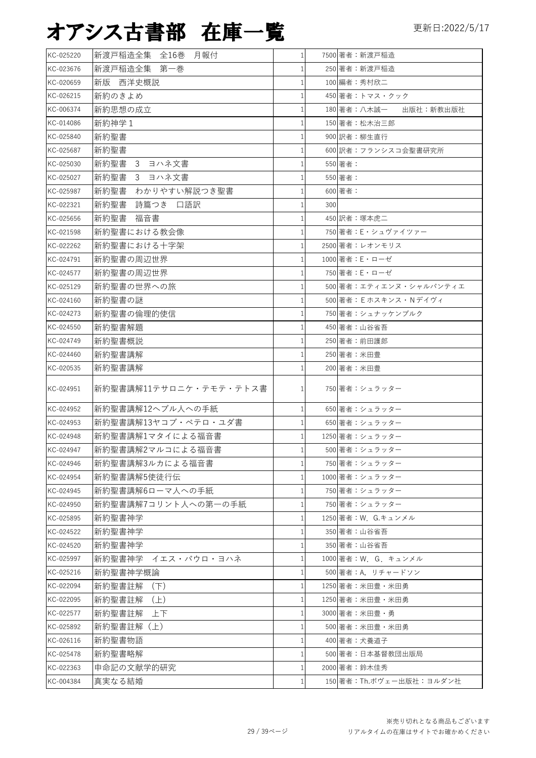# オアシス古書部 在庫一覧

更新日:2022/5/17

| | | | | |
|---|---|---|---|---|
| KC-025220 | 新渡戸稲造全集　全16巻　月報付 | 1 | 7500 | 著者：新渡戸稲造 |
| KC-023676 | 新渡戸稲造全集　第一巻 | 1 | 250 | 著者：新渡戸稲造 |
| KC-020659 | 新版　西洋史概説 | 1 | 100 | 編著：秀村欣二 |
| KC-026215 | 新約のきよめ | 1 | 450 | 著者：トマス・クック |
| KC-006374 | 新約思想の成立 | 1 | 180 | 著者：八木誠一　　出版社：新教出版社 |
| KC-014086 | 新約神学１ | 1 | 150 | 著者：松木治三郎 |
| KC-025840 | 新約聖書 | 1 | 900 | 訳者：柳生直行 |
| KC-025687 | 新約聖書 | 1 | 600 | 訳者：フランシスコ会聖書研究所 |
| KC-025030 | 新約聖書　３　ヨハネ文書 | 1 | 550 | 著者： |
| KC-025027 | 新約聖書　３　ヨハネ文書 | 1 | 550 | 著者： |
| KC-025987 | 新約聖書　わかりやすい解説つき聖書 | 1 | 600 | 著者： |
| KC-022321 | 新約聖書　詩篇つき　口語訳 | 1 | 300 | |
| KC-025656 | 新約聖書　福音書 | 1 | 450 | 訳者：塚本虎二 |
| KC-021598 | 新約聖書における教会像 | 1 | 750 | 著者：E・シュヴァイツァー |
| KC-022262 | 新約聖書における十字架 | 1 | 2500 | 著者：レオンモリス |
| KC-024791 | 新約聖書の周辺世界 | 1 | 1000 | 著者：E・ローゼ |
| KC-024577 | 新約聖書の周辺世界 | 1 | 750 | 著者：E・ローゼ |
| KC-025129 | 新約聖書の世界への旅 | 1 | 500 | 著者：エティエンヌ・シャルパンティエ |
| KC-024160 | 新約聖書の謎 | 1 | 500 | 著者：Ｅホスキンス・Ｎデイヴィ |
| KC-024273 | 新約聖書の倫理的使信 | 1 | 750 | 著者：シュナッケンブルク |
| KC-024550 | 新約聖書解題 | 1 | 450 | 著者：山谷省吾 |
| KC-024749 | 新約聖書概説 | 1 | 250 | 著者：前田護郎 |
| KC-024460 | 新約聖書講解 | 1 | 250 | 著者：米田豊 |
| KC-020535 | 新約聖書講解 | 1 | 200 | 著者：米田豊 |
| KC-024951 | 新約聖書講解11テサロニケ・テモテ・テトス書 | 1 | 750 | 著者：シュラッター |
| KC-024952 | 新約聖書講解12ヘブル人への手紙 | 1 | 650 | 著者：シュラッター |
| KC-024953 | 新約聖書講解13ヤコブ・ペテロ・ユダ書 | 1 | 650 | 著者：シュラッター |
| KC-024948 | 新約聖書講解1マタイによる福音書 | 1 | 1250 | 著者：シュラッター |
| KC-024947 | 新約聖書講解2マルコによる福音書 | 1 | 500 | 著者：シュラッター |
| KC-024946 | 新約聖書講解3ルカによる福音書 | 1 | 750 | 著者：シュラッター |
| KC-024954 | 新約聖書講解5使徒行伝 | 1 | 1000 | 著者：シュラッター |
| KC-024945 | 新約聖書講解6ローマ人への手紙 | 1 | 750 | 著者：シュラッター |
| KC-024950 | 新約聖書講解7コリント人への第一の手紙 | 1 | 750 | 著者：シュラッター |
| KC-025895 | 新約聖書神学 | 1 | 1250 | 著者：W．G.キュンメル |
| KC-024522 | 新約聖書神学 | 1 | 350 | 著者：山谷省吾 |
| KC-024520 | 新約聖書神学 | 1 | 350 | 著者：山谷省吾 |
| KC-025997 | 新約聖書神学　イエス・パウロ・ヨハネ | 1 | 1000 | 著者：W．G．キュンメル |
| KC-025216 | 新約聖書神学概論 | 1 | 500 | 著者：A，リチャードソン |
| KC-022094 | 新約聖書註解　(下) | 1 | 1250 | 著者：米田豊・米田勇 |
| KC-022095 | 新約聖書註解　(上) | 1 | 1250 | 著者：米田豊・米田勇 |
| KC-022577 | 新約聖書註解　上下 | 1 | 3000 | 著者：米田豊・勇 |
| KC-025892 | 新約聖書註解（上） | 1 | 500 | 著者：米田豊・米田勇 |
| KC-026116 | 新約聖書物語 | 1 | 400 | 著者：犬養道子 |
| KC-025478 | 新約聖書略解 | 1 | 500 | 著者：日本基督教団出版局 |
| KC-022363 | 申命記の文献学的研究 | 1 | 2000 | 著者：鈴木佳秀 |
| KC-004384 | 真実なる結婚 | 1 | 150 | 著者：Th.ボヴェー出版社：ヨルダン社 |

※売り切れとなる商品もございます
リアルタイムの在庫はサイトでお確かめください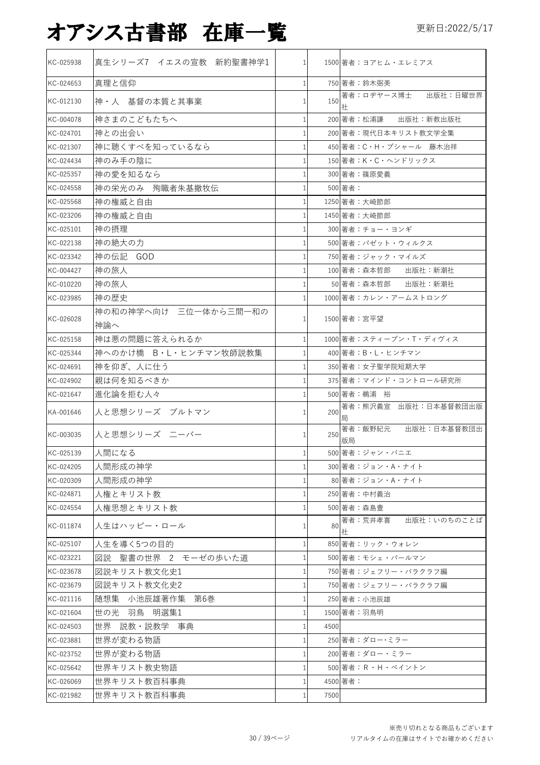# オアシス古書部 在庫一覧

更新日:2022/5/17

| | | | | |
|---|---|---|---|---|
| KC-025938 | 真生シリーズ7 イエスの宣教 新約聖書神学1 | 1 | 1500 | 著者：ヨアヒム・エレミアス |
| KC-024653 | 真理と信仰 | 1 | 750 | 著者：鈴木弼美 |
| KC-012130 | 神・人 基督の本質と其事業 | 1 | 150 | 著者：ロヂヤース博士 出版社：日曜世界社 |
| KC-004078 | 神さまのこどもたちへ | 1 | 200 | 著者：松浦謙 出版社：新教出版社 |
| KC-024701 | 神との出会い | 1 | 200 | 著者：現代日本キリスト教文学全集 |
| KC-021307 | 神に聴くすべを知っているなら | 1 | 450 | 著者：C・H・ブシャール 藤木治祥 |
| KC-024434 | 神のみ手の陰に | 1 | 150 | 著者：K・C・ヘンドリックス |
| KC-025357 | 神の愛を知るなら | 1 | 300 | 著者：篠原愛義 |
| KC-024558 | 神の栄光のみ 殉職者朱基撤牧伝 | 1 | 500 | 著者： |
| KC-025568 | 神の権威と自由 | 1 | 1250 | 著者：大崎節郎 |
| KC-023206 | 神の権威と自由 | 1 | 1450 | 著者：大崎節郎 |
| KC-025101 | 神の摂理 | 1 | 300 | 著者：チョー・ヨンギ |
| KC-022138 | 神の絶大の力 | 1 | 500 | 著者：バゼット・ウィルクス |
| KC-023342 | 神の伝記 GOD | 1 | 750 | 著者：ジャック・マイルズ |
| KC-004427 | 神の旅人 | 1 | 100 | 著者：森本哲郎 出版社：新潮社 |
| KC-010220 | 神の旅人 | 1 | 50 | 著者：森本哲郎 出版社：新潮社 |
| KC-023985 | 神の歴史 | 1 | 1000 | 著者：カレン・アームストロング |
| KC-026028 | 神の和の神学へ向け 三位一体から三間一和の神論へ | 1 | 1500 | 著者：宮平望 |
| KC-025158 | 神は悪の問題に答えられるか | 1 | 1000 | 著者：スティーブン・T・ディヴィス |
| KC-025344 | 神へのかけ橋 B・L・ヒンチマン牧師説教集 | 1 | 400 | 著者：B・L・ヒンチマン |
| KC-024691 | 神を仰ぎ、人に仕う | 1 | 350 | 著者：女子聖学院短期大学 |
| KC-024902 | 親は何を知るべきか | 1 | 375 | 著者：マインド・コントロール研究所 |
| KC-021647 | 進化論を拒む人々 | 1 | 500 | 著者：鵜浦 裕 |
| KA-001646 | 人と思想シリーズ ブルトマン | 1 | 200 | 著者：熊沢義宣 出版社：日本基督教団出版局 |
| KC-003035 | 人と思想シリーズ ニーバー | 1 | 250 | 著者：飯野紀元 出版社：日本基督教団出版局 |
| KC-025139 | 人間になる | 1 | 500 | 著者：ジャン・バニエ |
| KC-024205 | 人間形成の神学 | 1 | 300 | 著者：ジョン・A・ナイト |
| KC-020309 | 人間形成の神学 | 1 | 80 | 著者：ジョン・A・ナイト |
| KC-024871 | 人権とキリスト教 | 1 | 250 | 著者：中村義治 |
| KC-024554 | 人権思想とキリスト教 | 1 | 500 | 著者：森島豊 |
| KC-011874 | 人生はハッピー・ロール | 1 | 80 | 著者：荒井孝喜 出版社：いのちのことば社 |
| KC-025107 | 人生を導く5つの目的 | 1 | 850 | 著者：リック・ウォレン |
| KC-023221 | 図説 聖書の世界 2 モーゼの歩いた道 | 1 | 500 | 著者：モシェ・パールマン |
| KC-023678 | 図説キリスト教文化史1 | 1 | 750 | 著者：ジェフリー・バラクラフ編 |
| KC-023679 | 図説キリスト教文化史2 | 1 | 750 | 著者：ジェフリー・バラクラフ編 |
| KC-021116 | 随想集 小池辰雄著作集 第6巻 | 1 | 250 | 著者：小池辰雄 |
| KC-021604 | 世の光 羽鳥 明選集1 | 1 | 1500 | 著者：羽鳥明 |
| KC-024503 | 世界 説教・説教学 事典 | 1 | 4500 | |
| KC-023881 | 世界が変わる物語 | 1 | 250 | 著者：ダロー･ミラー |
| KC-023752 | 世界が変わる物語 | 1 | 200 | 著者：ダロー・ミラー |
| KC-025642 | 世界キリスト教史物語 | 1 | 500 | 著者：R・H・ベイントン |
| KC-026069 | 世界キリスト教百科事典 | 1 | 4500 | 著者： |
| KC-021982 | 世界キリスト教百科事典 | 1 | 7500 | |

※売り切れとなる商品もございます
リアルタイムの在庫はサイトでお確かめください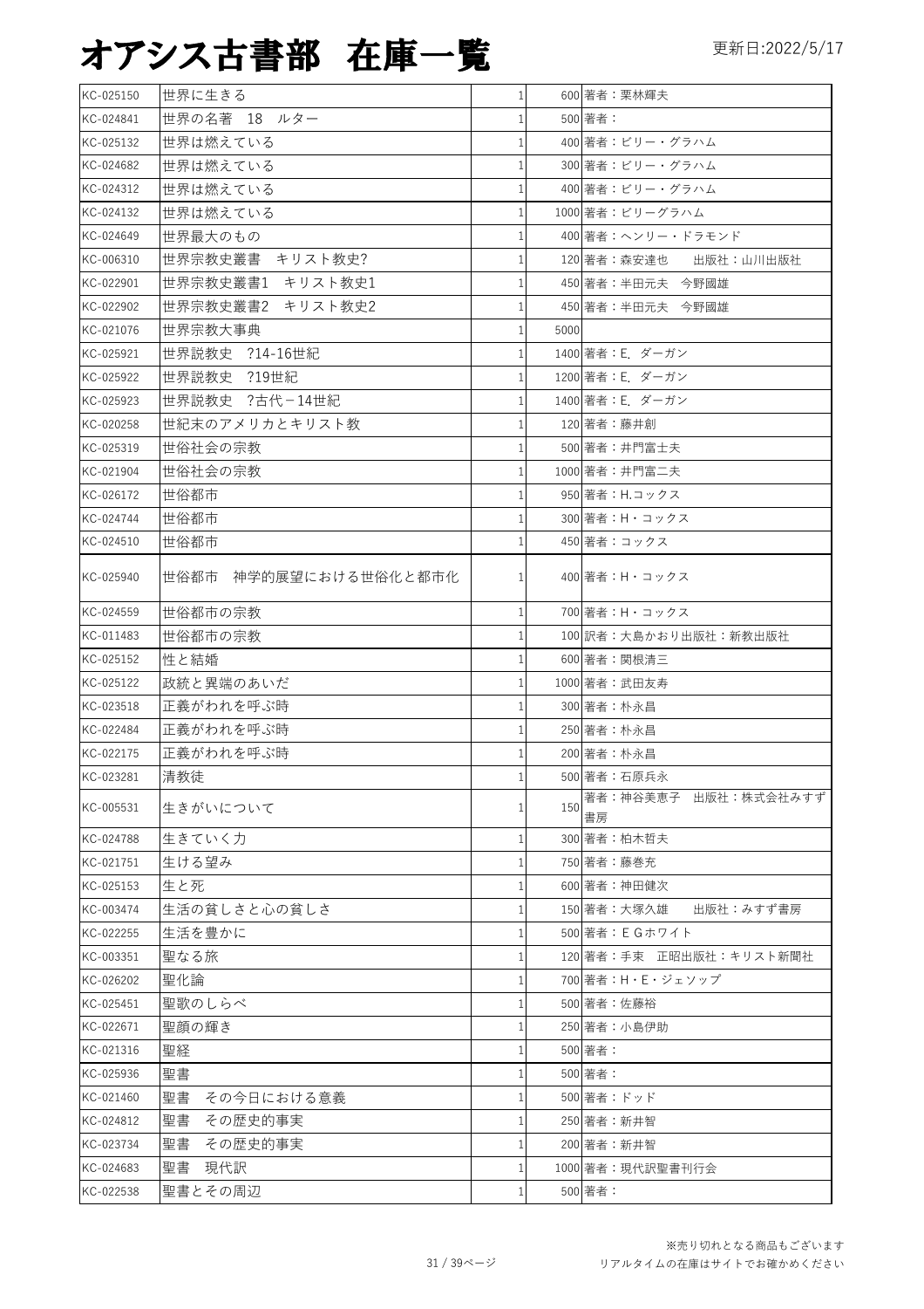# オアシス古書部　在庫一覧

更新日:2022/5/17

| | | | | |
|---|---|---|---|---|
| KC-025150 | 世界に生きる | 1 | 600 | 著者：栗林輝夫 |
| KC-024841 | 世界の名著　18　ルター | 1 | 500 | 著者： |
| KC-025132 | 世界は燃えている | 1 | 400 | 著者：ビリー・グラハム |
| KC-024682 | 世界は燃えている | 1 | 300 | 著者：ビリー・グラハム |
| KC-024312 | 世界は燃えている | 1 | 400 | 著者：ビリー・グラハム |
| KC-024132 | 世界は燃えている | 1 | 1000 | 著者：ビリーグラハム |
| KC-024649 | 世界最大のもの | 1 | 400 | 著者：ヘンリー・ドラモンド |
| KC-006310 | 世界宗教史叢書　キリスト教史? | 1 | 120 | 著者：森安達也　　出版社：山川出版社 |
| KC-022901 | 世界宗教史叢書1　キリスト教史1 | 1 | 450 | 著者：半田元夫　今野國雄 |
| KC-022902 | 世界宗教史叢書2　キリスト教史2 | 1 | 450 | 著者：半田元夫　今野國雄 |
| KC-021076 | 世界宗教大事典 | 1 | 5000 | |
| KC-025921 | 世界説教史　?14-16世紀 | 1 | 1400 | 著者：E. ダーガン |
| KC-025922 | 世界説教史　?19世紀 | 1 | 1200 | 著者：E. ダーガン |
| KC-025923 | 世界説教史　?古代－14世紀 | 1 | 1400 | 著者：E. ダーガン |
| KC-020258 | 世紀末のアメリカとキリスト教 | 1 | 120 | 著者：藤井創 |
| KC-025319 | 世俗社会の宗教 | 1 | 500 | 著者：井門富士夫 |
| KC-021904 | 世俗社会の宗教 | 1 | 1000 | 著者：井門富二夫 |
| KC-026172 | 世俗都市 | 1 | 950 | 著者：H.コックス |
| KC-024744 | 世俗都市 | 1 | 300 | 著者：H・コックス |
| KC-024510 | 世俗都市 | 1 | 450 | 著者：コックス |
| KC-025940 | 世俗都市　神学的展望における世俗化と都市化 | 1 | 400 | 著者：H・コックス |
| KC-024559 | 世俗都市の宗教 | 1 | 700 | 著者：H・コックス |
| KC-011483 | 世俗都市の宗教 | 1 | 100 | 訳者：大島かおり出版社：新教出版社 |
| KC-025152 | 性と結婚 | 1 | 600 | 著者：関根清三 |
| KC-025122 | 政統と異端のあいだ | 1 | 1000 | 著者：武田友寿 |
| KC-023518 | 正義がわれを呼ぶ時 | 1 | 300 | 著者：朴永昌 |
| KC-022484 | 正義がわれを呼ぶ時 | 1 | 250 | 著者：朴永昌 |
| KC-022175 | 正義がわれを呼ぶ時 | 1 | 200 | 著者：朴永昌 |
| KC-023281 | 清教徒 | 1 | 500 | 著者：石原兵永 |
| KC-005531 | 生きがいについて | 1 | 150 | 著者：神谷美恵子　出版社：株式会社みすず書房 |
| KC-024788 | 生きていく力 | 1 | 300 | 著者：柏木哲夫 |
| KC-021751 | 生ける望み | 1 | 750 | 著者：藤巻充 |
| KC-025153 | 生と死 | 1 | 600 | 著者：神田健次 |
| KC-003474 | 生活の貧しさと心の貧しさ | 1 | 150 | 著者：大塚久雄　　出版社：みすず書房 |
| KC-022255 | 生活を豊かに | 1 | 500 | 著者：ＥＧホワイト |
| KC-003351 | 聖なる旅 | 1 | 120 | 著者：手束　正昭出版社：キリスト新聞社 |
| KC-026202 | 聖化論 | 1 | 700 | 著者：H・E・ジェソップ |
| KC-025451 | 聖歌のしらべ | 1 | 500 | 著者：佐藤裕 |
| KC-022671 | 聖顔の輝き | 1 | 250 | 著者：小島伊助 |
| KC-021316 | 聖経 | 1 | 500 | 著者： |
| KC-025936 | 聖書 | 1 | 500 | 著者： |
| KC-021460 | 聖書　その今日における意義 | 1 | 500 | 著者：ドッド |
| KC-024812 | 聖書　その歴史的事実 | 1 | 250 | 著者：新井智 |
| KC-023734 | 聖書　その歴史的事実 | 1 | 200 | 著者：新井智 |
| KC-024683 | 聖書　現代訳 | 1 | 1000 | 著者：現代訳聖書刊行会 |
| KC-022538 | 聖書とその周辺 | 1 | 500 | 著者： |

※売り切れとなる商品もございます
リアルタイムの在庫はサイトでお確かめください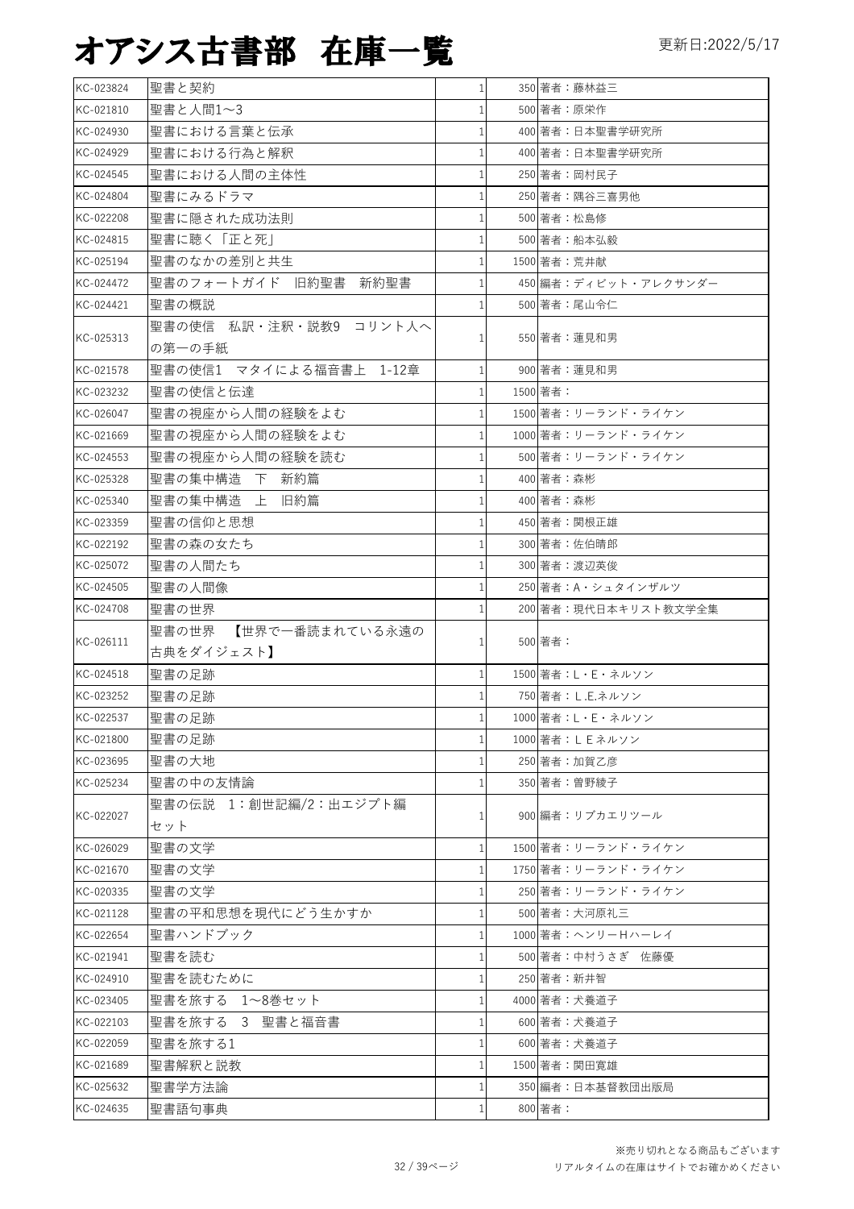# オアシス古書部 在庫一覧

更新日:2022/5/17

| KC-023824 | 聖書と契約 | 1 | 350 | 著者：藤林益三 |
|---|---|---|---|---|
| KC-021810 | 聖書と人間1〜3 | 1 | 500 | 著者：原栄作 |
| KC-024930 | 聖書における言葉と伝承 | 1 | 400 | 著者：日本聖書学研究所 |
| KC-024929 | 聖書における行為と解釈 | 1 | 400 | 著者：日本聖書学研究所 |
| KC-024545 | 聖書における人間の主体性 | 1 | 250 | 著者：岡村民子 |
| KC-024804 | 聖書にみるドラマ | 1 | 250 | 著者：隅谷三喜男他 |
| KC-022208 | 聖書に隠された成功法則 | 1 | 500 | 著者：松島修 |
| KC-024815 | 聖書に聴く「正と死」 | 1 | 500 | 著者：船本弘毅 |
| KC-025194 | 聖書のなかの差別と共生 | 1 | 1500 | 著者：荒井献 |
| KC-024472 | 聖書のフォートガイド　旧約聖書　新約聖書 | 1 | 450 | 編者：ディビット・アレクサンダー |
| KC-024421 | 聖書の概説 | 1 | 500 | 著者：尾山令仁 |
| KC-025313 | 聖書の使信　私訳・注釈・説教9　コリント人への第一の手紙 | 1 | 550 | 著者：蓮見和男 |
| KC-021578 | 聖書の使信1　マタイによる福音書上　1-12章 | 1 | 900 | 著者：蓮見和男 |
| KC-023232 | 聖書の使信と伝達 | 1 | 1500 | 著者： |
| KC-026047 | 聖書の視座から人間の経験をよむ | 1 | 1500 | 著者：リーランド・ライケン |
| KC-021669 | 聖書の視座から人間の経験をよむ | 1 | 1000 | 著者：リーランド・ライケン |
| KC-024553 | 聖書の視座から人間の経験を読む | 1 | 500 | 著者：リーランド・ライケン |
| KC-025328 | 聖書の集中構造　下　新約篇 | 1 | 400 | 著者：森彬 |
| KC-025340 | 聖書の集中構造　上　旧約篇 | 1 | 400 | 著者：森彬 |
| KC-023359 | 聖書の信仰と思想 | 1 | 450 | 著者：関根正雄 |
| KC-022192 | 聖書の森の女たち | 1 | 300 | 著者：佐伯晴郎 |
| KC-025072 | 聖書の人間たち | 1 | 300 | 著者：渡辺英俊 |
| KC-024505 | 聖書の人間像 | 1 | 250 | 著者：A・シュタインザルツ |
| KC-024708 | 聖書の世界 | 1 | 200 | 著者：現代日本キリスト教文学全集 |
| KC-026111 | 聖書の世界　【世界で一番読まれている永遠の古典をダイジェスト】 | 1 | 500 | 著者： |
| KC-024518 | 聖書の足跡 | 1 | 1500 | 著者：L・E・ネルソン |
| KC-023252 | 聖書の足跡 | 1 | 750 | 著者：L.E.ネルソン |
| KC-022537 | 聖書の足跡 | 1 | 1000 | 著者：L・E・ネルソン |
| KC-021800 | 聖書の足跡 | 1 | 1000 | 著者：ＬＥネルソン |
| KC-023695 | 聖書の大地 | 1 | 250 | 著者：加賀乙彦 |
| KC-025234 | 聖書の中の友情論 | 1 | 350 | 著者：曾野綾子 |
| KC-022027 | 聖書の伝説　1：創世記編/2：出エジプト編セット | 1 | 900 | 編者：リブカエリツール |
| KC-026029 | 聖書の文学 | 1 | 1500 | 著者：リーランド・ライケン |
| KC-021670 | 聖書の文学 | 1 | 1750 | 著者：リーランド・ライケン |
| KC-020335 | 聖書の文学 | 1 | 250 | 著者：リーランド・ライケン |
| KC-021128 | 聖書の平和思想を現代にどう生かすか | 1 | 500 | 著者：大河原礼三 |
| KC-022654 | 聖書ハンドブック | 1 | 1000 | 著者：ヘンリーHハーレイ |
| KC-021941 | 聖書を読む | 1 | 500 | 著者：中村うさぎ　佐藤優 |
| KC-024910 | 聖書を読むために | 1 | 250 | 著者：新井智 |
| KC-023405 | 聖書を旅する　1〜8巻セット | 1 | 4000 | 著者：犬養道子 |
| KC-022103 | 聖書を旅する　3　聖書と福音書 | 1 | 600 | 著者：犬養道子 |
| KC-022059 | 聖書を旅する1 | 1 | 600 | 著者：犬養道子 |
| KC-021689 | 聖書解釈と説教 | 1 | 1500 | 著者：関田寛雄 |
| KC-025632 | 聖書学方法論 | 1 | 350 | 編者：日本基督教団出版局 |
| KC-024635 | 聖書語句事典 | 1 | 800 | 著者： |

※売り切れとなる商品もございます
リアルタイムの在庫はサイトでお確かめください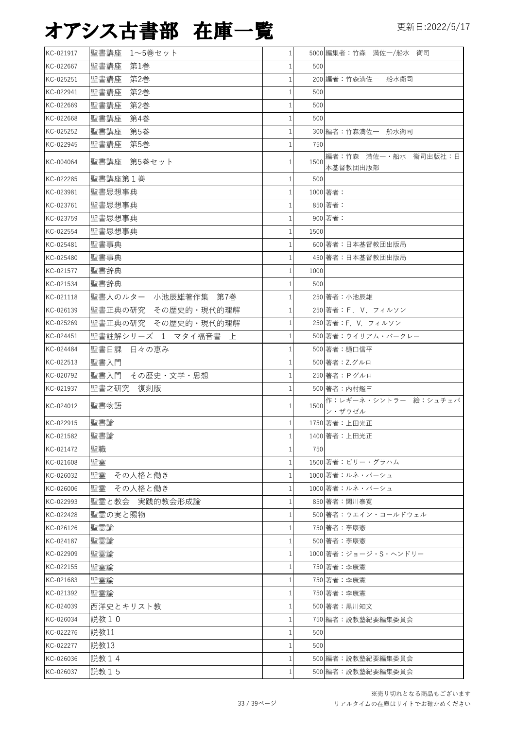# オアシス古書部　在庫一覧

更新日:2022/5/17

| | | | | |
|---|---|---|---|---|
| KC-021917 | 聖書講座　1～5巻セット | 1 | 5000 | 編集者：竹森　満佐一/船水　衛司 |
| KC-022667 | 聖書講座　第1巻 | 1 | 500 | |
| KC-025251 | 聖書講座　第2巻 | 1 | 200 | 編者：竹森満佐一　船水衛司 |
| KC-022941 | 聖書講座　第2巻 | 1 | 500 | |
| KC-022669 | 聖書講座　第2巻 | 1 | 500 | |
| KC-022668 | 聖書講座　第4巻 | 1 | 500 | |
| KC-025252 | 聖書講座　第5巻 | 1 | 300 | 編者：竹森満佐一　船水衛司 |
| KC-022945 | 聖書講座　第5巻 | 1 | 750 | |
| KC-004064 | 聖書講座　第5巻セット | 1 | 1500 | 編者：竹森　満佐一・船水　衛司出版社：日本基督教団出版部 |
| KC-022285 | 聖書講座第１巻 | 1 | 500 | |
| KC-023981 | 聖書思想事典 | 1 | 1000 | 著者： |
| KC-023761 | 聖書思想事典 | 1 | 850 | 著者： |
| KC-023759 | 聖書思想事典 | 1 | 900 | 著者： |
| KC-022554 | 聖書思想事典 | 1 | 1500 | |
| KC-025481 | 聖書事典 | 1 | 600 | 著者：日本基督教団出版局 |
| KC-025480 | 聖書事典 | 1 | 450 | 著者：日本基督教団出版局 |
| KC-021577 | 聖書辞典 | 1 | 1000 | |
| KC-021534 | 聖書辞典 | 1 | 500 | |
| KC-021118 | 聖書人のルター　小池辰雄著作集　第7巻 | 1 | 250 | 著者：小池辰雄 |
| KC-026139 | 聖書正典の研究　その歴史的・現代的理解 | 1 | 250 | 著者：F．V．フィルソン |
| KC-025269 | 聖書正典の研究　その歴史的・現代的理解 | 1 | 250 | 著者：F．V．フィルソン |
| KC-024451 | 聖書註解シリーズ　1　マタイ福音書　上 | 1 | 500 | 著者：ウイリアム・バークレー |
| KC-024484 | 聖書日課　日々の恵み | 1 | 500 | 著者：樋口信平 |
| KC-022513 | 聖書入門 | 1 | 500 | 著者：Z.グルロ |
| KC-020792 | 聖書入門　その歴史・文学・思想 | 1 | 250 | 著者：Ｐグルロ |
| KC-021937 | 聖書之研究　復刻版 | 1 | 500 | 著者：内村鑑三 |
| KC-024012 | 聖書物語 | 1 | 1500 | 作：レギーネ・シントラー　絵：シュチェパン・ザウゼル |
| KC-022915 | 聖書論 | 1 | 1750 | 著者：上田光正 |
| KC-021582 | 聖書論 | 1 | 1400 | 著者：上田光正 |
| KC-021472 | 聖職 | 1 | 750 | |
| KC-021608 | 聖霊 | 1 | 1500 | 著者：ビリー・グラハム |
| KC-026032 | 聖霊　その人格と働き | 1 | 1000 | 著者：ルネ・パーシュ |
| KC-026006 | 聖霊　その人格と働き | 1 | 1000 | 著者：ルネ・パーシュ |
| KC-022993 | 聖霊と教会　実践的教会形成論 | 1 | 850 | 著者：関川泰寛 |
| KC-022428 | 聖霊の実と賜物 | 1 | 500 | 著者：ウエイン・コールドウェル |
| KC-026126 | 聖霊論 | 1 | 750 | 著者：李康憲 |
| KC-024187 | 聖霊論 | 1 | 500 | 著者：李康憲 |
| KC-022909 | 聖霊論 | 1 | 1000 | 著者：ジョージ・S・ヘンドリー |
| KC-022155 | 聖霊論 | 1 | 750 | 著者：李康憲 |
| KC-021683 | 聖霊論 | 1 | 750 | 著者：李康憲 |
| KC-021392 | 聖霊論 | 1 | 750 | 著者：李康憲 |
| KC-024039 | 西洋史とキリスト教 | 1 | 500 | 著者：黒川知文 |
| KC-026034 | 説教１０ | 1 | 750 | 編者：説教塾紀要編集委員会 |
| KC-022276 | 説教11 | 1 | 500 | |
| KC-022277 | 説教13 | 1 | 500 | |
| KC-026036 | 説教１４ | 1 | 500 | 編者：説教塾紀要編集委員会 |
| KC-026037 | 説教１５ | 1 | 500 | 編者：説教塾紀要編集委員会 |

※売り切れとなる商品もございます
リアルタイムの在庫はサイトでお確かめください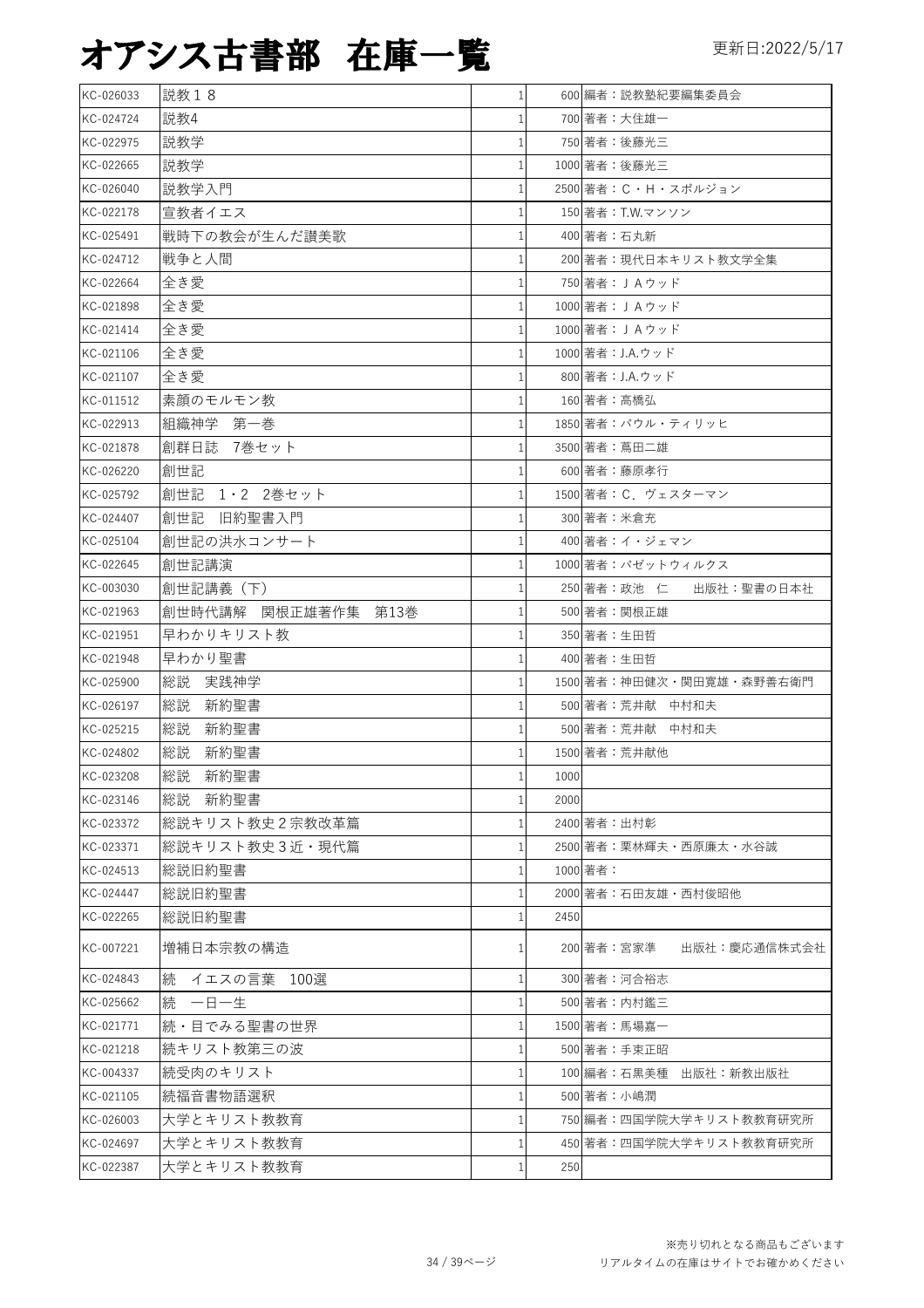# オアシス古書部 在庫一覧

更新日:2022/5/17

| | | | | |
|---|---|---|---|---|
| KC-026033 | 説教１８ | 1 | 600 | 編者：説教塾紀要編集委員会 |
| KC-024724 | 説教4 | 1 | 700 | 著者：大住雄一 |
| KC-022975 | 説教学 | 1 | 750 | 著者：後藤光三 |
| KC-022665 | 説教学 | 1 | 1000 | 著者：後藤光三 |
| KC-026040 | 説教学入門 | 1 | 2500 | 著者：C・H・スポルジョン |
| KC-022178 | 宣教者イエス | 1 | 150 | 著者：T.W.マンソン |
| KC-025491 | 戦時下の教会が生んだ讃美歌 | 1 | 400 | 著者：石丸新 |
| KC-024712 | 戦争と人間 | 1 | 200 | 著者：現代日本キリスト教文学全集 |
| KC-022664 | 全き愛 | 1 | 750 | 著者：ＪＡウッド |
| KC-021898 | 全き愛 | 1 | 1000 | 著者：ＪＡウッド |
| KC-021414 | 全き愛 | 1 | 1000 | 著者：ＪＡウッド |
| KC-021106 | 全き愛 | 1 | 1000 | 著者：J.A.ウッド |
| KC-021107 | 全き愛 | 1 | 800 | 著者：J.A.ウッド |
| KC-011512 | 素顔のモルモン教 | 1 | 160 | 著者：高橋弘 |
| KC-022913 | 組織神学　第一巻 | 1 | 1850 | 著者：パウル・ティリッヒ |
| KC-021878 | 創群日誌　7巻セット | 1 | 3500 | 著者：蔦田二雄 |
| KC-026220 | 創世記 | 1 | 600 | 著者：藤原孝行 |
| KC-025792 | 創世記　1・2　2巻セット | 1 | 1500 | 著者：C．ヴェスターマン |
| KC-024407 | 創世記　旧約聖書入門 | 1 | 300 | 著者：米倉充 |
| KC-025104 | 創世記の洪水コンサート | 1 | 400 | 著者：イ・ジェマン |
| KC-022645 | 創世記講演 | 1 | 1000 | 著者：バゼットウィルクス |
| KC-003030 | 創世記講義（下） | 1 | 250 | 著者：政池　仁　　出版社：聖書の日本社 |
| KC-021963 | 創世時代講解　関根正雄著作集　第13巻 | 1 | 500 | 著者：関根正雄 |
| KC-021951 | 早わかりキリスト教 | 1 | 350 | 著者：生田哲 |
| KC-021948 | 早わかり聖書 | 1 | 400 | 著者：生田哲 |
| KC-025900 | 総説　実践神学 | 1 | 1500 | 著者：神田健次・関田寛雄・森野善右衛門 |
| KC-026197 | 総説　新約聖書 | 1 | 500 | 著者：荒井献　中村和夫 |
| KC-025215 | 総説　新約聖書 | 1 | 500 | 著者：荒井献　中村和夫 |
| KC-024802 | 総説　新約聖書 | 1 | 1500 | 著者：荒井献他 |
| KC-023208 | 総説　新約聖書 | 1 | 1000 | |
| KC-023146 | 総説　新約聖書 | 1 | 2000 | |
| KC-023372 | 総説キリスト教史２宗教改革篇 | 1 | 2400 | 著者：出村彰 |
| KC-023371 | 総説キリスト教史３近・現代篇 | 1 | 2500 | 著者：栗林輝夫・西原廉太・水谷誠 |
| KC-024513 | 総説旧約聖書 | 1 | 1000 | 著者： |
| KC-024447 | 総説旧約聖書 | 1 | 2000 | 著者：石田友雄・西村俊昭他 |
| KC-022265 | 総説旧約聖書 | 1 | 2450 | |
| KC-007221 | 増補日本宗教の構造 | 1 | 200 | 著者：宮家準　　出版社：慶応通信株式会社 |
| KC-024843 | 続　イエスの言葉　100選 | 1 | 300 | 著者：河合裕志 |
| KC-025662 | 続　一日一生 | 1 | 500 | 著者：内村鑑三 |
| KC-021771 | 続・目でみる聖書の世界 | 1 | 1500 | 著者：馬場嘉一 |
| KC-021218 | 続キリスト教第三の波 | 1 | 500 | 著者：手束正昭 |
| KC-004337 | 続受肉のキリスト | 1 | 100 | 編著：石黒美種　出版社：新教出版社 |
| KC-021105 | 続福音書物語選釈 | 1 | 500 | 著者：小嶋潤 |
| KC-026003 | 大学とキリスト教教育 | 1 | 750 | 編者：四国学院大学キリスト教教育研究所 |
| KC-024697 | 大学とキリスト教教育 | 1 | 450 | 著者：四国学院大学キリスト教教育研究所 |
| KC-022387 | 大学とキリスト教教育 | 1 | 250 | |

※売り切れとなる商品もございます
リアルタイムの在庫はサイトでお確かめください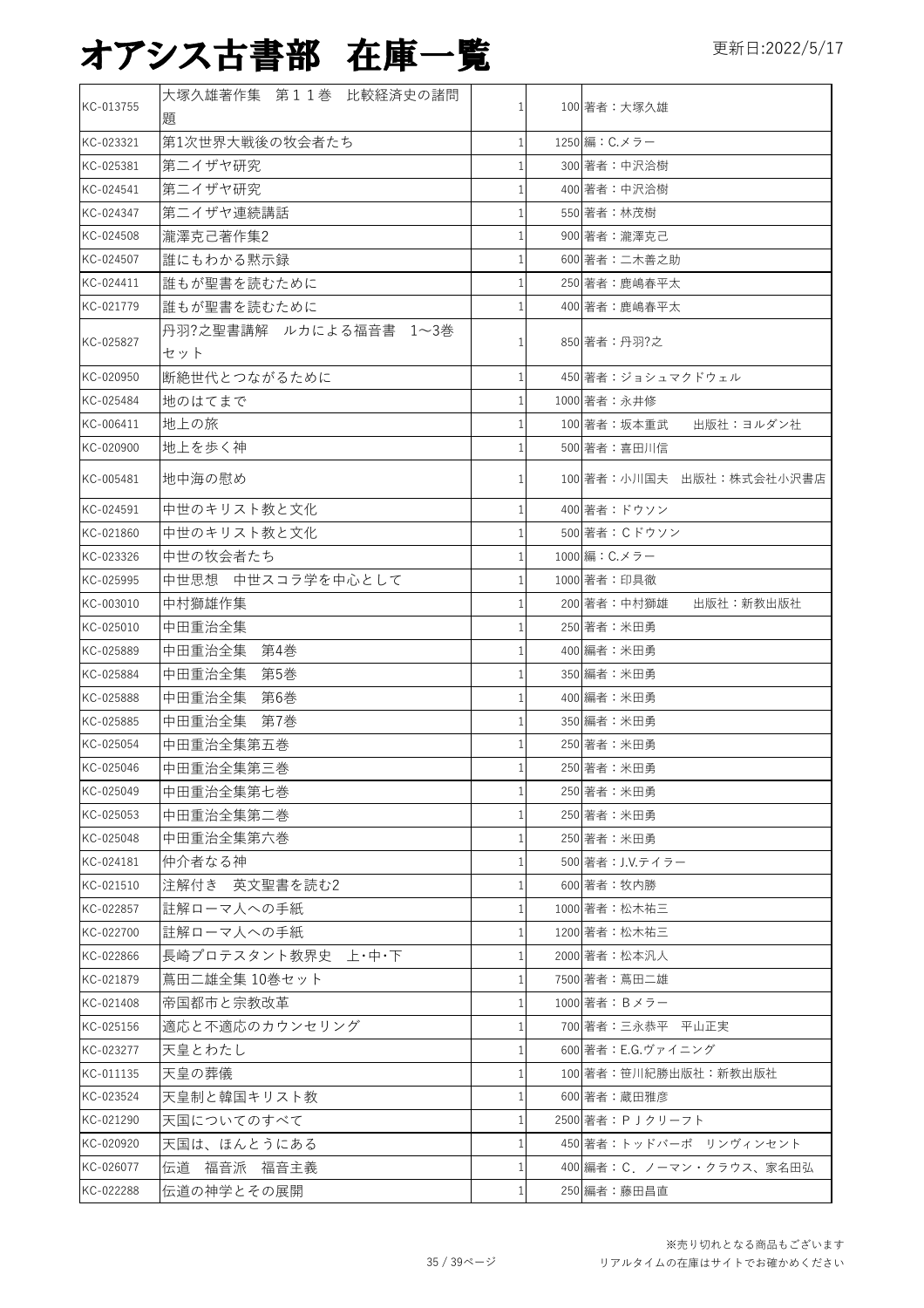# オアシス古書部　在庫一覧

更新日:2022/5/17

| | | | | |
|---|---|---|---|---|
| KC-013755 | 大塚久雄著作集　第１１巻　比較経済史の諸問題 | 1 | 100 | 著者：大塚久雄 |
| KC-023321 | 第1次世界大戦後の牧会者たち | 1 | 1250 | 編：C.メラー |
| KC-025381 | 第二イザヤ研究 | 1 | 300 | 著者：中沢洽樹 |
| KC-024541 | 第二イザヤ研究 | 1 | 400 | 著者：中沢洽樹 |
| KC-024347 | 第二イザヤ連続講話 | 1 | 550 | 著者：林茂樹 |
| KC-024508 | 瀧澤克己著作集2 | 1 | 900 | 著者：瀧澤克己 |
| KC-024507 | 誰にもわかる黙示録 | 1 | 600 | 著者：二木善之助 |
| KC-024411 | 誰もが聖書を読むために | 1 | 250 | 著者：鹿嶋春平太 |
| KC-021779 | 誰もが聖書を読むために | 1 | 400 | 著者：鹿嶋春平太 |
| KC-025827 | 丹羽?之聖書講解　ルカによる福音書　1～3巻セット | 1 | 850 | 著者：丹羽?之 |
| KC-020950 | 断絶世代とつながるために | 1 | 450 | 著者：ジョシュマクドウェル |
| KC-025484 | 地のはてまで | 1 | 1000 | 著者：永井修 |
| KC-006411 | 地上の旅 | 1 | 100 | 著者：坂本重武　　出版社：ヨルダン社 |
| KC-020900 | 地上を歩く神 | 1 | 500 | 著者：喜田川信 |
| KC-005481 | 地中海の慰め | 1 | 100 | 著者：小川国夫　出版社：株式会社小沢書店 |
| KC-024591 | 中世のキリスト教と文化 | 1 | 400 | 著者：ドウソン |
| KC-021860 | 中世のキリスト教と文化 | 1 | 500 | 著者：Ｃドウソン |
| KC-023326 | 中世の牧会者たち | 1 | 1000 | 編：C.メラー |
| KC-025995 | 中世思想　中世スコラ学を中心として | 1 | 1000 | 著者：印具徹 |
| KC-003010 | 中村獅雄作集 | 1 | 200 | 著者：中村獅雄　　出版社：新教出版社 |
| KC-025010 | 中田重治全集 | 1 | 250 | 著者：米田勇 |
| KC-025889 | 中田重治全集　第4巻 | 1 | 400 | 編著：米田勇 |
| KC-025884 | 中田重治全集　第5巻 | 1 | 350 | 編著：米田勇 |
| KC-025888 | 中田重治全集　第6巻 | 1 | 400 | 編著：米田勇 |
| KC-025885 | 中田重治全集　第7巻 | 1 | 350 | 編著：米田勇 |
| KC-025054 | 中田重治全集第五巻 | 1 | 250 | 著者：米田勇 |
| KC-025046 | 中田重治全集第三巻 | 1 | 250 | 著者：米田勇 |
| KC-025049 | 中田重治全集第七巻 | 1 | 250 | 著者：米田勇 |
| KC-025053 | 中田重治全集第二巻 | 1 | 250 | 著者：米田勇 |
| KC-025048 | 中田重治全集第六巻 | 1 | 250 | 著者：米田勇 |
| KC-024181 | 仲介者なる神 | 1 | 500 | 著者：J.V.テイラー |
| KC-021510 | 注解付き　英文聖書を読む2 | 1 | 600 | 著者：牧内勝 |
| KC-022857 | 註解ローマ人への手紙 | 1 | 1000 | 著者：松木祐三 |
| KC-022700 | 註解ローマ人への手紙 | 1 | 1200 | 著者：松木祐三 |
| KC-022866 | 長崎プロテスタント教界史　上･中･下 | 1 | 2000 | 著者：松本汎人 |
| KC-021879 | 蔦田二雄全集 10巻セット | 1 | 7500 | 著者：蔦田二雄 |
| KC-021408 | 帝国都市と宗教改革 | 1 | 1000 | 著者：Ｂメラー |
| KC-025156 | 適応と不適応のカウンセリング | 1 | 700 | 著者：三永恭平　平山正実 |
| KC-023277 | 天皇とわたし | 1 | 600 | 著者：E.G.ヴァイニング |
| KC-011135 | 天皇の葬儀 | 1 | 100 | 著者：笹川紀勝出版社：新教出版社 |
| KC-023524 | 天皇制と韓国キリスト教 | 1 | 600 | 著者：蔵田雅彦 |
| KC-021290 | 天国についてのすべて | 1 | 2500 | 著者：ＰＪクリーフト |
| KC-020920 | 天国は、ほんとうにある | 1 | 450 | 著者：トッドバーポ　リンヴィンセント |
| KC-026077 | 伝道　福音派　福音主義 | 1 | 400 | 編著：C．ノーマン・クラウス、家名田弘 |
| KC-022288 | 伝道の神学とその展開 | 1 | 250 | 編著：藤田昌直 |

※売り切れとなる商品もございます
リアルタイムの在庫はサイトでお確かめください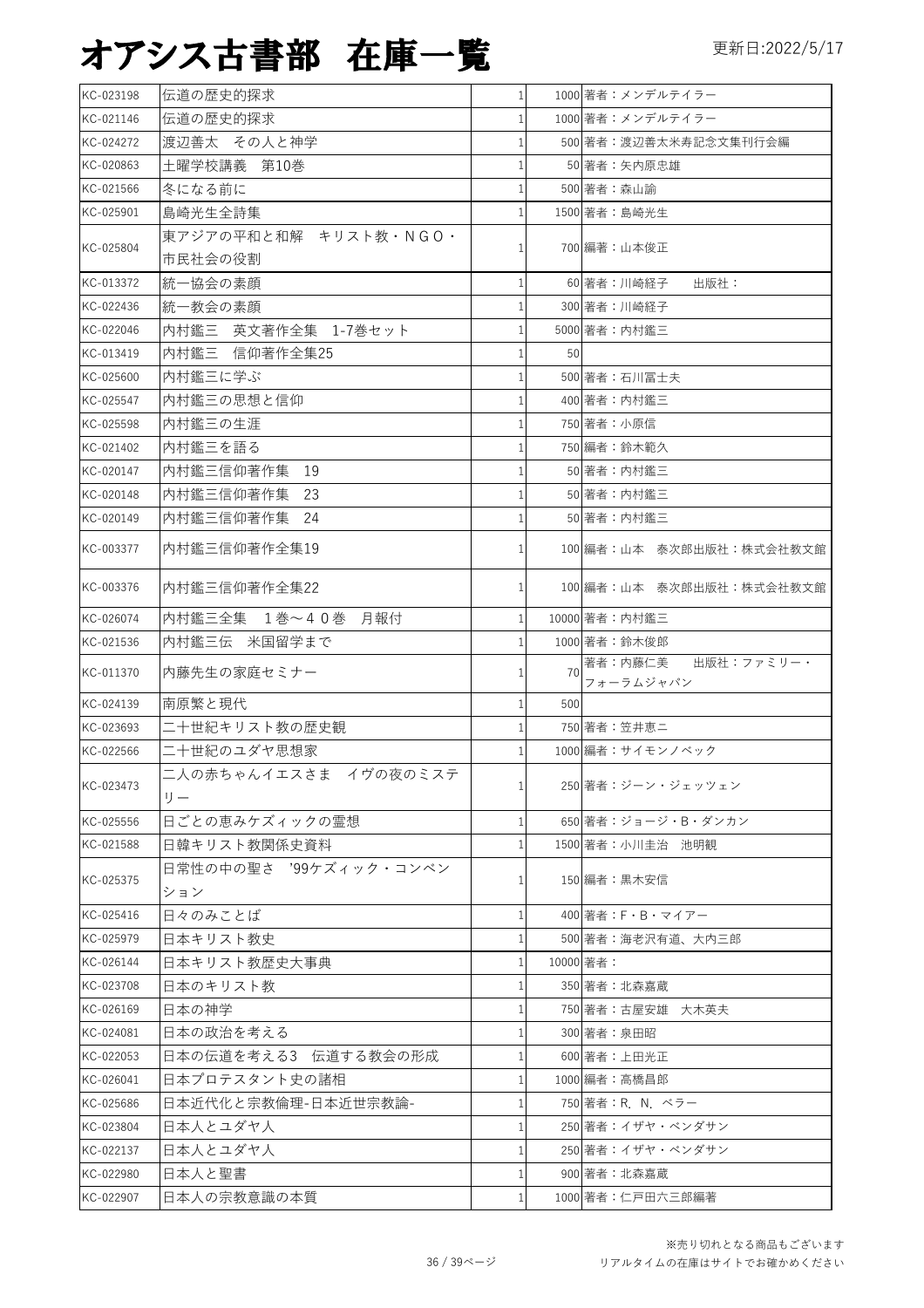# オアシス古書部　在庫一覧

更新日:2022/5/17

| | | | | |
|---|---|---|---|---|
| KC-023198 | 伝道の歴史的探求 | 1 | 1000 | 著者：メンデルテイラー |
| KC-021146 | 伝道の歴史的探求 | 1 | 1000 | 著者：メンデルテイラー |
| KC-024272 | 渡辺善太　その人と神学 | 1 | 500 | 著者：渡辺善太米寿記念文集刊行会編 |
| KC-020863 | 土曜学校講義　第10巻 | 1 | 50 | 著者：矢内原忠雄 |
| KC-021566 | 冬になる前に | 1 | 500 | 著者：森山諭 |
| KC-025901 | 島崎光生全詩集 | 1 | 1500 | 著者：島崎光生 |
| KC-025804 | 東アジアの平和と和解　キリスト教・ＮＧＯ・市民社会の役割 | 1 | 700 | 編著：山本俊正 |
| KC-013372 | 統一協会の素顔 | 1 | 60 | 著者：川崎経子　　出版社： |
| KC-022436 | 統一教会の素顔 | 1 | 300 | 著者：川崎経子 |
| KC-022046 | 内村鑑三　英文著作全集　1-7巻セット | 1 | 5000 | 著者：内村鑑三 |
| KC-013419 | 内村鑑三　信仰著作全集25 | 1 | 50 | |
| KC-025600 | 内村鑑三に学ぶ | 1 | 500 | 著者：石川冨士夫 |
| KC-025547 | 内村鑑三の思想と信仰 | 1 | 400 | 著者：内村鑑三 |
| KC-025598 | 内村鑑三の生涯 | 1 | 750 | 著者：小原信 |
| KC-021402 | 内村鑑三を語る | 1 | 750 | 編著：鈴木範久 |
| KC-020147 | 内村鑑三信仰著作集　19 | 1 | 50 | 著者：内村鑑三 |
| KC-020148 | 内村鑑三信仰著作集　23 | 1 | 50 | 著者：内村鑑三 |
| KC-020149 | 内村鑑三信仰著作集　24 | 1 | 50 | 著者：内村鑑三 |
| KC-003377 | 内村鑑三信仰著作全集19 | 1 | 100 | 編著：山本　泰次郎出版社：株式会社教文館 |
| KC-003376 | 内村鑑三信仰著作全集22 | 1 | 100 | 編著：山本　泰次郎出版社：株式会社教文館 |
| KC-026074 | 内村鑑三全集　１巻～４０巻　月報付 | 1 | 10000 | 著者：内村鑑三 |
| KC-021536 | 内村鑑三伝　米国留学まで | 1 | 1000 | 著者：鈴木俊郎 |
| KC-011370 | 内藤先生の家庭セミナー | 1 | 70 | 著者：内藤仁美　　出版社：ファミリー・フォーラムジャパン |
| KC-024139 | 南原繁と現代 | 1 | 500 | |
| KC-023693 | 二十世紀キリスト教の歴史観 | 1 | 750 | 著者：笠井恵二 |
| KC-022566 | 二十世紀のユダヤ思想家 | 1 | 1000 | 編著：サイモンノベック |
| KC-023473 | 二人の赤ちゃんイエスさま　イヴの夜のミステリー | 1 | 250 | 著者：ジーン・ジェッツェン |
| KC-025556 | 日ごとの恵みケズィックの霊想 | 1 | 650 | 著者：ジョージ・B・ダンカン |
| KC-021588 | 日韓キリスト教関係史資料 | 1 | 1500 | 著者：小川圭治　池明観 |
| KC-025375 | 日常性の中の聖さ　'99ケズィック・コンベンション | 1 | 150 | 編著：黒木安信 |
| KC-025416 | 日々のみことば | 1 | 400 | 著者：F・B・マイアー |
| KC-025979 | 日本キリスト教史 | 1 | 500 | 著者：海老沢有道、大内三郎 |
| KC-026144 | 日本キリスト教歴史大事典 | 1 | 10000 | 著者： |
| KC-023708 | 日本のキリスト教 | 1 | 350 | 著者：北森嘉蔵 |
| KC-026169 | 日本の神学 | 1 | 750 | 著者：古屋安雄　大木英夫 |
| KC-024081 | 日本の政治を考える | 1 | 300 | 著者：泉田昭 |
| KC-022053 | 日本の伝道を考える3　伝道する教会の形成 | 1 | 600 | 著者：上田光正 |
| KC-026041 | 日本プロテスタント史の諸相 | 1 | 1000 | 編著：高橋昌郎 |
| KC-025686 | 日本近代化と宗教倫理-日本近世宗教論- | 1 | 750 | 著者：R．N．ベラー |
| KC-023804 | 日本人とユダヤ人 | 1 | 250 | 著者：イザヤ・ベンダサン |
| KC-022137 | 日本人とユダヤ人 | 1 | 250 | 著者：イザヤ・ベンダサン |
| KC-022980 | 日本人と聖書 | 1 | 900 | 著者：北森嘉蔵 |
| KC-022907 | 日本人の宗教意識の本質 | 1 | 1000 | 著者：仁戸田六三郎編著 |

※売り切れとなる商品もございます
リアルタイムの在庫はサイトでお確かめください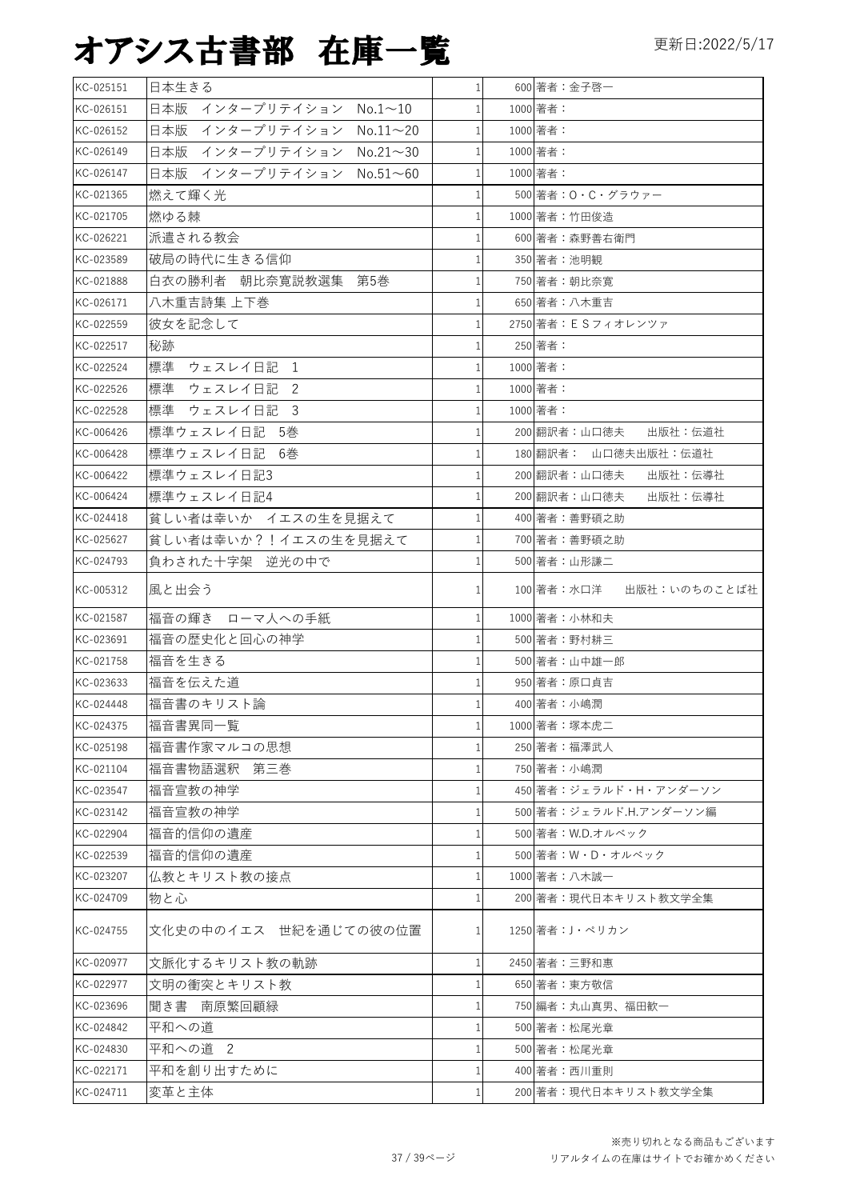# オアシス古書部　在庫一覧

更新日:2022/5/17

| | | | | |
|---|---|---|---|---|
| KC-025151 | 日本生きる | 1 | 600 | 著者：金子啓一 |
| KC-026151 | 日本版　インタープリテイション　No.1～10 | 1 | 1000 | 著者： |
| KC-026152 | 日本版　インタープリテイション　No.11～20 | 1 | 1000 | 著者： |
| KC-026149 | 日本版　インタープリテイション　No.21～30 | 1 | 1000 | 著者： |
| KC-026147 | 日本版　インタープリテイション　No.51～60 | 1 | 1000 | 著者： |
| KC-021365 | 燃えて輝く光 | 1 | 500 | 著者：O・C・グラウァー |
| KC-021705 | 燃ゆる棘 | 1 | 1000 | 著者：竹田俊造 |
| KC-026221 | 派遣される教会 | 1 | 600 | 著者：森野善右衛門 |
| KC-023589 | 破局の時代に生きる信仰 | 1 | 350 | 著者：池明観 |
| KC-021888 | 白衣の勝利者　朝比奈寛説教選集　第5巻 | 1 | 750 | 著者：朝比奈寛 |
| KC-026171 | 八木重吉詩集 上下巻 | 1 | 650 | 著者：八木重吉 |
| KC-022559 | 彼女を記念して | 1 | 2750 | 著者：ＥＳフィオレンツァ |
| KC-022517 | 秘跡 | 1 | 250 | 著者： |
| KC-022524 | 標準　ウェスレイ日記　1 | 1 | 1000 | 著者： |
| KC-022526 | 標準　ウェスレイ日記　2 | 1 | 1000 | 著者： |
| KC-022528 | 標準　ウェスレイ日記　3 | 1 | 1000 | 著者： |
| KC-006426 | 標準ウェスレイ日記　5巻 | 1 | 200 | 翻訳者：山口徳夫　　出版社：伝道社 |
| KC-006428 | 標準ウェスレイ日記　6巻 | 1 | 180 | 翻訳者：　山口徳夫出版社：伝道社 |
| KC-006422 | 標準ウェスレイ日記3 | 1 | 200 | 翻訳者：山口徳夫　　出版社：伝導社 |
| KC-006424 | 標準ウェスレイ日記4 | 1 | 200 | 翻訳者：山口徳夫　　出版社：伝導社 |
| KC-024418 | 貧しい者は幸いか　イエスの生を見据えて | 1 | 400 | 著者：善野碩之助 |
| KC-025627 | 貧しい者は幸いか？！イエスの生を見据えて | 1 | 700 | 著者：善野碩之助 |
| KC-024793 | 負わされた十字架　逆光の中で | 1 | 500 | 著者：山形謙二 |
| KC-005312 | 風と出会う | 1 | 100 | 著者：水口洋　　出版社：いのちのことば社 |
| KC-021587 | 福音の輝き　ローマ人への手紙 | 1 | 1000 | 著者：小林和夫 |
| KC-023691 | 福音の歴史化と回心の神学 | 1 | 500 | 著者：野村耕三 |
| KC-021758 | 福音を生きる | 1 | 500 | 著者：山中雄一郎 |
| KC-023633 | 福音を伝えた道 | 1 | 950 | 著者：原口貞吉 |
| KC-024448 | 福音書のキリスト論 | 1 | 400 | 著者：小嶋潤 |
| KC-024375 | 福音書異同一覧 | 1 | 1000 | 著者：塚本虎二 |
| KC-025198 | 福音書作家マルコの思想 | 1 | 250 | 著者：福澤武人 |
| KC-021104 | 福音書物語選釈　第三巻 | 1 | 750 | 著者：小嶋潤 |
| KC-023547 | 福音宣教の神学 | 1 | 450 | 著者：ジェラルド・H・アンダーソン |
| KC-023142 | 福音宣教の神学 | 1 | 500 | 著者：ジェラルド.H.アンダーソン編 |
| KC-022904 | 福音的信仰の遺産 | 1 | 500 | 著者：W.D.オルベック |
| KC-022539 | 福音的信仰の遺産 | 1 | 500 | 著者：W・D・オルベック |
| KC-023207 | 仏教とキリスト教の接点 | 1 | 1000 | 著者：八木誠一 |
| KC-024709 | 物と心 | 1 | 200 | 著者：現代日本キリスト教文学全集 |
| KC-024755 | 文化史の中のイエス　世紀を通じての彼の位置 | 1 | 1250 | 著者：J・ペリカン |
| KC-020977 | 文脈化するキリスト教の軌跡 | 1 | 2450 | 著者：三野和惠 |
| KC-022977 | 文明の衝突とキリスト教 | 1 | 650 | 著者：東方敬信 |
| KC-023696 | 聞き書　南原繁回顧録 | 1 | 750 | 編者：丸山真男、福田歓一 |
| KC-024842 | 平和への道 | 1 | 500 | 著者：松尾光章 |
| KC-024830 | 平和への道　2 | 1 | 500 | 著者：松尾光章 |
| KC-022171 | 平和を創り出すために | 1 | 400 | 著者：西川重則 |
| KC-024711 | 変革と主体 | 1 | 200 | 著者：現代日本キリスト教文学全集 |

※売り切れとなる商品もございます
リアルタイムの在庫はサイトでお確かめください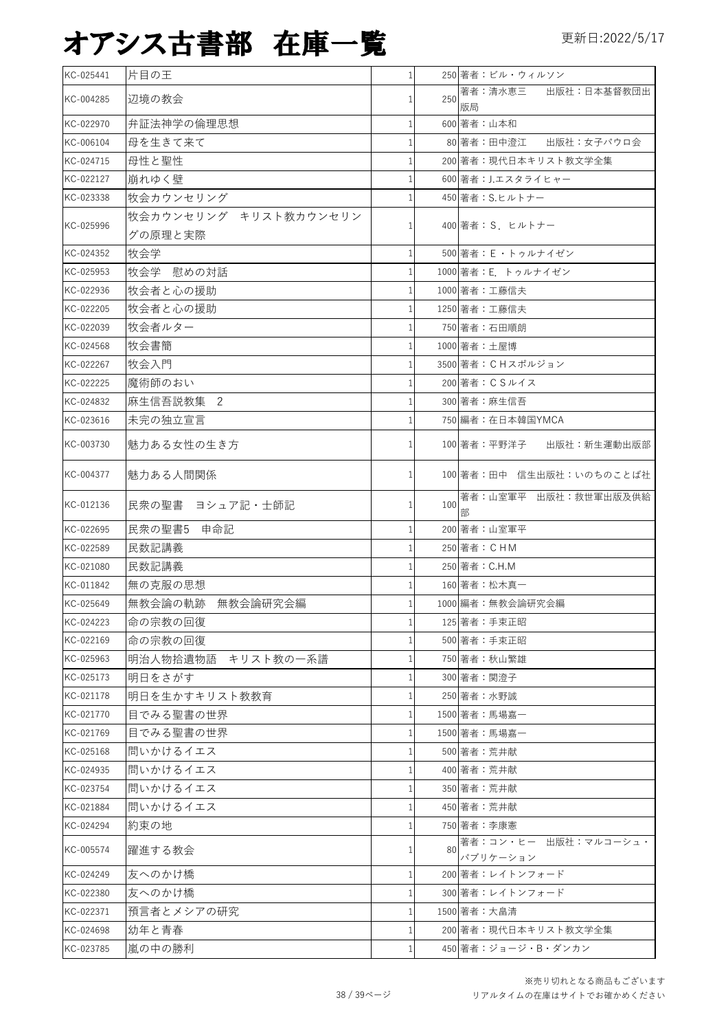# オアシス古書部　在庫一覧

更新日:2022/5/17

| | | | | |
|---|---|---|---|---|
| KC-025441 | 片目の王 | 1 | 250 | 著者：ビル・ウィルソン |
| KC-004285 | 辺境の教会 | 1 | 250 | 著者：清水恵三　　出版社：日本基督教団出版局 |
| KC-022970 | 弁証法神学の倫理思想 | 1 | 600 | 著者：山本和 |
| KC-006104 | 母を生きて来て | 1 | 80 | 著者：田中澄江　　出版社：女子パウロ会 |
| KC-024715 | 母性と聖性 | 1 | 200 | 著者：現代日本キリスト教文学全集 |
| KC-022127 | 崩れゆく壁 | 1 | 600 | 著者：J.エスタライヒャー |
| KC-023338 | 牧会カウンセリング | 1 | 450 | 著者：S.ヒルトナー |
| KC-025996 | 牧会カウンセリング　キリスト教カウンセリングの原理と実際 | 1 | 400 | 著者：S．ヒルトナー |
| KC-024352 | 牧会学 | 1 | 500 | 著者：E・トゥルナイゼン |
| KC-025953 | 牧会学　慰めの対話 | 1 | 1000 | 著者：E．トゥルナイゼン |
| KC-022936 | 牧会者と心の援助 | 1 | 1000 | 著者：工藤信夫 |
| KC-022205 | 牧会者と心の援助 | 1 | 1250 | 著者：工藤信夫 |
| KC-022039 | 牧会者ルター | 1 | 750 | 著者：石田順朗 |
| KC-024568 | 牧会書簡 | 1 | 1000 | 著者：土屋博 |
| KC-022267 | 牧会入門 | 1 | 3500 | 著者：ＣＨスポルジョン |
| KC-022225 | 魔術師のおい | 1 | 200 | 著者：ＣＳルイス |
| KC-024832 | 麻生信吾説教集　2 | 1 | 300 | 著者：麻生信吾 |
| KC-023616 | 未完の独立宣言 | 1 | 750 | 編者：在日本韓国YMCA |
| KC-003730 | 魅力ある女性の生き方 | 1 | 100 | 著者：平野洋子　　出版社：新生運動出版部 |
| KC-004377 | 魅力ある人間関係 | 1 | 100 | 著者：田中　信生出版社：いのちのことば社 |
| KC-012136 | 民衆の聖書　ヨシュア記・士師記 | 1 | 100 | 著者：山室軍平　出版社：救世軍出版及供給部 |
| KC-022695 | 民衆の聖書5　申命記 | 1 | 200 | 著者：山室軍平 |
| KC-022589 | 民数記講義 | 1 | 250 | 著者：ＣＨＭ |
| KC-021080 | 民数記講義 | 1 | 250 | 著者：C.H.M |
| KC-011842 | 無の克服の思想 | 1 | 160 | 著者：松木真一 |
| KC-025649 | 無教会論の軌跡　無教会論研究会編 | 1 | 1000 | 編者：無教会論研究会編 |
| KC-024223 | 命の宗教の回復 | 1 | 125 | 著者：手束正昭 |
| KC-022169 | 命の宗教の回復 | 1 | 500 | 著者：手束正昭 |
| KC-025963 | 明治人物拾遺物語　キリスト教の一系譜 | 1 | 750 | 著者：秋山繁雄 |
| KC-025173 | 明日をさがす | 1 | 300 | 著者：関澄子 |
| KC-021178 | 明日を生かすキリスト教教育 | 1 | 250 | 著者：水野誠 |
| KC-021770 | 目でみる聖書の世界 | 1 | 1500 | 著者：馬場嘉一 |
| KC-021769 | 目でみる聖書の世界 | 1 | 1500 | 著者：馬場嘉一 |
| KC-025168 | 問いかけるイエス | 1 | 500 | 著者：荒井献 |
| KC-024935 | 問いかけるイエス | 1 | 400 | 著者：荒井献 |
| KC-023754 | 問いかけるイエス | 1 | 350 | 著者：荒井献 |
| KC-021884 | 問いかけるイエス | 1 | 450 | 著者：荒井献 |
| KC-024294 | 約束の地 | 1 | 750 | 著者：李康憲 |
| KC-005574 | 躍進する教会 | 1 | 80 | 著者：コン・ヒー　出版社：マルコーシュ・パブリケーション |
| KC-024249 | 友へのかけ橋 | 1 | 200 | 著者：レイトンフォード |
| KC-022380 | 友へのかけ橋 | 1 | 300 | 著者：レイトンフォード |
| KC-022371 | 預言者とメシアの研究 | 1 | 1500 | 著者：大畠清 |
| KC-024698 | 幼年と青春 | 1 | 200 | 著者：現代日本キリスト教文学全集 |
| KC-023785 | 嵐の中の勝利 | 1 | 450 | 著者：ジョージ・B・ダンカン |

※売り切れとなる商品もございます
リアルタイムの在庫はサイトでお確かめください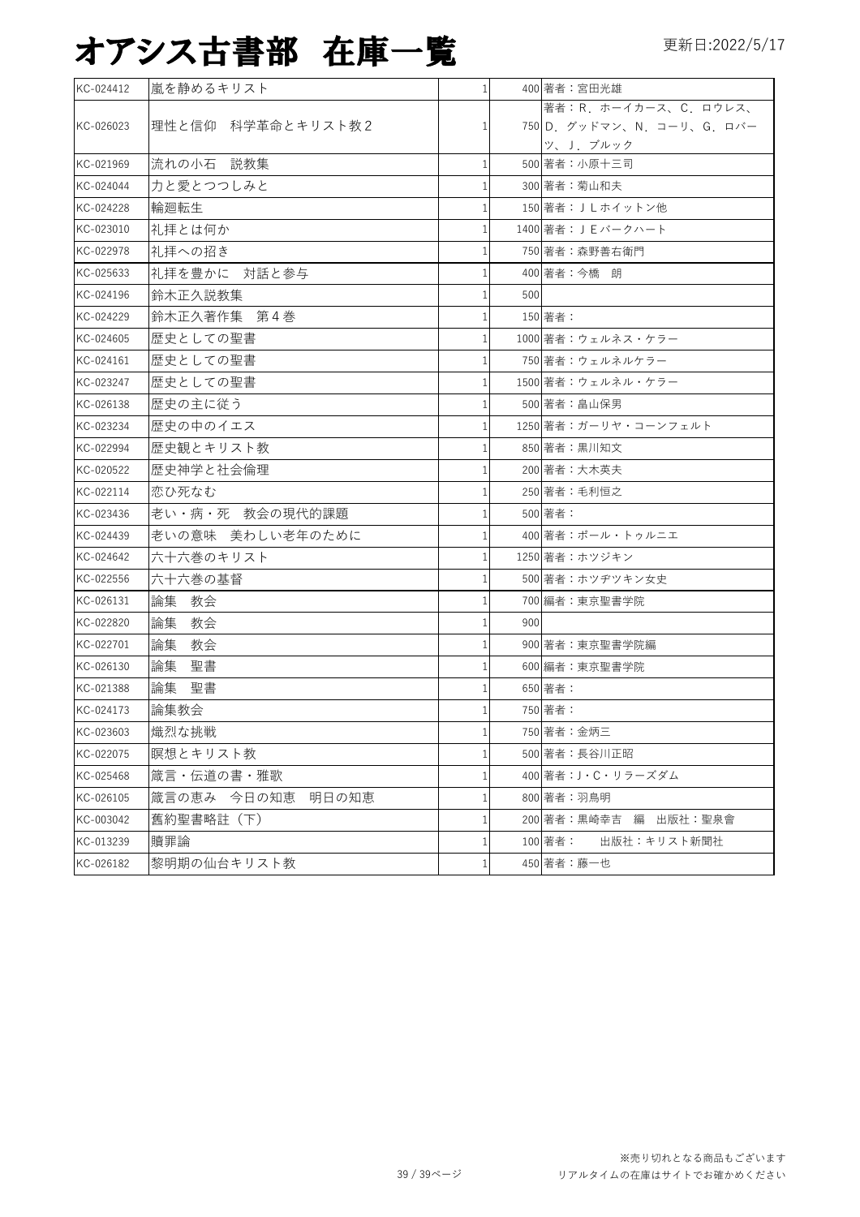# オアシス古書部　在庫一覧

更新日:2022/5/17

| | | | | |
|---|---|---|---|---|
| KC-024412 | 嵐を静めるキリスト | 1 | 400 | 著者：宮田光雄 |
| KC-026023 | 理性と信仰　科学革命とキリスト教２ | 1 | 750 | 著者：R．ホーイカース、C．ロウレス、D．グッドマン、N．コーリ、G．ロバーツ、J．ブルック |
| KC-021969 | 流れの小石　説教集 | 1 | 500 | 著者：小原十三司 |
| KC-024044 | 力と愛とつつしみと | 1 | 300 | 著者：菊山和夫 |
| KC-024228 | 輪廻転生 | 1 | 150 | 著者：ＪＬホイットン他 |
| KC-023010 | 礼拝とは何か | 1 | 1400 | 著者：ＪＥバークハート |
| KC-022978 | 礼拝への招き | 1 | 750 | 著者：森野善右衛門 |
| KC-025633 | 礼拝を豊かに　対話と参与 | 1 | 400 | 著者：今橋　朗 |
| KC-024196 | 鈴木正久説教集 | 1 | 500 | |
| KC-024229 | 鈴木正久著作集　第４巻 | 1 | 150 | 著者： |
| KC-024605 | 歴史としての聖書 | 1 | 1000 | 著者：ウェルネス・ケラー |
| KC-024161 | 歴史としての聖書 | 1 | 750 | 著者：ウェルネルケラー |
| KC-023247 | 歴史としての聖書 | 1 | 1500 | 著者：ウェルネル・ケラー |
| KC-026138 | 歴史の主に従う | 1 | 500 | 著者：畠山保男 |
| KC-023234 | 歴史の中のイエス | 1 | 1250 | 著者：ガーリヤ・コーンフェルト |
| KC-022994 | 歴史観とキリスト教 | 1 | 850 | 著者：黒川知文 |
| KC-020522 | 歴史神学と社会倫理 | 1 | 200 | 著者：大木英夫 |
| KC-022114 | 恋ひ死なむ | 1 | 250 | 著者：毛利恒之 |
| KC-023436 | 老い・病・死　教会の現代的課題 | 1 | 500 | 著者： |
| KC-024439 | 老いの意味　美わしい老年のために | 1 | 400 | 著者：ポール・トゥルニエ |
| KC-024642 | 六十六巻のキリスト | 1 | 1250 | 著者：ホツジキン |
| KC-022556 | 六十六巻の基督 | 1 | 500 | 著者：ホツヂツキン女史 |
| KC-026131 | 論集　教会 | 1 | 700 | 編者：東京聖書学院 |
| KC-022820 | 論集　教会 | 1 | 900 | |
| KC-022701 | 論集　教会 | 1 | 900 | 著者：東京聖書学院編 |
| KC-026130 | 論集　聖書 | 1 | 600 | 編者：東京聖書学院 |
| KC-021388 | 論集　聖書 | 1 | 650 | 著者： |
| KC-024173 | 論集教会 | 1 | 750 | 著者： |
| KC-023603 | 熾烈な挑戦 | 1 | 750 | 著者：金炳三 |
| KC-022075 | 瞑想とキリスト教 | 1 | 500 | 著者：長谷川正昭 |
| KC-025468 | 箴言・伝道の書・雅歌 | 1 | 400 | 著者：J・C・リラーズダム |
| KC-026105 | 箴言の恵み　今日の知恵　明日の知恵 | 1 | 800 | 著者：羽鳥明 |
| KC-003042 | 舊約聖書略註（下） | 1 | 200 | 著者：黒崎幸吉　編　出版社：聖泉會 |
| KC-013239 | 贖罪論 | 1 | 100 | 著者：　　出版社：キリスト新聞社 |
| KC-026182 | 黎明期の仙台キリスト教 | 1 | 450 | 著者：藤一也 |

※売り切れとなる商品もございます
リアルタイムの在庫はサイトでお確かめください